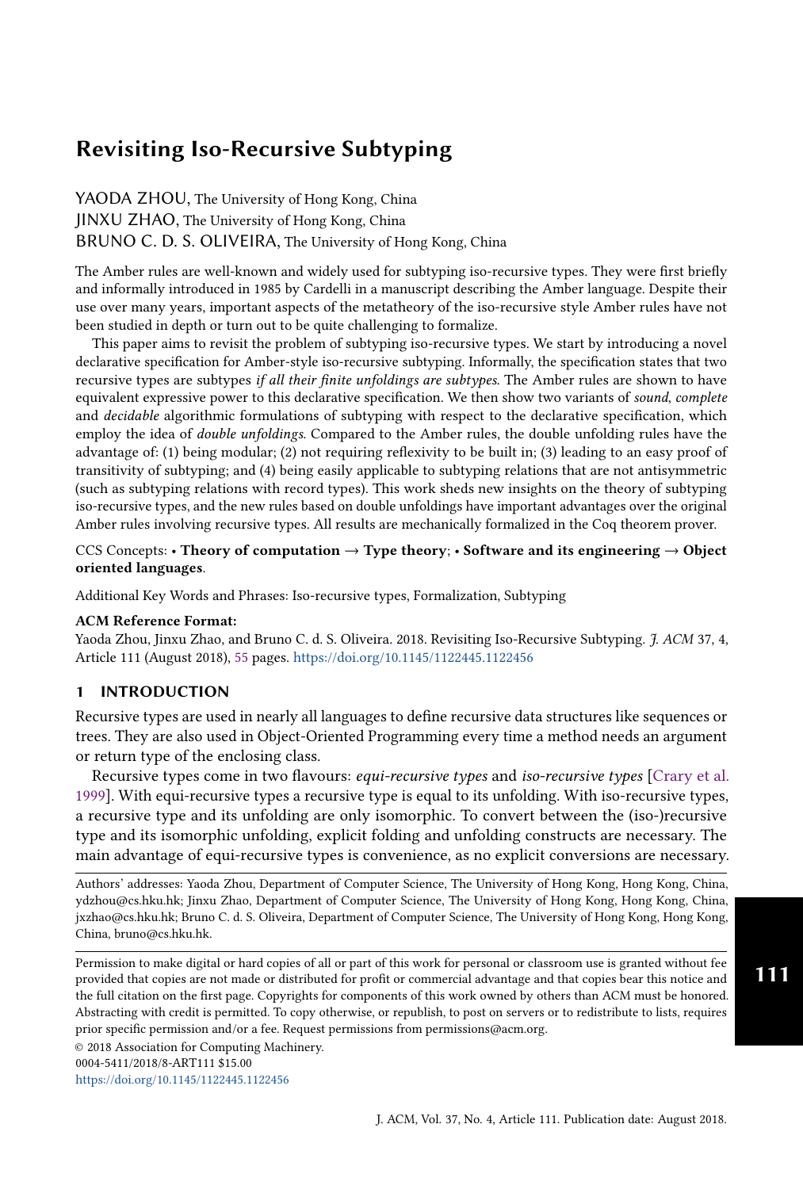# Revisiting Iso-Recursive Subtyping

YAODA ZHOU, The University of Hong Kong, China
JINXU ZHAO, The University of Hong Kong, China
BRUNO C. D. S. OLIVEIRA, The University of Hong Kong, China

The Amber rules are well-known and widely used for subtyping iso-recursive types. They were first briefly and informally introduced in 1985 by Cardelli in a manuscript describing the Amber language. Despite their use over many years, important aspects of the metatheory of the iso-recursive style Amber rules have not been studied in depth or turn out to be quite challenging to formalize.

This paper aims to revisit the problem of subtyping iso-recursive types. We start by introducing a novel declarative specification for Amber-style iso-recursive subtyping. Informally, the specification states that two recursive types are subtypes *if all their finite unfoldings are subtypes*. The Amber rules are shown to have equivalent expressive power to this declarative specification. We then show two variants of *sound*, *complete* and *decidable* algorithmic formulations of subtyping with respect to the declarative specification, which employ the idea of *double unfoldings*. Compared to the Amber rules, the double unfolding rules have the advantage of: (1) being modular; (2) not requiring reflexivity to be built in; (3) leading to an easy proof of transitivity of subtyping; and (4) being easily applicable to subtyping relations that are not antisymmetric (such as subtyping relations with record types). This work sheds new insights on the theory of subtyping iso-recursive types, and the new rules based on double unfoldings have important advantages over the original Amber rules involving recursive types. All results are mechanically formalized in the Coq theorem prover.

CCS Concepts: • **Theory of computation → Type theory**; • **Software and its engineering → Object oriented languages**.

Additional Key Words and Phrases: Iso-recursive types, Formalization, Subtyping

**ACM Reference Format:**
Yaoda Zhou, Jinxu Zhao, and Bruno C. d. S. Oliveira. 2018. Revisiting Iso-Recursive Subtyping. *J. ACM* 37, 4, Article 111 (August 2018), 55 pages. https://doi.org/10.1145/1122445.1122456

## 1 INTRODUCTION

Recursive types are used in nearly all languages to define recursive data structures like sequences or trees. They are also used in Object-Oriented Programming every time a method needs an argument or return type of the enclosing class.

Recursive types come in two flavours: *equi-recursive types* and *iso-recursive types* [Crary et al. 1999]. With equi-recursive types a recursive type is equal to its unfolding. With iso-recursive types, a recursive type and its unfolding are only isomorphic. To convert between the (iso-)recursive type and its isomorphic unfolding, explicit folding and unfolding constructs are necessary. The main advantage of equi-recursive types is convenience, as no explicit conversions are necessary.

Authors' addresses: Yaoda Zhou, Department of Computer Science, The University of Hong Kong, Hong Kong, China, ydzhou@cs.hku.hk; Jinxu Zhao, Department of Computer Science, The University of Hong Kong, Hong Kong, China, jxzhao@cs.hku.hk; Bruno C. d. S. Oliveira, Department of Computer Science, The University of Hong Kong, Hong Kong, China, bruno@cs.hku.hk.

Permission to make digital or hard copies of all or part of this work for personal or classroom use is granted without fee provided that copies are not made or distributed for profit or commercial advantage and that copies bear this notice and the full citation on the first page. Copyrights for components of this work owned by others than ACM must be honored. Abstracting with credit is permitted. To copy otherwise, or republish, to post on servers or to redistribute to lists, requires prior specific permission and/or a fee. Request permissions from permissions@acm.org.

© 2018 Association for Computing Machinery.
0004-5411/2018/8-ART111 $15.00
https://doi.org/10.1145/1122445.1122456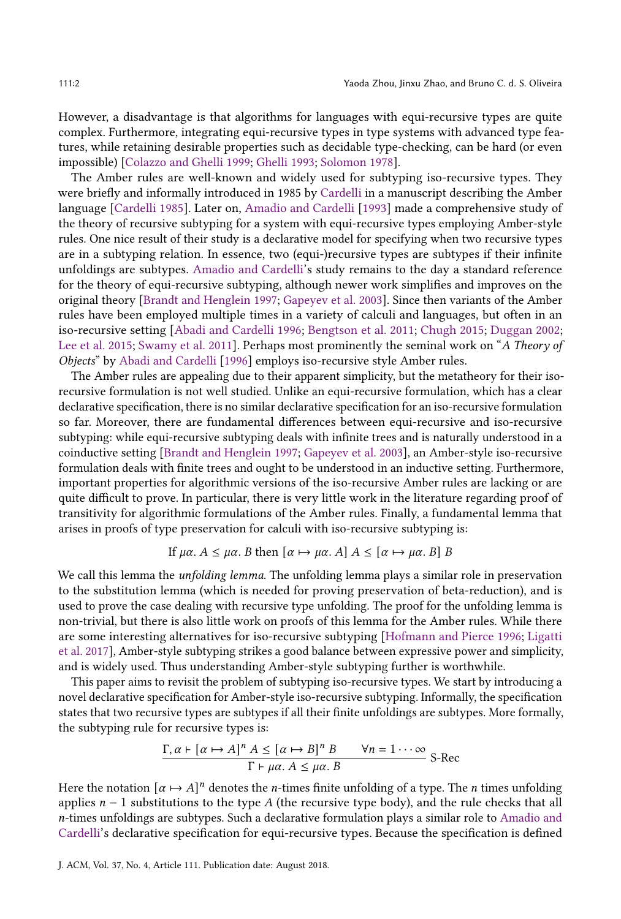However, a disadvantage is that algorithms for languages with equi-recursive types are quite complex. Furthermore, integrating equi-recursive types in type systems with advanced type features, while retaining desirable properties such as decidable type-checking, can be hard (or even impossible) [Colazzo and Ghelli 1999; Ghelli 1993; Solomon 1978].

The Amber rules are well-known and widely used for subtyping iso-recursive types. They were briefly and informally introduced in 1985 by Cardelli in a manuscript describing the Amber language [Cardelli 1985]. Later on, Amadio and Cardelli [1993] made a comprehensive study of the theory of recursive subtyping for a system with equi-recursive types employing Amber-style rules. One nice result of their study is a declarative model for specifying when two recursive types are in a subtyping relation. In essence, two (equi-)recursive types are subtypes if their infinite unfoldings are subtypes. Amadio and Cardelli's study remains to the day a standard reference for the theory of equi-recursive subtyping, although newer work simplifies and improves on the original theory [Brandt and Henglein 1997; Gapeyev et al. 2003]. Since then variants of the Amber rules have been employed multiple times in a variety of calculi and languages, but often in an iso-recursive setting [Abadi and Cardelli 1996; Bengtson et al. 2011; Chugh 2015; Duggan 2002; Lee et al. 2015; Swamy et al. 2011]. Perhaps most prominently the seminal work on "*A Theory of Objects*" by Abadi and Cardelli [1996] employs iso-recursive style Amber rules.

The Amber rules are appealing due to their apparent simplicity, but the metatheory for their iso-recursive formulation is not well studied. Unlike an equi-recursive formulation, which has a clear declarative specification, there is no similar declarative specification for an iso-recursive formulation so far. Moreover, there are fundamental differences between equi-recursive and iso-recursive subtyping: while equi-recursive subtyping deals with infinite trees and is naturally understood in a coinductive setting [Brandt and Henglein 1997; Gapeyev et al. 2003], an Amber-style iso-recursive formulation deals with finite trees and ought to be understood in an inductive setting. Furthermore, important properties for algorithmic versions of the iso-recursive Amber rules are lacking or are quite difficult to prove. In particular, there is very little work in the literature regarding proof of transitivity for algorithmic formulations of the Amber rules. Finally, a fundamental lemma that arises in proofs of type preservation for calculi with iso-recursive subtyping is:

$$\text{If } \mu\alpha.\ A \leq \mu\alpha.\ B \text{ then } [\alpha \mapsto \mu\alpha.\ A]\ A \leq [\alpha \mapsto \mu\alpha.\ B]\ B$$

We call this lemma the *unfolding lemma*. The unfolding lemma plays a similar role in preservation to the substitution lemma (which is needed for proving preservation of beta-reduction), and is used to prove the case dealing with recursive type unfolding. The proof for the unfolding lemma is non-trivial, but there is also little work on proofs of this lemma for the Amber rules. While there are some interesting alternatives for iso-recursive subtyping [Hofmann and Pierce 1996; Ligatti et al. 2017], Amber-style subtyping strikes a good balance between expressive power and simplicity, and is widely used. Thus understanding Amber-style subtyping further is worthwhile.

This paper aims to revisit the problem of subtyping iso-recursive types. We start by introducing a novel declarative specification for Amber-style iso-recursive subtyping. Informally, the specification states that two recursive types are subtypes if all their finite unfoldings are subtypes. More formally, the subtyping rule for recursive types is:

$$\frac{\Gamma, \alpha \vdash [\alpha \mapsto A]^n\ A \leq [\alpha \mapsto B]^n\ B \qquad \forall n = 1 \cdots \infty}{\Gamma \vdash \mu\alpha.\ A \leq \mu\alpha.\ B}\ \text{S-Rec}$$

Here the notation $[\alpha \mapsto A]^n$ denotes the $n$-times finite unfolding of a type. The $n$ times unfolding applies $n-1$ substitutions to the type $A$ (the recursive type body), and the rule checks that all $n$-times unfoldings are subtypes. Such a declarative formulation plays a similar role to Amadio and Cardelli's declarative specification for equi-recursive types. Because the specification is defined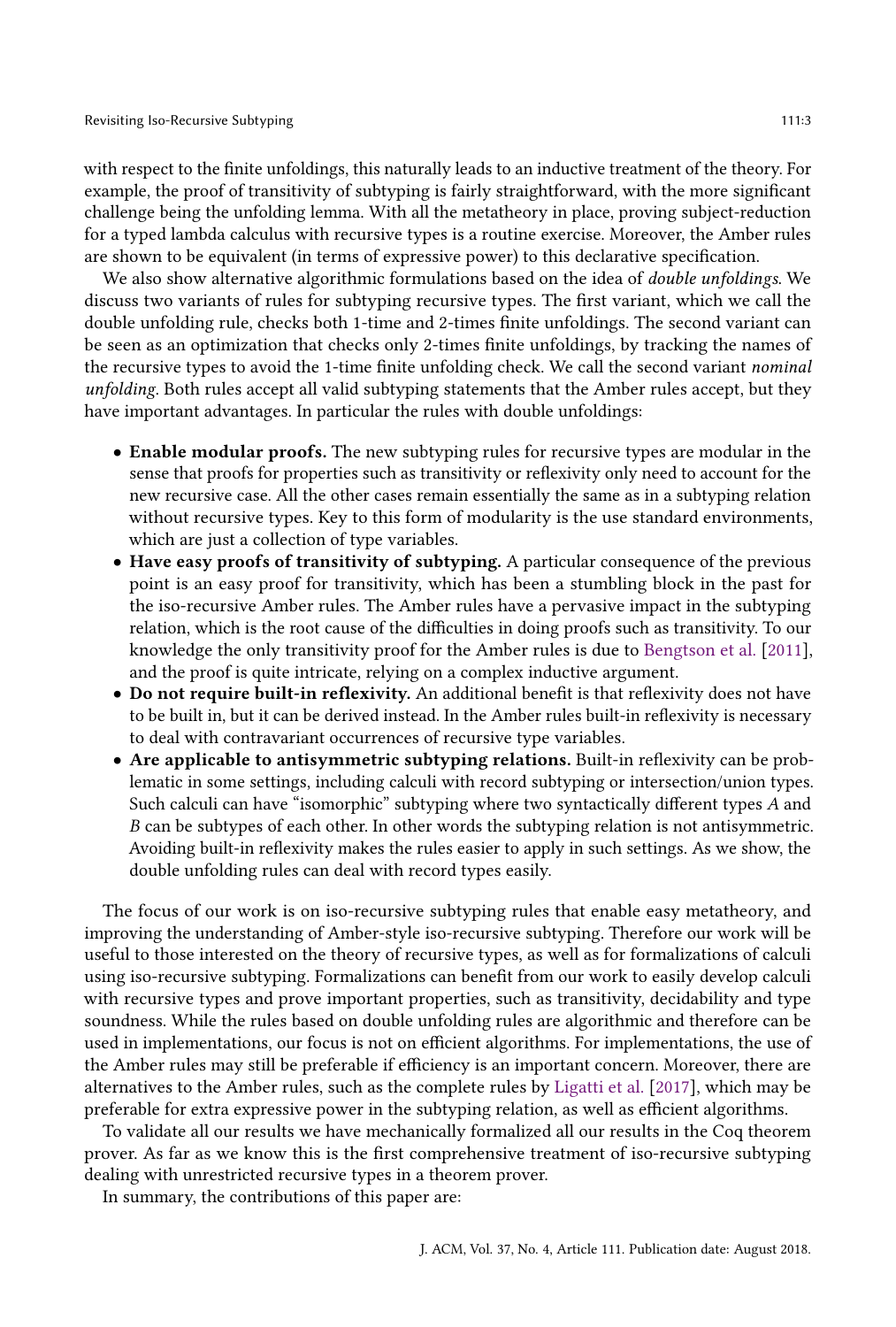with respect to the finite unfoldings, this naturally leads to an inductive treatment of the theory. For example, the proof of transitivity of subtyping is fairly straightforward, with the more significant challenge being the unfolding lemma. With all the metatheory in place, proving subject-reduction for a typed lambda calculus with recursive types is a routine exercise. Moreover, the Amber rules are shown to be equivalent (in terms of expressive power) to this declarative specification.

We also show alternative algorithmic formulations based on the idea of *double unfoldings*. We discuss two variants of rules for subtyping recursive types. The first variant, which we call the double unfolding rule, checks both 1-time and 2-times finite unfoldings. The second variant can be seen as an optimization that checks only 2-times finite unfoldings, by tracking the names of the recursive types to avoid the 1-time finite unfolding check. We call the second variant *nominal unfolding*. Both rules accept all valid subtyping statements that the Amber rules accept, but they have important advantages. In particular the rules with double unfoldings:

- **Enable modular proofs.** The new subtyping rules for recursive types are modular in the sense that proofs for properties such as transitivity or reflexivity only need to account for the new recursive case. All the other cases remain essentially the same as in a subtyping relation without recursive types. Key to this form of modularity is the use standard environments, which are just a collection of type variables.
- **Have easy proofs of transitivity of subtyping.** A particular consequence of the previous point is an easy proof for transitivity, which has been a stumbling block in the past for the iso-recursive Amber rules. The Amber rules have a pervasive impact in the subtyping relation, which is the root cause of the difficulties in doing proofs such as transitivity. To our knowledge the only transitivity proof for the Amber rules is due to Bengtson et al. [2011], and the proof is quite intricate, relying on a complex inductive argument.
- **Do not require built-in reflexivity.** An additional benefit is that reflexivity does not have to be built in, but it can be derived instead. In the Amber rules built-in reflexivity is necessary to deal with contravariant occurrences of recursive type variables.
- **Are applicable to antisymmetric subtyping relations.** Built-in reflexivity can be problematic in some settings, including calculi with record subtyping or intersection/union types. Such calculi can have "isomorphic" subtyping where two syntactically different types $A$ and $B$ can be subtypes of each other. In other words the subtyping relation is not antisymmetric. Avoiding built-in reflexivity makes the rules easier to apply in such settings. As we show, the double unfolding rules can deal with record types easily.

The focus of our work is on iso-recursive subtyping rules that enable easy metatheory, and improving the understanding of Amber-style iso-recursive subtyping. Therefore our work will be useful to those interested on the theory of recursive types, as well as for formalizations of calculi using iso-recursive subtyping. Formalizations can benefit from our work to easily develop calculi with recursive types and prove important properties, such as transitivity, decidability and type soundness. While the rules based on double unfolding rules are algorithmic and therefore can be used in implementations, our focus is not on efficient algorithms. For implementations, the use of the Amber rules may still be preferable if efficiency is an important concern. Moreover, there are alternatives to the Amber rules, such as the complete rules by Ligatti et al. [2017], which may be preferable for extra expressive power in the subtyping relation, as well as efficient algorithms.

To validate all our results we have mechanically formalized all our results in the Coq theorem prover. As far as we know this is the first comprehensive treatment of iso-recursive subtyping dealing with unrestricted recursive types in a theorem prover.

In summary, the contributions of this paper are: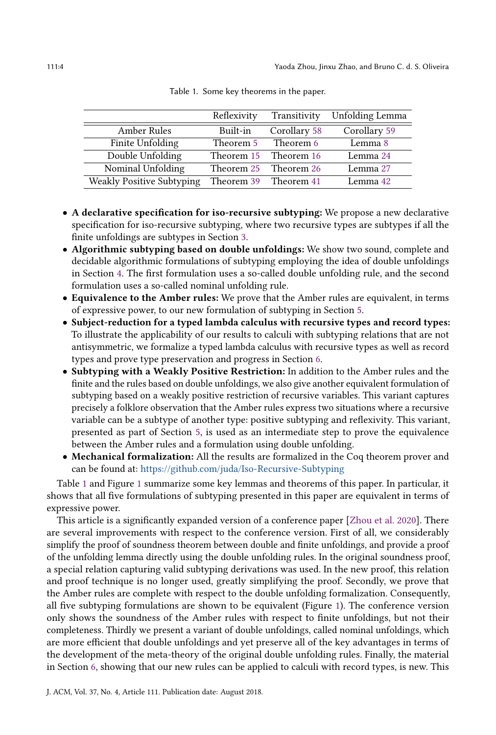Table 1. Some key theorems in the paper.

| | Reflexivity | Transitivity | Unfolding Lemma |
|---|---|---|---|
| Amber Rules | Built-in | Corollary 58 | Corollary 59 |
| Finite Unfolding | Theorem 5 | Theorem 6 | Lemma 8 |
| Double Unfolding | Theorem 15 | Theorem 16 | Lemma 24 |
| Nominal Unfolding | Theorem 25 | Theorem 26 | Lemma 27 |
| Weakly Positive Subtyping | Theorem 39 | Theorem 41 | Lemma 42 |

- **A declarative specification for iso-recursive subtyping:** We propose a new declarative specification for iso-recursive subtyping, where two recursive types are subtypes if all the finite unfoldings are subtypes in Section 3.
- **Algorithmic subtyping based on double unfoldings:** We show two sound, complete and decidable algorithmic formulations of subtyping employing the idea of double unfoldings in Section 4. The first formulation uses a so-called double unfolding rule, and the second formulation uses a so-called nominal unfolding rule.
- **Equivalence to the Amber rules:** We prove that the Amber rules are equivalent, in terms of expressive power, to our new formulation of subtyping in Section 5.
- **Subject-reduction for a typed lambda calculus with recursive types and record types:** To illustrate the applicability of our results to calculi with subtyping relations that are not antisymmetric, we formalize a typed lambda calculus with recursive types as well as record types and prove type preservation and progress in Section 6.
- **Subtyping with a Weakly Positive Restriction:** In addition to the Amber rules and the finite and the rules based on double unfoldings, we also give another equivalent formulation of subtyping based on a weakly positive restriction of recursive variables. This variant captures precisely a folklore observation that the Amber rules express two situations where a recursive variable can be a subtype of another type: positive subtyping and reflexivity. This variant, presented as part of Section 5, is used as an intermediate step to prove the equivalence between the Amber rules and a formulation using double unfolding.
- **Mechanical formalization:** All the results are formalized in the Coq theorem prover and can be found at: https://github.com/juda/Iso-Recursive-Subtyping

Table 1 and Figure 1 summarize some key lemmas and theorems of this paper. In particular, it shows that all five formulations of subtyping presented in this paper are equivalent in terms of expressive power.

This article is a significantly expanded version of a conference paper [Zhou et al. 2020]. There are several improvements with respect to the conference version. First of all, we considerably simplify the proof of soundness theorem between double and finite unfoldings, and provide a proof of the unfolding lemma directly using the double unfolding rules. In the original soundness proof, a special relation capturing valid subtyping derivations was used. In the new proof, this relation and proof technique is no longer used, greatly simplifying the proof. Secondly, we prove that the Amber rules are complete with respect to the double unfolding formalization. Consequently, all five subtyping formulations are shown to be equivalent (Figure 1). The conference version only shows the soundness of the Amber rules with respect to finite unfoldings, but not their completeness. Thirdly we present a variant of double unfoldings, called nominal unfoldings, which are more efficient that double unfoldings and yet preserve all of the key advantages in terms of the development of the meta-theory of the original double unfolding rules. Finally, the material in Section 6, showing that our new rules can be applied to calculi with record types, is new. This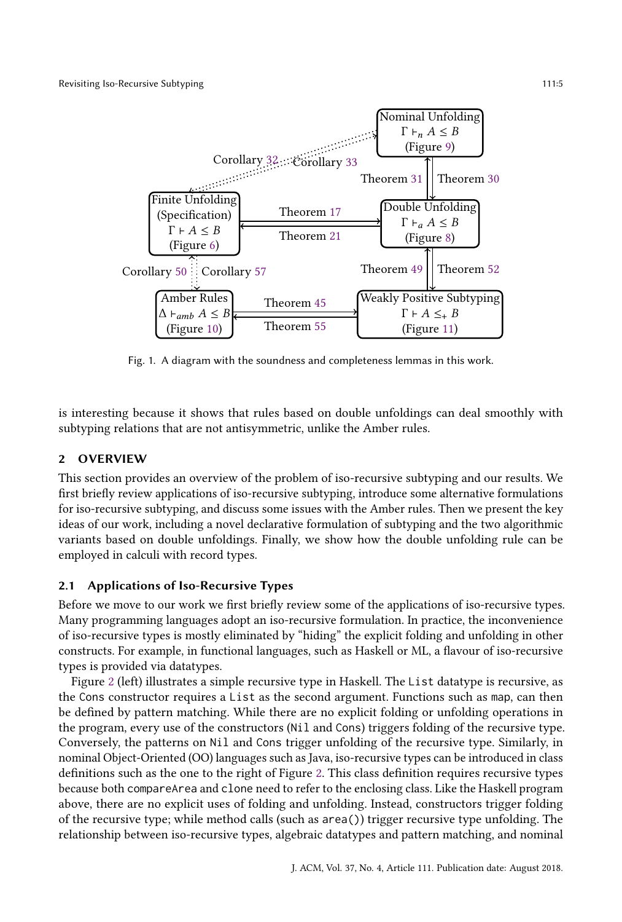Finite Unfolding (Specification) $\Gamma \vdash A \leq B$ (Figure 6)

Double Unfolding $\Gamma \vdash_a A \leq B$ (Figure 8)

Nominal Unfolding $\Gamma \vdash_n A \leq B$ (Figure 9)

Amber Rules $\Delta \vdash_{amb} A \leq B$ (Figure 10)

Weakly Positive Subtyping $\Gamma \vdash A \leq_+ B$ (Figure 11)

Theorem 17, Theorem 21, Theorem 30, Theorem 31, Theorem 45, Theorem 49, Theorem 52, Theorem 55, Corollary 32, Corollary 33, Corollary 50, Corollary 57

Fig. 1. A diagram with the soundness and completeness lemmas in this work.

is interesting because it shows that rules based on double unfoldings can deal smoothly with subtyping relations that are not antisymmetric, unlike the Amber rules.

## 2 OVERVIEW

This section provides an overview of the problem of iso-recursive subtyping and our results. We first briefly review applications of iso-recursive subtyping, introduce some alternative formulations for iso-recursive subtyping, and discuss some issues with the Amber rules. Then we present the key ideas of our work, including a novel declarative formulation of subtyping and the two algorithmic variants based on double unfoldings. Finally, we show how the double unfolding rule can be employed in calculi with record types.

### 2.1 Applications of Iso-Recursive Types

Before we move to our work we first briefly review some of the applications of iso-recursive types. Many programming languages adopt an iso-recursive formulation. In practice, the inconvenience of iso-recursive types is mostly eliminated by "hiding" the explicit folding and unfolding in other constructs. For example, in functional languages, such as Haskell or ML, a flavour of iso-recursive types is provided via datatypes.

Figure 2 (left) illustrates a simple recursive type in Haskell. The `List` datatype is recursive, as the `Cons` constructor requires a `List` as the second argument. Functions such as `map`, can then be defined by pattern matching. While there are no explicit folding or unfolding operations in the program, every use of the constructors (`Nil` and `Cons`) triggers folding of the recursive type. Conversely, the patterns on `Nil` and `Cons` trigger unfolding of the recursive type. Similarly, in nominal Object-Oriented (OO) languages such as Java, iso-recursive types can be introduced in class definitions such as the one to the right of Figure 2. This class definition requires recursive types because both `compareArea` and `clone` need to refer to the enclosing class. Like the Haskell program above, there are no explicit uses of folding and unfolding. Instead, constructors trigger folding of the recursive type; while method calls (such as `area()`) trigger recursive type unfolding. The relationship between iso-recursive types, algebraic datatypes and pattern matching, and nominal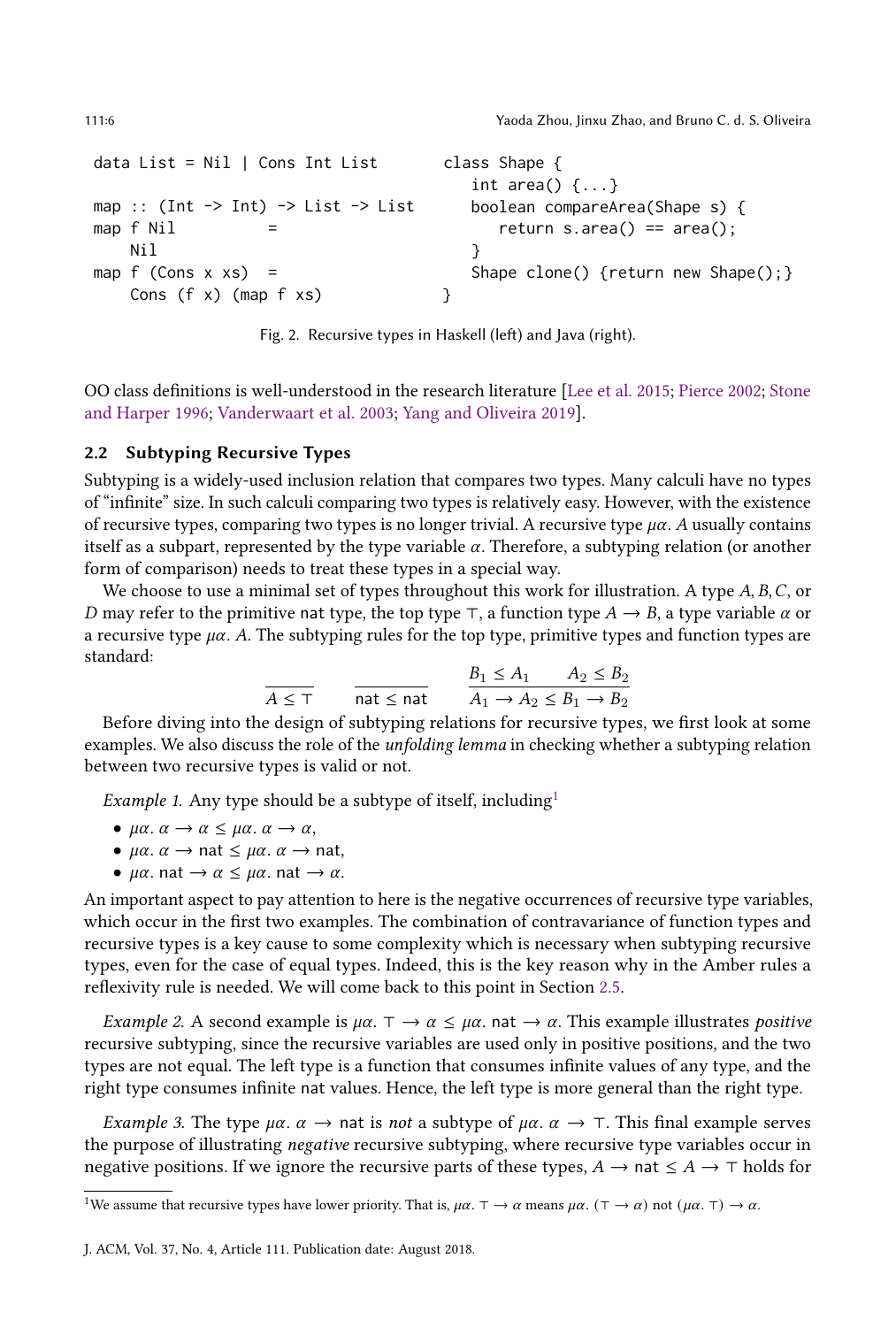```haskell
data List = Nil | Cons Int List

map :: (Int -> Int) -> List -> List
map f Nil          =
    Nil
map f (Cons x xs)  =
    Cons (f x) (map f xs)
```

```java
class Shape {
   int area() {...}
   boolean compareArea(Shape s) {
      return s.area() == area();
   }
   Shape clone() {return new Shape();}
}
```

Fig. 2. Recursive types in Haskell (left) and Java (right).

OO class definitions is well-understood in the research literature [Lee et al. 2015; Pierce 2002; Stone and Harper 1996; Vanderwaart et al. 2003; Yang and Oliveira 2019].

### 2.2 Subtyping Recursive Types

Subtyping is a widely-used inclusion relation that compares two types. Many calculi have no types of "infinite" size. In such calculi comparing two types is relatively easy. However, with the existence of recursive types, comparing two types is no longer trivial. A recursive type $\mu\alpha.\ A$ usually contains itself as a subpart, represented by the type variable $\alpha$. Therefore, a subtyping relation (or another form of comparison) needs to treat these types in a special way.

We choose to use a minimal set of types throughout this work for illustration. A type $A, B, C$, or $D$ may refer to the primitive $\mathsf{nat}$ type, the top type $\top$, a function type $A \to B$, a type variable $\alpha$ or a recursive type $\mu\alpha.\ A$. The subtyping rules for the top type, primitive types and function types are standard:

$$\frac{}{A \le \top} \qquad \frac{}{\mathsf{nat} \le \mathsf{nat}} \qquad \frac{B_1 \le A_1 \qquad A_2 \le B_2}{A_1 \to A_2 \le B_1 \to B_2}$$

Before diving into the design of subtyping relations for recursive types, we first look at some examples. We also discuss the role of the *unfolding lemma* in checking whether a subtyping relation between two recursive types is valid or not.

*Example 1.* Any type should be a subtype of itself, including[1]

- $\mu\alpha.\ \alpha \to \alpha \le \mu\alpha.\ \alpha \to \alpha$,
- $\mu\alpha.\ \alpha \to \mathsf{nat} \le \mu\alpha.\ \alpha \to \mathsf{nat}$,
- $\mu\alpha.\ \mathsf{nat} \to \alpha \le \mu\alpha.\ \mathsf{nat} \to \alpha$.

An important aspect to pay attention to here is the negative occurrences of recursive type variables, which occur in the first two examples. The combination of contravariance of function types and recursive types is a key cause to some complexity which is necessary when subtyping recursive types, even for the case of equal types. Indeed, this is the key reason why in the Amber rules a reflexivity rule is needed. We will come back to this point in Section 2.5.

*Example 2.* A second example is $\mu\alpha.\ \top \to \alpha \le \mu\alpha.\ \mathsf{nat} \to \alpha$. This example illustrates *positive* recursive subtyping, since the recursive variables are used only in positive positions, and the two types are not equal. The left type is a function that consumes infinite values of any type, and the right type consumes infinite $\mathsf{nat}$ values. Hence, the left type is more general than the right type.

*Example 3.* The type $\mu\alpha.\ \alpha \to \mathsf{nat}$ is *not* a subtype of $\mu\alpha.\ \alpha \to \top$. This final example serves the purpose of illustrating *negative* recursive subtyping, where recursive type variables occur in negative positions. If we ignore the recursive parts of these types, $A \to \mathsf{nat} \le A \to \top$ holds for

[1] We assume that recursive types have lower priority. That is, $\mu\alpha.\ \top \to \alpha$ means $\mu\alpha.\ (\top \to \alpha)$ not $(\mu\alpha.\ \top) \to \alpha$.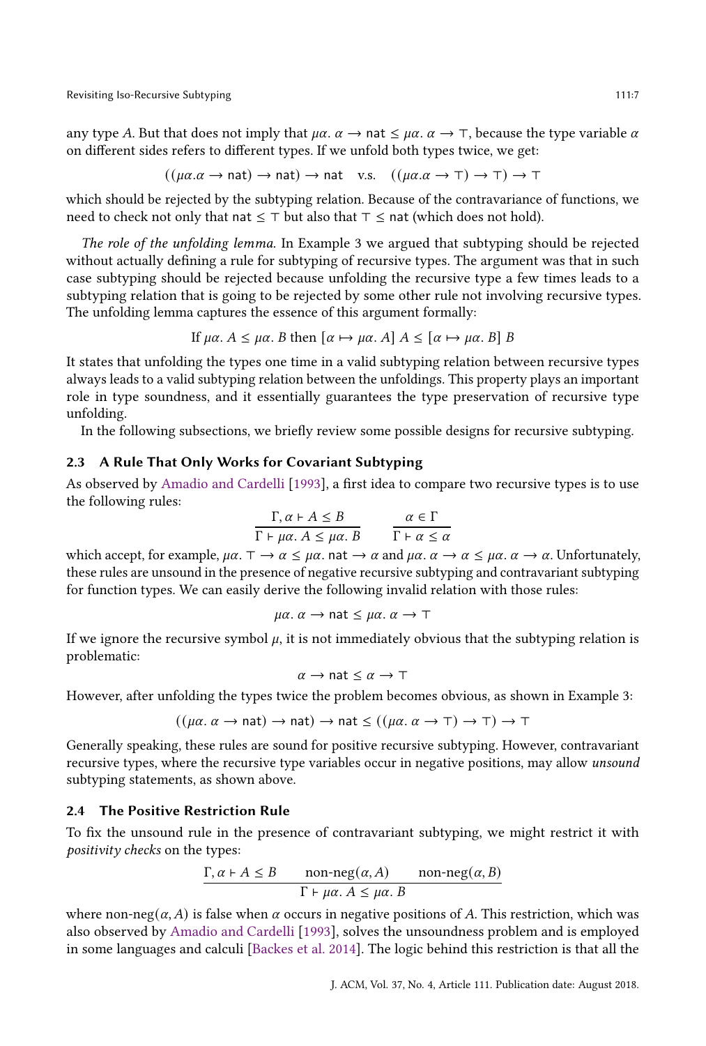any type $A$. But that does not imply that $\mu\alpha.\ \alpha \to \mathsf{nat} \leq \mu\alpha.\ \alpha \to \top$, because the type variable $\alpha$ on different sides refers to different types. If we unfold both types twice, we get:

$$((\mu\alpha.\alpha \to \mathsf{nat}) \to \mathsf{nat}) \to \mathsf{nat} \quad \text{v.s.} \quad ((\mu\alpha.\alpha \to \top) \to \top) \to \top$$

which should be rejected by the subtyping relation. Because of the contravariance of functions, we need to check not only that $\mathsf{nat} \leq \top$ but also that $\top \leq \mathsf{nat}$ (which does not hold).

*The role of the unfolding lemma.* In Example 3 we argued that subtyping should be rejected without actually defining a rule for subtyping of recursive types. The argument was that in such case subtyping should be rejected because unfolding the recursive type a few times leads to a subtyping relation that is going to be rejected by some other rule not involving recursive types. The unfolding lemma captures the essence of this argument formally:

$$\text{If } \mu\alpha.\ A \leq \mu\alpha.\ B \text{ then } [\alpha \mapsto \mu\alpha.\ A]\ A \leq [\alpha \mapsto \mu\alpha.\ B]\ B$$

It states that unfolding the types one time in a valid subtyping relation between recursive types always leads to a valid subtyping relation between the unfoldings. This property plays an important role in type soundness, and it essentially guarantees the type preservation of recursive type unfolding.

In the following subsections, we briefly review some possible designs for recursive subtyping.

### 2.3 A Rule That Only Works for Covariant Subtyping

As observed by Amadio and Cardelli [1993], a first idea to compare two recursive types is to use the following rules:

$$\frac{\Gamma, \alpha \vdash A \leq B}{\Gamma \vdash \mu\alpha.\ A \leq \mu\alpha.\ B} \qquad \frac{\alpha \in \Gamma}{\Gamma \vdash \alpha \leq \alpha}$$

which accept, for example, $\mu\alpha.\ \top \to \alpha \leq \mu\alpha.\ \mathsf{nat} \to \alpha$ and $\mu\alpha.\ \alpha \to \alpha \leq \mu\alpha.\ \alpha \to \alpha$. Unfortunately, these rules are unsound in the presence of negative recursive subtyping and contravariant subtyping for function types. We can easily derive the following invalid relation with those rules:

$$\mu\alpha.\ \alpha \to \mathsf{nat} \leq \mu\alpha.\ \alpha \to \top$$

If we ignore the recursive symbol $\mu$, it is not immediately obvious that the subtyping relation is problematic:

$$\alpha \to \mathsf{nat} \leq \alpha \to \top$$

However, after unfolding the types twice the problem becomes obvious, as shown in Example 3:

$$((\mu\alpha.\ \alpha \to \mathsf{nat}) \to \mathsf{nat}) \to \mathsf{nat} \leq ((\mu\alpha.\ \alpha \to \top) \to \top) \to \top$$

Generally speaking, these rules are sound for positive recursive subtyping. However, contravariant recursive types, where the recursive type variables occur in negative positions, may allow *unsound* subtyping statements, as shown above.

### 2.4 The Positive Restriction Rule

To fix the unsound rule in the presence of contravariant subtyping, we might restrict it with *positivity checks* on the types:

$$\frac{\Gamma, \alpha \vdash A \leq B \qquad \text{non-neg}(\alpha, A) \qquad \text{non-neg}(\alpha, B)}{\Gamma \vdash \mu\alpha.\ A \leq \mu\alpha.\ B}$$

where $\text{non-neg}(\alpha, A)$ is false when $\alpha$ occurs in negative positions of $A$. This restriction, which was also observed by Amadio and Cardelli [1993], solves the unsoundness problem and is employed in some languages and calculi [Backes et al. 2014]. The logic behind this restriction is that all the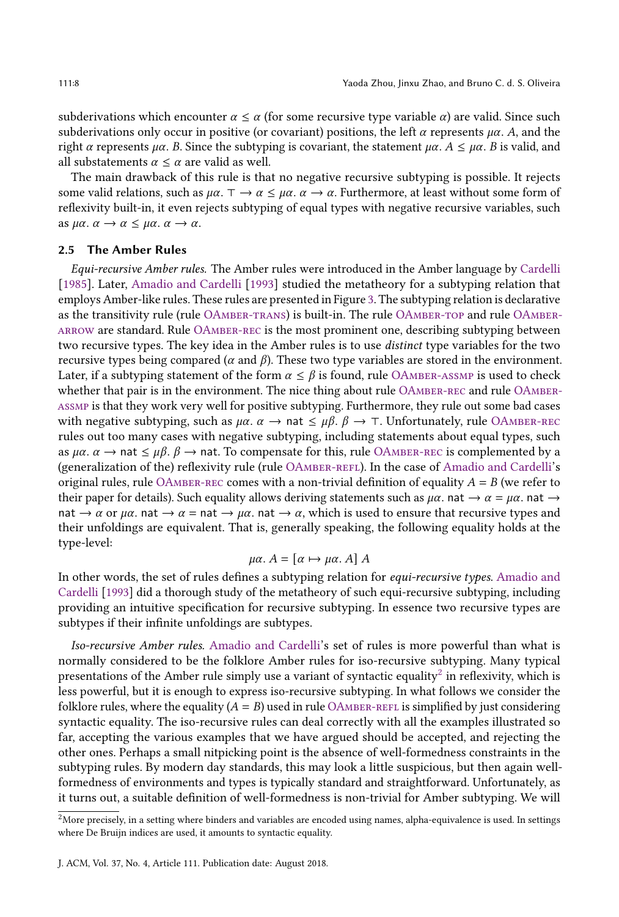subderivations which encounter $\alpha \leq \alpha$ (for some recursive type variable $\alpha$) are valid. Since such subderivations only occur in positive (or covariant) positions, the left $\alpha$ represents $\mu\alpha.\ A$, and the right $\alpha$ represents $\mu\alpha.\ B$. Since the subtyping is covariant, the statement $\mu\alpha.\ A \leq \mu\alpha.\ B$ is valid, and all substatements $\alpha \leq \alpha$ are valid as well.

The main drawback of this rule is that no negative recursive subtyping is possible. It rejects some valid relations, such as $\mu\alpha.\ \top \to \alpha \leq \mu\alpha.\ \alpha \to \alpha$. Furthermore, at least without some form of reflexivity built-in, it even rejects subtyping of equal types with negative recursive variables, such as $\mu\alpha.\ \alpha \to \alpha \leq \mu\alpha.\ \alpha \to \alpha$.

### 2.5 The Amber Rules

*Equi-recursive Amber rules.* The Amber rules were introduced in the Amber language by Cardelli [1985]. Later, Amadio and Cardelli [1993] studied the metatheory for a subtyping relation that employs Amber-like rules. These rules are presented in Figure 3. The subtyping relation is declarative as the transitivity rule (rule OAmber-trans) is built-in. The rule OAmber-top and rule OAmber-arrow are standard. Rule OAmber-rec is the most prominent one, describing subtyping between two recursive types. The key idea in the Amber rules is to use *distinct* type variables for the two recursive types being compared ($\alpha$ and $\beta$). These two type variables are stored in the environment. Later, if a subtyping statement of the form $\alpha \leq \beta$ is found, rule OAmber-assmp is used to check whether that pair is in the environment. The nice thing about rule OAmber-rec and rule OAmber-assmp is that they work very well for positive subtyping. Furthermore, they rule out some bad cases with negative subtyping, such as $\mu\alpha.\ \alpha \to \mathsf{nat} \leq \mu\beta.\ \beta \to \top$. Unfortunately, rule OAmber-rec rules out too many cases with negative subtyping, including statements about equal types, such as $\mu\alpha.\ \alpha \to \mathsf{nat} \leq \mu\beta.\ \beta \to \mathsf{nat}$. To compensate for this, rule OAmber-rec is complemented by a (generalization of the) reflexivity rule (rule OAmber-refl). In the case of Amadio and Cardelli's original rules, rule OAmber-rec comes with a non-trivial definition of equality $A = B$ (we refer to their paper for details). Such equality allows deriving statements such as $\mu\alpha.\ \mathsf{nat} \to \alpha = \mu\alpha.\ \mathsf{nat} \to \mathsf{nat} \to \alpha$ or $\mu\alpha.\ \mathsf{nat} \to \alpha = \mathsf{nat} \to \mu\alpha.\ \mathsf{nat} \to \alpha$, which is used to ensure that recursive types and their unfoldings are equivalent. That is, generally speaking, the following equality holds at the type-level:

$$\mu\alpha.\ A = [\alpha \mapsto \mu\alpha.\ A]\ A$$

In other words, the set of rules defines a subtyping relation for *equi-recursive types*. Amadio and Cardelli [1993] did a thorough study of the metatheory of such equi-recursive subtyping, including providing an intuitive specification for recursive subtyping. In essence two recursive types are subtypes if their infinite unfoldings are subtypes.

*Iso-recursive Amber rules.* Amadio and Cardelli's set of rules is more powerful than what is normally considered to be the folklore Amber rules for iso-recursive subtyping. Many typical presentations of the Amber rule simply use a variant of syntactic equality[2] in reflexivity, which is less powerful, but it is enough to express iso-recursive subtyping. In what follows we consider the folklore rules, where the equality ($A = B$) used in rule OAmber-refl is simplified by just considering syntactic equality. The iso-recursive rules can deal correctly with all the examples illustrated so far, accepting the various examples that we have argued should be accepted, and rejecting the other ones. Perhaps a small nitpicking point is the absence of well-formedness constraints in the subtyping rules. By modern day standards, this may look a little suspicious, but then again well-formedness of environments and types is typically standard and straightforward. Unfortunately, as it turns out, a suitable definition of well-formedness is non-trivial for Amber subtyping. We will

[2] More precisely, in a setting where binders and variables are encoded using names, alpha-equivalence is used. In settings where De Bruijn indices are used, it amounts to syntactic equality.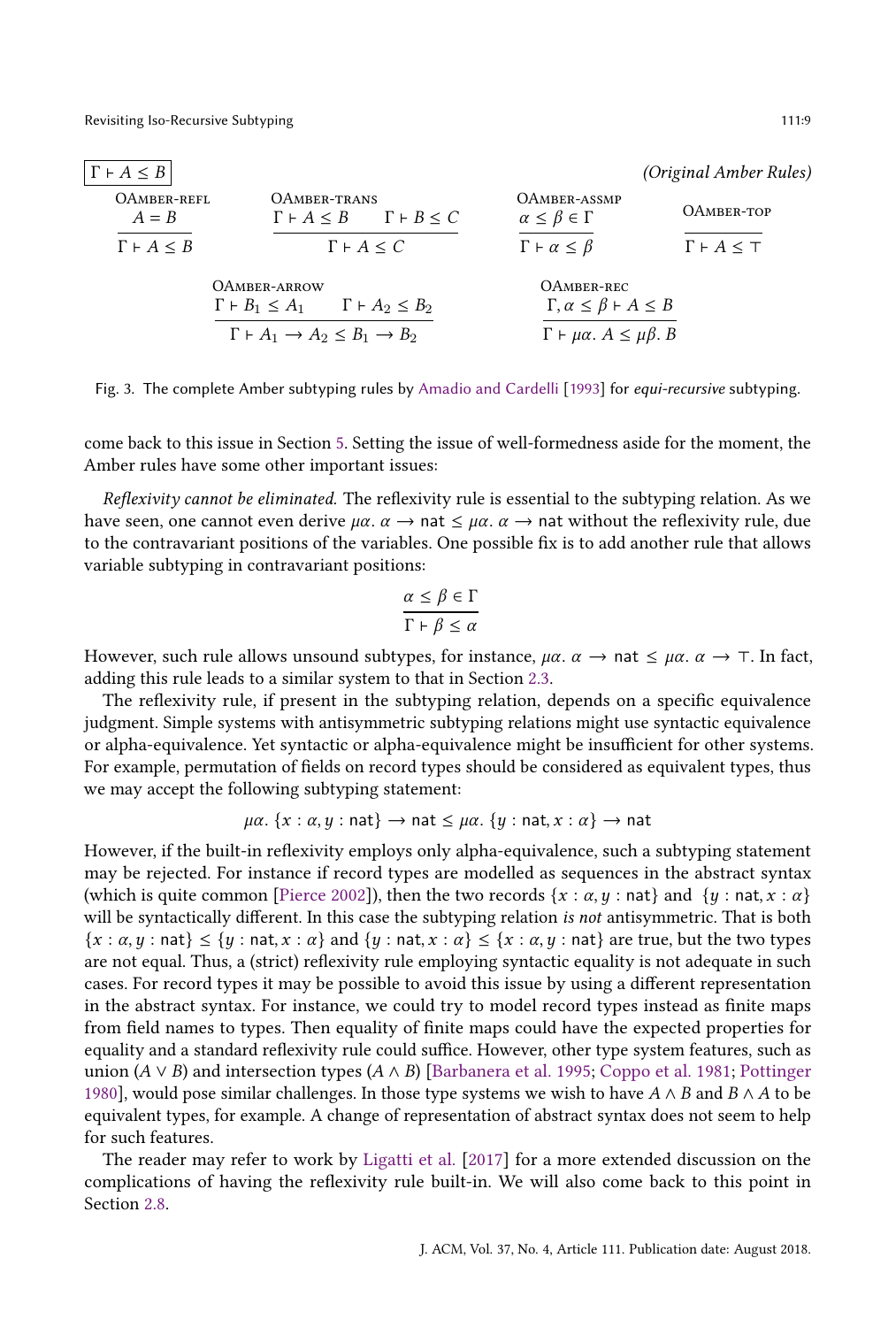$\boxed{\Gamma \vdash A \leq B}$ *(Original Amber Rules)*

$$\text{OAmber-refl}\quad \frac{A = B}{\Gamma \vdash A \leq B} \qquad \text{OAmber-trans}\quad \frac{\Gamma \vdash A \leq B \qquad \Gamma \vdash B \leq C}{\Gamma \vdash A \leq C} \qquad \text{OAmber-assmp}\quad \frac{\alpha \leq \beta \in \Gamma}{\Gamma \vdash \alpha \leq \beta} \qquad \text{OAmber-top}\quad \frac{}{\Gamma \vdash A \leq \top}$$

$$\text{OAmber-arrow}\quad \frac{\Gamma \vdash B_1 \leq A_1 \qquad \Gamma \vdash A_2 \leq B_2}{\Gamma \vdash A_1 \to A_2 \leq B_1 \to B_2} \qquad \text{OAmber-rec}\quad \frac{\Gamma, \alpha \leq \beta \vdash A \leq B}{\Gamma \vdash \mu\alpha.\ A \leq \mu\beta.\ B}$$

Fig. 3. The complete Amber subtyping rules by Amadio and Cardelli [1993] for *equi-recursive* subtyping.

come back to this issue in Section 5. Setting the issue of well-formedness aside for the moment, the Amber rules have some other important issues:

*Reflexivity cannot be eliminated.* The reflexivity rule is essential to the subtyping relation. As we have seen, one cannot even derive $\mu\alpha.\ \alpha \to \mathsf{nat} \leq \mu\alpha.\ \alpha \to \mathsf{nat}$ without the reflexivity rule, due to the contravariant positions of the variables. One possible fix is to add another rule that allows variable subtyping in contravariant positions:

$$\frac{\alpha \leq \beta \in \Gamma}{\Gamma \vdash \beta \leq \alpha}$$

However, such rule allows unsound subtypes, for instance, $\mu\alpha.\ \alpha \to \mathsf{nat} \leq \mu\alpha.\ \alpha \to \top$. In fact, adding this rule leads to a similar system to that in Section 2.3.

The reflexivity rule, if present in the subtyping relation, depends on a specific equivalence judgment. Simple systems with antisymmetric subtyping relations might use syntactic equivalence or alpha-equivalence. Yet syntactic or alpha-equivalence might be insufficient for other systems. For example, permutation of fields on record types should be considered as equivalent types, thus we may accept the following subtyping statement:

$$\mu\alpha.\ \{x : \alpha, y : \mathsf{nat}\} \to \mathsf{nat} \leq \mu\alpha.\ \{y : \mathsf{nat}, x : \alpha\} \to \mathsf{nat}$$

However, if the built-in reflexivity employs only alpha-equivalence, such a subtyping statement may be rejected. For instance if record types are modelled as sequences in the abstract syntax (which is quite common [Pierce 2002]), then the two records $\{x : \alpha, y : \mathsf{nat}\}$ and $\{y : \mathsf{nat}, x : \alpha\}$ will be syntactically different. In this case the subtyping relation *is not* antisymmetric. That is both $\{x : \alpha, y : \mathsf{nat}\} \leq \{y : \mathsf{nat}, x : \alpha\}$ and $\{y : \mathsf{nat}, x : \alpha\} \leq \{x : \alpha, y : \mathsf{nat}\}$ are true, but the two types are not equal. Thus, a (strict) reflexivity rule employing syntactic equality is not adequate in such cases. For record types it may be possible to avoid this issue by using a different representation in the abstract syntax. For instance, we could try to model record types instead as finite maps from field names to types. Then equality of finite maps could have the expected properties for equality and a standard reflexivity rule could suffice. However, other type system features, such as union ($A \vee B$) and intersection types ($A \wedge B$) [Barbanera et al. 1995; Coppo et al. 1981; Pottinger 1980], would pose similar challenges. In those type systems we wish to have $A \wedge B$ and $B \wedge A$ to be equivalent types, for example. A change of representation of abstract syntax does not seem to help for such features.

The reader may refer to work by Ligatti et al. [2017] for a more extended discussion on the complications of having the reflexivity rule built-in. We will also come back to this point in Section 2.8.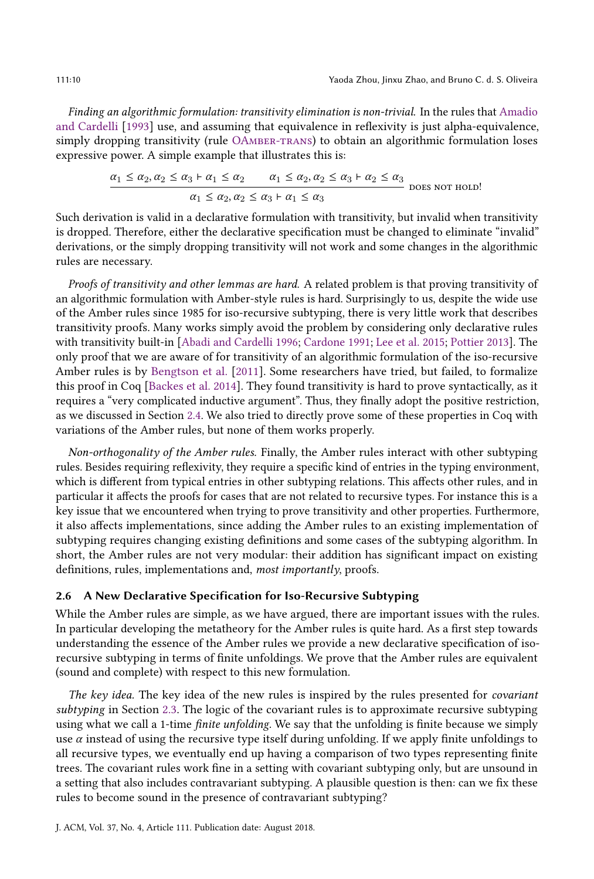*Finding an algorithmic formulation: transitivity elimination is non-trivial.* In the rules that Amadio and Cardelli [1993] use, and assuming that equivalence in reflexivity is just alpha-equivalence, simply dropping transitivity (rule OAmber-trans) to obtain an algorithmic formulation loses expressive power. A simple example that illustrates this is:

$$\frac{\alpha_1 \leq \alpha_2, \alpha_2 \leq \alpha_3 \vdash \alpha_1 \leq \alpha_2 \qquad \alpha_1 \leq \alpha_2, \alpha_2 \leq \alpha_3 \vdash \alpha_2 \leq \alpha_3}{\alpha_1 \leq \alpha_2, \alpha_2 \leq \alpha_3 \vdash \alpha_1 \leq \alpha_3} \text{ DOES NOT HOLD!}$$

Such derivation is valid in a declarative formulation with transitivity, but invalid when transitivity is dropped. Therefore, either the declarative specification must be changed to eliminate "invalid" derivations, or the simply dropping transitivity will not work and some changes in the algorithmic rules are necessary.

*Proofs of transitivity and other lemmas are hard.* A related problem is that proving transitivity of an algorithmic formulation with Amber-style rules is hard. Surprisingly to us, despite the wide use of the Amber rules since 1985 for iso-recursive subtyping, there is very little work that describes transitivity proofs. Many works simply avoid the problem by considering only declarative rules with transitivity built-in [Abadi and Cardelli 1996; Cardone 1991; Lee et al. 2015; Pottier 2013]. The only proof that we are aware of for transitivity of an algorithmic formulation of the iso-recursive Amber rules is by Bengtson et al. [2011]. Some researchers have tried, but failed, to formalize this proof in Coq [Backes et al. 2014]. They found transitivity is hard to prove syntactically, as it requires a "very complicated inductive argument". Thus, they finally adopt the positive restriction, as we discussed in Section 2.4. We also tried to directly prove some of these properties in Coq with variations of the Amber rules, but none of them works properly.

*Non-orthogonality of the Amber rules.* Finally, the Amber rules interact with other subtyping rules. Besides requiring reflexivity, they require a specific kind of entries in the typing environment, which is different from typical entries in other subtyping relations. This affects other rules, and in particular it affects the proofs for cases that are not related to recursive types. For instance this is a key issue that we encountered when trying to prove transitivity and other properties. Furthermore, it also affects implementations, since adding the Amber rules to an existing implementation of subtyping requires changing existing definitions and some cases of the subtyping algorithm. In short, the Amber rules are not very modular: their addition has significant impact on existing definitions, rules, implementations and, *most importantly*, proofs.

### 2.6 A New Declarative Specification for Iso-Recursive Subtyping

While the Amber rules are simple, as we have argued, there are important issues with the rules. In particular developing the metatheory for the Amber rules is quite hard. As a first step towards understanding the essence of the Amber rules we provide a new declarative specification of iso-recursive subtyping in terms of finite unfoldings. We prove that the Amber rules are equivalent (sound and complete) with respect to this new formulation.

*The key idea.* The key idea of the new rules is inspired by the rules presented for *covariant subtyping* in Section 2.3. The logic of the covariant rules is to approximate recursive subtyping using what we call a 1-time *finite unfolding*. We say that the unfolding is finite because we simply use $\alpha$ instead of using the recursive type itself during unfolding. If we apply finite unfoldings to all recursive types, we eventually end up having a comparison of two types representing finite trees. The covariant rules work fine in a setting with covariant subtyping only, but are unsound in a setting that also includes contravariant subtyping. A plausible question is then: can we fix these rules to become sound in the presence of contravariant subtyping?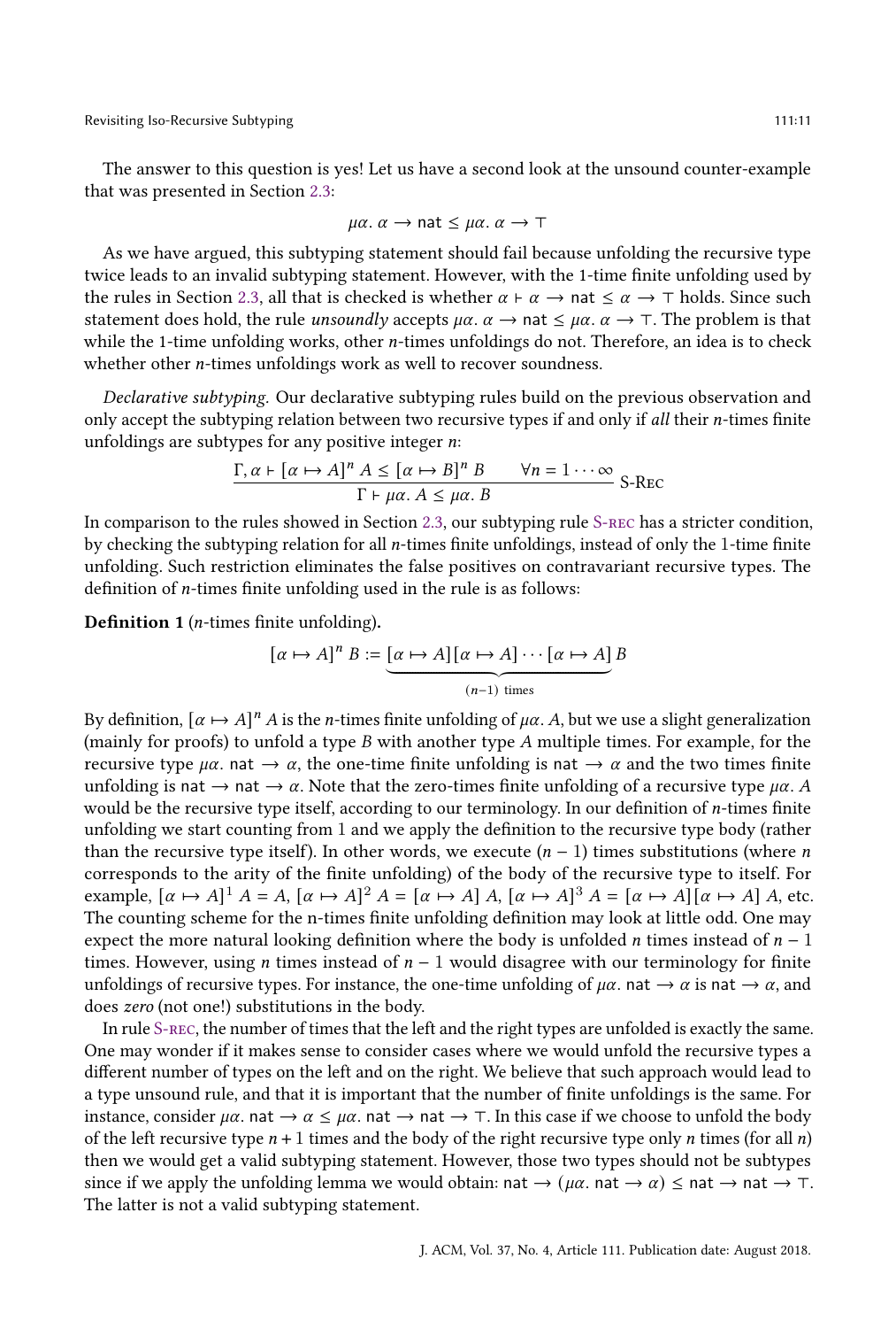The answer to this question is yes! Let us have a second look at the unsound counter-example that was presented in Section 2.3:

$$\mu\alpha.\ \alpha \to \mathsf{nat} \le \mu\alpha.\ \alpha \to \top$$

As we have argued, this subtyping statement should fail because unfolding the recursive type twice leads to an invalid subtyping statement. However, with the 1-time finite unfolding used by the rules in Section 2.3, all that is checked is whether $\alpha \vdash \alpha \to \mathsf{nat} \le \alpha \to \top$ holds. Since such statement does hold, the rule *unsoundly* accepts $\mu\alpha.\ \alpha \to \mathsf{nat} \le \mu\alpha.\ \alpha \to \top$. The problem is that while the 1-time unfolding works, other $n$-times unfoldings do not. Therefore, an idea is to check whether other $n$-times unfoldings work as well to recover soundness.

*Declarative subtyping.* Our declarative subtyping rules build on the previous observation and only accept the subtyping relation between two recursive types if and only if *all* their $n$-times finite unfoldings are subtypes for any positive integer $n$:

$$\frac{\Gamma, \alpha \vdash [\alpha \mapsto A]^n\ A \le [\alpha \mapsto B]^n\ B \qquad \forall n = 1 \cdots \infty}{\Gamma \vdash \mu\alpha.\ A \le \mu\alpha.\ B}\ \textsc{S-Rec}$$

In comparison to the rules showed in Section 2.3, our subtyping rule S-rec has a stricter condition, by checking the subtyping relation for all $n$-times finite unfoldings, instead of only the 1-time finite unfolding. Such restriction eliminates the false positives on contravariant recursive types. The definition of $n$-times finite unfolding used in the rule is as follows:

**Definition 1** ($n$-times finite unfolding)**.**

$$[\alpha \mapsto A]^n\ B := \underbrace{[\alpha \mapsto A][\alpha \mapsto A] \cdots [\alpha \mapsto A]}_{(n-1)\ \text{times}}\ B$$

By definition, $[\alpha \mapsto A]^n\ A$ is the $n$-times finite unfolding of $\mu\alpha.\ A$, but we use a slight generalization (mainly for proofs) to unfold a type $B$ with another type $A$ multiple times. For example, for the recursive type $\mu\alpha.\ \mathsf{nat} \to \alpha$, the one-time finite unfolding is $\mathsf{nat} \to \alpha$ and the two times finite unfolding is $\mathsf{nat} \to \mathsf{nat} \to \alpha$. Note that the zero-times finite unfolding of a recursive type $\mu\alpha.\ A$ would be the recursive type itself, according to our terminology. In our definition of $n$-times finite unfolding we start counting from 1 and we apply the definition to the recursive type body (rather than the recursive type itself). In other words, we execute $(n-1)$ times substitutions (where $n$ corresponds to the arity of the finite unfolding) of the body of the recursive type to itself. For example, $[\alpha \mapsto A]^1\ A = A$, $[\alpha \mapsto A]^2\ A = [\alpha \mapsto A]\ A$, $[\alpha \mapsto A]^3\ A = [\alpha \mapsto A][\alpha \mapsto A]\ A$, etc. The counting scheme for the n-times finite unfolding definition may look at little odd. One may expect the more natural looking definition where the body is unfolded $n$ times instead of $n-1$ times. However, using $n$ times instead of $n-1$ would disagree with our terminology for finite unfoldings of recursive types. For instance, the one-time unfolding of $\mu\alpha.\ \mathsf{nat} \to \alpha$ is $\mathsf{nat} \to \alpha$, and does *zero* (not one!) substitutions in the body.

In rule S-rec, the number of times that the left and the right types are unfolded is exactly the same. One may wonder if it makes sense to consider cases where we would unfold the recursive types a different number of types on the left and on the right. We believe that such approach would lead to a type unsound rule, and that it is important that the number of finite unfoldings is the same. For instance, consider $\mu\alpha.\ \mathsf{nat} \to \alpha \le \mu\alpha.\ \mathsf{nat} \to \mathsf{nat} \to \top$. In this case if we choose to unfold the body of the left recursive type $n+1$ times and the body of the right recursive type only $n$ times (for all $n$) then we would get a valid subtyping statement. However, those two types should not be subtypes since if we apply the unfolding lemma we would obtain: $\mathsf{nat} \to (\mu\alpha.\ \mathsf{nat} \to \alpha) \le \mathsf{nat} \to \mathsf{nat} \to \top$. The latter is not a valid subtyping statement.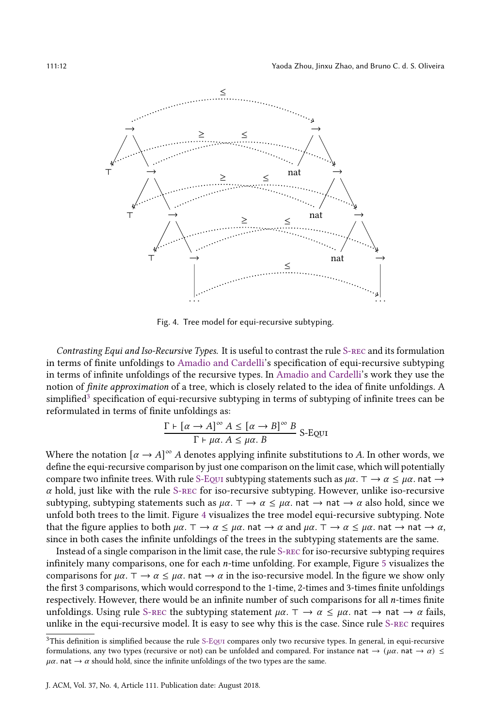Fig. 4. Tree model for equi-recursive subtyping.

*Contrasting Equi and Iso-Recursive Types.* It is useful to contrast the rule S-REC and its formulation in terms of finite unfoldings to Amadio and Cardelli's specification of equi-recursive subtyping in terms of infinite unfoldings of the recursive types. In Amadio and Cardelli's work they use the notion of *finite approximation* of a tree, which is closely related to the idea of finite unfoldings. A simplified[3] specification of equi-recursive subtyping in terms of subtyping of infinite trees can be reformulated in terms of finite unfoldings as:

$$\frac{\Gamma \vdash [\alpha \to A]^\infty\, A \le [\alpha \to B]^\infty\, B}{\Gamma \vdash \mu\alpha.\, A \le \mu\alpha.\, B}\ \text{S-EQUI}$$

Where the notation $[\alpha \to A]^\infty\, A$ denotes applying infinite substitutions to $A$. In other words, we define the equi-recursive comparison by just one comparison on the limit case, which will potentially compare two infinite trees. With rule S-EQUI subtyping statements such as $\mu\alpha.\, \top \to \alpha \le \mu\alpha.\, \mathsf{nat} \to \alpha$ hold, just like with the rule S-REC for iso-recursive subtyping. However, unlike iso-recursive subtyping, subtyping statements such as $\mu\alpha.\, \top \to \alpha \le \mu\alpha.\, \mathsf{nat} \to \mathsf{nat} \to \alpha$ also hold, since we unfold both trees to the limit. Figure 4 visualizes the tree model equi-recursive subtyping. Note that the figure applies to both $\mu\alpha.\, \top \to \alpha \le \mu\alpha.\, \mathsf{nat} \to \alpha$ and $\mu\alpha.\, \top \to \alpha \le \mu\alpha.\, \mathsf{nat} \to \mathsf{nat} \to \alpha$, since in both cases the infinite unfoldings of the trees in the subtyping statements are the same.

Instead of a single comparison in the limit case, the rule S-REC for iso-recursive subtyping requires infinitely many comparisons, one for each $n$-time unfolding. For example, Figure 5 visualizes the comparisons for $\mu\alpha.\, \top \to \alpha \le \mu\alpha.\, \mathsf{nat} \to \alpha$ in the iso-recursive model. In the figure we show only the first 3 comparisons, which would correspond to the 1-time, 2-times and 3-times finite unfoldings respectively. However, there would be an infinite number of such comparisons for all $n$-times finite unfoldings. Using rule S-REC the subtyping statement $\mu\alpha.\, \top \to \alpha \le \mu\alpha.\, \mathsf{nat} \to \mathsf{nat} \to \alpha$ fails, unlike in the equi-recursive model. It is easy to see why this is the case. Since rule S-REC requires

[3] This definition is simplified because the rule S-EQUI compares only two recursive types. In general, in equi-recursive formulations, any two types (recursive or not) can be unfolded and compared. For instance $\mathsf{nat} \to (\mu\alpha.\, \mathsf{nat} \to \alpha) \le \mu\alpha.\, \mathsf{nat} \to \alpha$ should hold, since the infinite unfoldings of the two types are the same.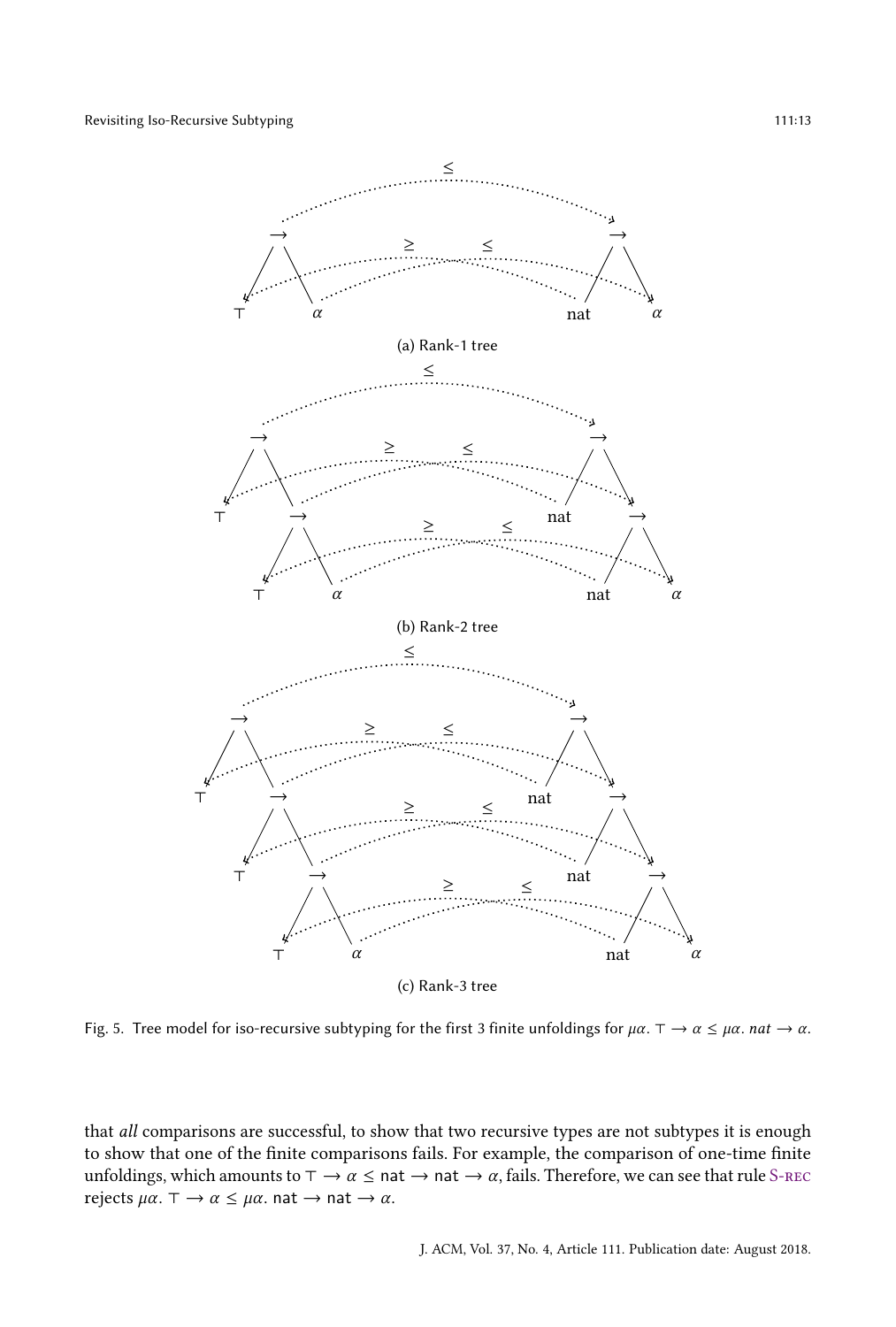(a) Rank-1 tree

(b) Rank-2 tree

(c) Rank-3 tree

Fig. 5. Tree model for iso-recursive subtyping for the first 3 finite unfoldings for $\mu\alpha.\ \top \to \alpha \le \mu\alpha.\ nat \to \alpha$.

that *all* comparisons are successful, to show that two recursive types are not subtypes it is enough to show that one of the finite comparisons fails. For example, the comparison of one-time finite unfoldings, which amounts to $\top \to \alpha \le \mathsf{nat} \to \mathsf{nat} \to \alpha$, fails. Therefore, we can see that rule S-REC rejects $\mu\alpha.\ \top \to \alpha \le \mu\alpha.\ \mathsf{nat} \to \mathsf{nat} \to \alpha$.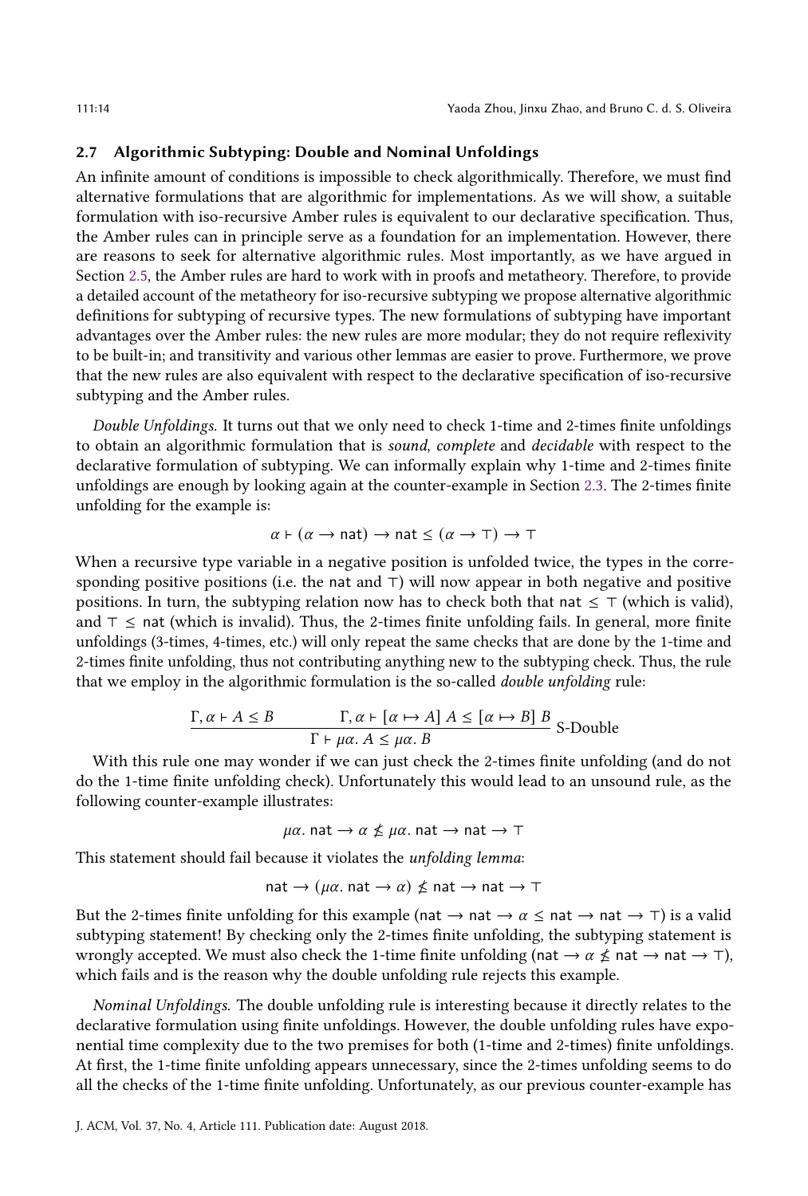## 2.7 Algorithmic Subtyping: Double and Nominal Unfoldings

An infinite amount of conditions is impossible to check algorithmically. Therefore, we must find alternative formulations that are algorithmic for implementations. As we will show, a suitable formulation with iso-recursive Amber rules is equivalent to our declarative specification. Thus, the Amber rules can in principle serve as a foundation for an implementation. However, there are reasons to seek for alternative algorithmic rules. Most importantly, as we have argued in Section 2.5, the Amber rules are hard to work with in proofs and metatheory. Therefore, to provide a detailed account of the metatheory for iso-recursive subtyping we propose alternative algorithmic definitions for subtyping of recursive types. The new formulations of subtyping have important advantages over the Amber rules: the new rules are more modular; they do not require reflexivity to be built-in; and transitivity and various other lemmas are easier to prove. Furthermore, we prove that the new rules are also equivalent with respect to the declarative specification of iso-recursive subtyping and the Amber rules.

*Double Unfoldings.* It turns out that we only need to check 1-time and 2-times finite unfoldings to obtain an algorithmic formulation that is *sound*, *complete* and *decidable* with respect to the declarative formulation of subtyping. We can informally explain why 1-time and 2-times finite unfoldings are enough by looking again at the counter-example in Section 2.3. The 2-times finite unfolding for the example is:

$$\alpha \vdash (\alpha \to \mathsf{nat}) \to \mathsf{nat} \leq (\alpha \to \top) \to \top$$

When a recursive type variable in a negative position is unfolded twice, the types in the corresponding positive positions (i.e. the $\mathsf{nat}$ and $\top$) will now appear in both negative and positive positions. In turn, the subtyping relation now has to check both that $\mathsf{nat} \leq \top$ (which is valid), and $\top \leq \mathsf{nat}$ (which is invalid). Thus, the 2-times finite unfolding fails. In general, more finite unfoldings (3-times, 4-times, etc.) will only repeat the same checks that are done by the 1-time and 2-times finite unfolding, thus not contributing anything new to the subtyping check. Thus, the rule that we employ in the algorithmic formulation is the so-called *double unfolding* rule:

$$\frac{\Gamma, \alpha \vdash A \leq B \qquad \Gamma, \alpha \vdash [\alpha \mapsto A]\ A \leq [\alpha \mapsto B]\ B}{\Gamma \vdash \mu\alpha.\ A \leq \mu\alpha.\ B}\ \text{S-Double}$$

With this rule one may wonder if we can just check the 2-times finite unfolding (and do not do the 1-time finite unfolding check). Unfortunately this would lead to an unsound rule, as the following counter-example illustrates:

$$\mu\alpha.\ \mathsf{nat} \to \alpha \not\leq \mu\alpha.\ \mathsf{nat} \to \mathsf{nat} \to \top$$

This statement should fail because it violates the *unfolding lemma*:

$$\mathsf{nat} \to (\mu\alpha.\ \mathsf{nat} \to \alpha) \not\leq \mathsf{nat} \to \mathsf{nat} \to \top$$

But the 2-times finite unfolding for this example ($\mathsf{nat} \to \mathsf{nat} \to \alpha \leq \mathsf{nat} \to \mathsf{nat} \to \top$) is a valid subtyping statement! By checking only the 2-times finite unfolding, the subtyping statement is wrongly accepted. We must also check the 1-time finite unfolding ($\mathsf{nat} \to \alpha \not\leq \mathsf{nat} \to \mathsf{nat} \to \top$), which fails and is the reason why the double unfolding rule rejects this example.

*Nominal Unfoldings.* The double unfolding rule is interesting because it directly relates to the declarative formulation using finite unfoldings. However, the double unfolding rules have exponential time complexity due to the two premises for both (1-time and 2-times) finite unfoldings. At first, the 1-time finite unfolding appears unnecessary, since the 2-times unfolding seems to do all the checks of the 1-time finite unfolding. Unfortunately, as our previous counter-example has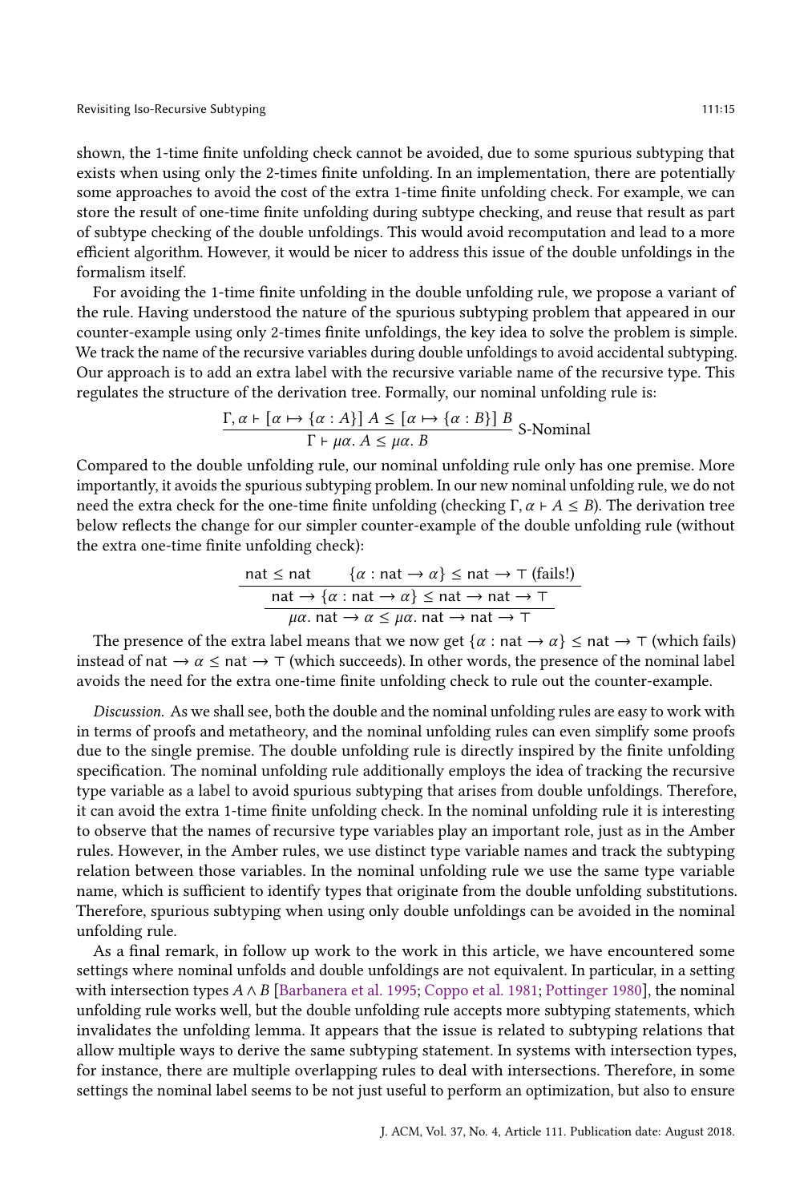shown, the 1-time finite unfolding check cannot be avoided, due to some spurious subtyping that exists when using only the 2-times finite unfolding. In an implementation, there are potentially some approaches to avoid the cost of the extra 1-time finite unfolding check. For example, we can store the result of one-time finite unfolding during subtype checking, and reuse that result as part of subtype checking of the double unfoldings. This would avoid recomputation and lead to a more efficient algorithm. However, it would be nicer to address this issue of the double unfoldings in the formalism itself.

For avoiding the 1-time finite unfolding in the double unfolding rule, we propose a variant of the rule. Having understood the nature of the spurious subtyping problem that appeared in our counter-example using only 2-times finite unfoldings, the key idea to solve the problem is simple. We track the name of the recursive variables during double unfoldings to avoid accidental subtyping. Our approach is to add an extra label with the recursive variable name of the recursive type. This regulates the structure of the derivation tree. Formally, our nominal unfolding rule is:

$$\frac{\Gamma, \alpha \vdash [\alpha \mapsto \{\alpha : A\}]\ A \leq [\alpha \mapsto \{\alpha : B\}]\ B}{\Gamma \vdash \mu\alpha.\ A \leq \mu\alpha.\ B}\ \text{S-Nominal}$$

Compared to the double unfolding rule, our nominal unfolding rule only has one premise. More importantly, it avoids the spurious subtyping problem. In our new nominal unfolding rule, we do not need the extra check for the one-time finite unfolding (checking $\Gamma, \alpha \vdash A \leq B$). The derivation tree below reflects the change for our simpler counter-example of the double unfolding rule (without the extra one-time finite unfolding check):

$$\dfrac{\dfrac{\mathsf{nat} \leq \mathsf{nat} \qquad \{\alpha : \mathsf{nat} \to \alpha\} \leq \mathsf{nat} \to \top \text{ (fails!)}}{\mathsf{nat} \to \{\alpha : \mathsf{nat} \to \alpha\} \leq \mathsf{nat} \to \mathsf{nat} \to \top}}{\mu\alpha.\ \mathsf{nat} \to \alpha \leq \mu\alpha.\ \mathsf{nat} \to \mathsf{nat} \to \top}$$

The presence of the extra label means that we now get $\{\alpha : \mathsf{nat} \to \alpha\} \leq \mathsf{nat} \to \top$ (which fails) instead of $\mathsf{nat} \to \alpha \leq \mathsf{nat} \to \top$ (which succeeds). In other words, the presence of the nominal label avoids the need for the extra one-time finite unfolding check to rule out the counter-example.

*Discussion.* As we shall see, both the double and the nominal unfolding rules are easy to work with in terms of proofs and metatheory, and the nominal unfolding rules can even simplify some proofs due to the single premise. The double unfolding rule is directly inspired by the finite unfolding specification. The nominal unfolding rule additionally employs the idea of tracking the recursive type variable as a label to avoid spurious subtyping that arises from double unfoldings. Therefore, it can avoid the extra 1-time finite unfolding check. In the nominal unfolding rule it is interesting to observe that the names of recursive type variables play an important role, just as in the Amber rules. However, in the Amber rules, we use distinct type variable names and track the subtyping relation between those variables. In the nominal unfolding rule we use the same type variable name, which is sufficient to identify types that originate from the double unfolding substitutions. Therefore, spurious subtyping when using only double unfoldings can be avoided in the nominal unfolding rule.

As a final remark, in follow up work to the work in this article, we have encountered some settings where nominal unfolds and double unfoldings are not equivalent. In particular, in a setting with intersection types $A \wedge B$ [Barbanera et al. 1995; Coppo et al. 1981; Pottinger 1980], the nominal unfolding rule works well, but the double unfolding rule accepts more subtyping statements, which invalidates the unfolding lemma. It appears that the issue is related to subtyping relations that allow multiple ways to derive the same subtyping statement. In systems with intersection types, for instance, there are multiple overlapping rules to deal with intersections. Therefore, in some settings the nominal label seems to be not just useful to perform an optimization, but also to ensure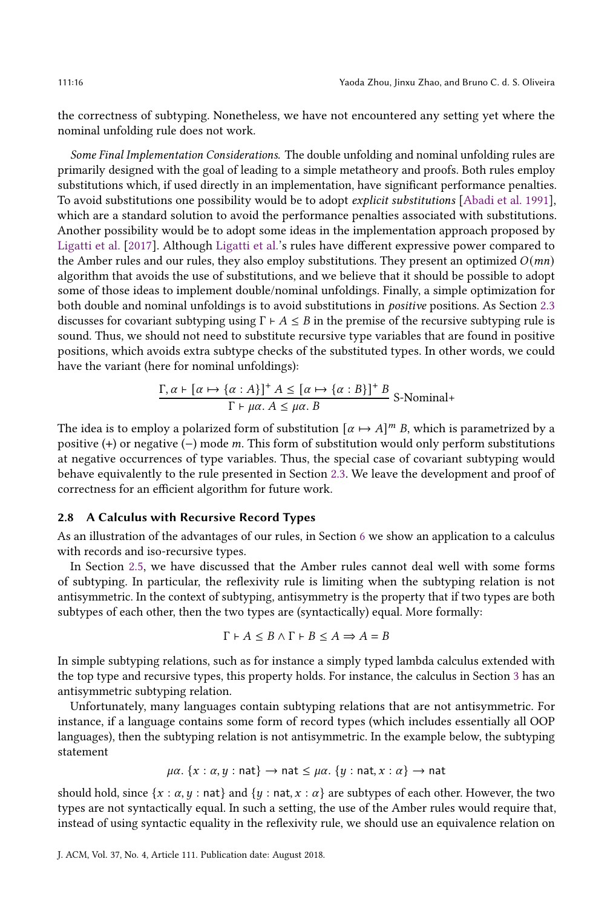the correctness of subtyping. Nonetheless, we have not encountered any setting yet where the nominal unfolding rule does not work.

*Some Final Implementation Considerations.* The double unfolding and nominal unfolding rules are primarily designed with the goal of leading to a simple metatheory and proofs. Both rules employ substitutions which, if used directly in an implementation, have significant performance penalties. To avoid substitutions one possibility would be to adopt *explicit substitutions* [Abadi et al. 1991], which are a standard solution to avoid the performance penalties associated with substitutions. Another possibility would be to adopt some ideas in the implementation approach proposed by Ligatti et al. [2017]. Although Ligatti et al.'s rules have different expressive power compared to the Amber rules and our rules, they also employ substitutions. They present an optimized $O(mn)$ algorithm that avoids the use of substitutions, and we believe that it should be possible to adopt some of those ideas to implement double/nominal unfoldings. Finally, a simple optimization for both double and nominal unfoldings is to avoid substitutions in *positive* positions. As Section 2.3 discusses for covariant subtyping using $\Gamma \vdash A \leq B$ in the premise of the recursive subtyping rule is sound. Thus, we should not need to substitute recursive type variables that are found in positive positions, which avoids extra subtype checks of the substituted types. In other words, we could have the variant (here for nominal unfoldings):

$$\frac{\Gamma, \alpha \vdash [\alpha \mapsto \{\alpha : A\}]^{+} A \leq [\alpha \mapsto \{\alpha : B\}]^{+} B}{\Gamma \vdash \mu\alpha.\ A \leq \mu\alpha.\ B} \text{ S-Nominal+}$$

The idea is to employ a polarized form of substitution $[\alpha \mapsto A]^{m} B$, which is parametrized by a positive (+) or negative (−) mode $m$. This form of substitution would only perform substitutions at negative occurrences of type variables. Thus, the special case of covariant subtyping would behave equivalently to the rule presented in Section 2.3. We leave the development and proof of correctness for an efficient algorithm for future work.

### 2.8 A Calculus with Recursive Record Types

As an illustration of the advantages of our rules, in Section 6 we show an application to a calculus with records and iso-recursive types.

In Section 2.5, we have discussed that the Amber rules cannot deal well with some forms of subtyping. In particular, the reflexivity rule is limiting when the subtyping relation is not antisymmetric. In the context of subtyping, antisymmetry is the property that if two types are both subtypes of each other, then the two types are (syntactically) equal. More formally:

$$\Gamma \vdash A \leq B \land \Gamma \vdash B \leq A \Rightarrow A = B$$

In simple subtyping relations, such as for instance a simply typed lambda calculus extended with the top type and recursive types, this property holds. For instance, the calculus in Section 3 has an antisymmetric subtyping relation.

Unfortunately, many languages contain subtyping relations that are not antisymmetric. For instance, if a language contains some form of record types (which includes essentially all OOP languages), then the subtyping relation is not antisymmetric. In the example below, the subtyping statement

$$\mu\alpha.\ \{x : \alpha, y : \mathsf{nat}\} \to \mathsf{nat} \leq \mu\alpha.\ \{y : \mathsf{nat}, x : \alpha\} \to \mathsf{nat}$$

should hold, since $\{x : \alpha, y : \mathsf{nat}\}$ and $\{y : \mathsf{nat}, x : \alpha\}$ are subtypes of each other. However, the two types are not syntactically equal. In such a setting, the use of the Amber rules would require that, instead of using syntactic equality in the reflexivity rule, we should use an equivalence relation on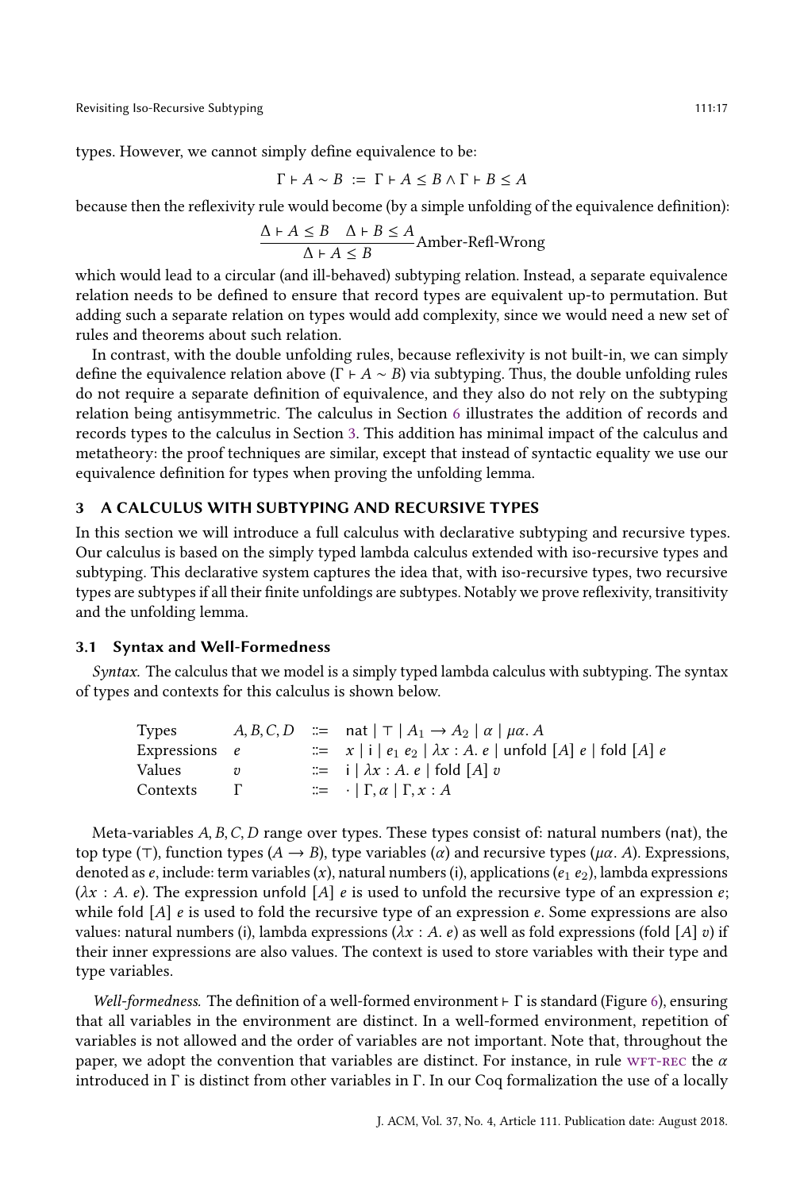types. However, we cannot simply define equivalence to be:

$$\Gamma \vdash A \sim B \ := \ \Gamma \vdash A \leq B \land \Gamma \vdash B \leq A$$

because then the reflexivity rule would become (by a simple unfolding of the equivalence definition):

$$\frac{\Delta \vdash A \leq B \quad \Delta \vdash B \leq A}{\Delta \vdash A \leq B}\text{Amber-Refl-Wrong}$$

which would lead to a circular (and ill-behaved) subtyping relation. Instead, a separate equivalence relation needs to be defined to ensure that record types are equivalent up-to permutation. But adding such a separate relation on types would add complexity, since we would need a new set of rules and theorems about such relation.

In contrast, with the double unfolding rules, because reflexivity is not built-in, we can simply define the equivalence relation above ($\Gamma \vdash A \sim B$) via subtyping. Thus, the double unfolding rules do not require a separate definition of equivalence, and they also do not rely on the subtyping relation being antisymmetric. The calculus in Section 6 illustrates the addition of records and records types to the calculus in Section 3. This addition has minimal impact of the calculus and metatheory: the proof techniques are similar, except that instead of syntactic equality we use our equivalence definition for types when proving the unfolding lemma.

## 3 A CALCULUS WITH SUBTYPING AND RECURSIVE TYPES

In this section we will introduce a full calculus with declarative subtyping and recursive types. Our calculus is based on the simply typed lambda calculus extended with iso-recursive types and subtyping. This declarative system captures the idea that, with iso-recursive types, two recursive types are subtypes if all their finite unfoldings are subtypes. Notably we prove reflexivity, transitivity and the unfolding lemma.

### 3.1 Syntax and Well-Formedness

*Syntax.* The calculus that we model is a simply typed lambda calculus with subtyping. The syntax of types and contexts for this calculus is shown below.

| | | | |
|---|---|---|---|
| Types | $A, B, C, D$ | $::=$ | $\mathsf{nat} \mid \top \mid A_1 \to A_2 \mid \alpha \mid \mu\alpha.\, A$ |
| Expressions | $e$ | $::=$ | $x \mid \mathsf{i} \mid e_1\ e_2 \mid \lambda x : A.\ e \mid \mathsf{unfold}\ [A]\ e \mid \mathsf{fold}\ [A]\ e$ |
| Values | $v$ | $::=$ | $\mathsf{i} \mid \lambda x : A.\ e \mid \mathsf{fold}\ [A]\ v$ |
| Contexts | $\Gamma$ | $::=$ | $\cdot \mid \Gamma, \alpha \mid \Gamma, x : A$ |

Meta-variables $A, B, C, D$ range over types. These types consist of: natural numbers (nat), the top type ($\top$), function types ($A \to B$), type variables ($\alpha$) and recursive types ($\mu\alpha.\, A$). Expressions, denoted as $e$, include: term variables ($x$), natural numbers (i), applications ($e_1\ e_2$), lambda expressions ($\lambda x : A.\ e$). The expression $\mathsf{unfold}\ [A]\ e$ is used to unfold the recursive type of an expression $e$; while $\mathsf{fold}\ [A]\ e$ is used to fold the recursive type of an expression $e$. Some expressions are also values: natural numbers (i), lambda expressions ($\lambda x : A.\ e$) as well as fold expressions ($\mathsf{fold}\ [A]\ v$) if their inner expressions are also values. The context is used to store variables with their type and type variables.

*Well-formedness.* The definition of a well-formed environment $\vdash \Gamma$ is standard (Figure 6), ensuring that all variables in the environment are distinct. In a well-formed environment, repetition of variables is not allowed and the order of variables are not important. Note that, throughout the paper, we adopt the convention that variables are distinct. For instance, in rule WFT-REC the $\alpha$ introduced in $\Gamma$ is distinct from other variables in $\Gamma$. In our Coq formalization the use of a locally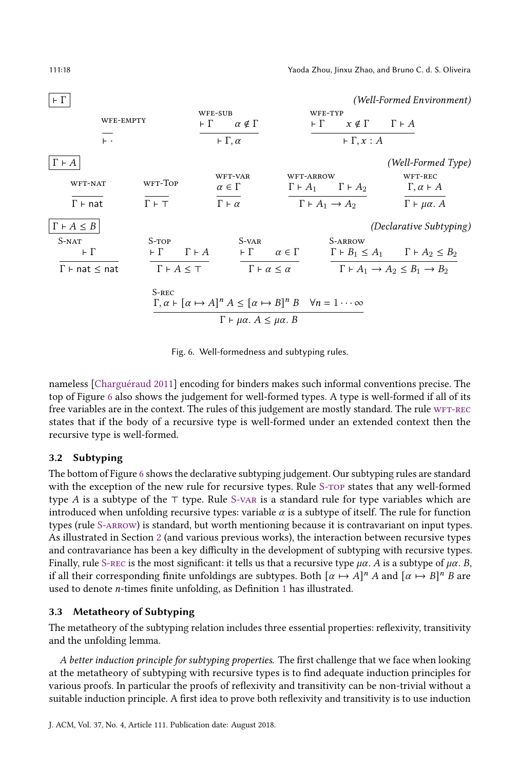$\boxed{\vdash \Gamma}$ *(Well-Formed Environment)*

$$\frac{}{\vdash \cdot}\ \textsc{wfe-empty} \qquad \frac{\vdash \Gamma \quad \alpha \notin \Gamma}{\vdash \Gamma, \alpha}\ \textsc{wfe-sub} \qquad \frac{\vdash \Gamma \quad x \notin \Gamma \quad \Gamma \vdash A}{\vdash \Gamma, x : A}\ \textsc{wfe-typ}$$

$\boxed{\Gamma \vdash A}$ *(Well-Formed Type)*

$$\frac{}{\Gamma \vdash \mathsf{nat}}\ \textsc{wft-nat} \qquad \frac{}{\Gamma \vdash \top}\ \textsc{wft-Top} \qquad \frac{\alpha \in \Gamma}{\Gamma \vdash \alpha}\ \textsc{wft-var} \qquad \frac{\Gamma \vdash A_1 \quad \Gamma \vdash A_2}{\Gamma \vdash A_1 \to A_2}\ \textsc{wft-arrow} \qquad \frac{\Gamma, \alpha \vdash A}{\Gamma \vdash \mu\alpha.\ A}\ \textsc{wft-rec}$$

$\boxed{\Gamma \vdash A \leq B}$ *(Declarative Subtyping)*

$$\frac{\vdash \Gamma}{\Gamma \vdash \mathsf{nat} \leq \mathsf{nat}}\ \textsc{S-nat} \qquad \frac{\vdash \Gamma \quad \Gamma \vdash A}{\Gamma \vdash A \leq \top}\ \textsc{S-top} \qquad \frac{\vdash \Gamma \quad \alpha \in \Gamma}{\Gamma \vdash \alpha \leq \alpha}\ \textsc{S-var} \qquad \frac{\Gamma \vdash B_1 \leq A_1 \quad \Gamma \vdash A_2 \leq B_2}{\Gamma \vdash A_1 \to A_2 \leq B_1 \to B_2}\ \textsc{S-arrow}$$

$$\frac{\Gamma, \alpha \vdash [\alpha \mapsto A]^n\ A \leq [\alpha \mapsto B]^n\ B \quad \forall n = 1 \cdots \infty}{\Gamma \vdash \mu\alpha.\ A \leq \mu\alpha.\ B}\ \textsc{S-rec}$$

Fig. 6. Well-formedness and subtyping rules.

nameless [Charguéraud 2011] encoding for binders makes such informal conventions precise. The top of Figure 6 also shows the judgement for well-formed types. A type is well-formed if all of its free variables are in the context. The rules of this judgement are mostly standard. The rule WFT-REC states that if the body of a recursive type is well-formed under an extended context then the recursive type is well-formed.

### 3.2 Subtyping

The bottom of Figure 6 shows the declarative subtyping judgement. Our subtyping rules are standard with the exception of the new rule for recursive types. Rule S-TOP states that any well-formed type $A$ is a subtype of the $\top$ type. Rule S-VAR is a standard rule for type variables which are introduced when unfolding recursive types: variable $\alpha$ is a subtype of itself. The rule for function types (rule S-ARROW) is standard, but worth mentioning because it is contravariant on input types. As illustrated in Section 2 (and various previous works), the interaction between recursive types and contravariance has been a key difficulty in the development of subtyping with recursive types. Finally, rule S-REC is the most significant: it tells us that a recursive type $\mu\alpha.\ A$ is a subtype of $\mu\alpha.\ B$, if all their corresponding finite unfoldings are subtypes. Both $[\alpha \mapsto A]^n\ A$ and $[\alpha \mapsto B]^n\ B$ are used to denote $n$-times finite unfolding, as Definition 1 has illustrated.

### 3.3 Metatheory of Subtyping

The metatheory of the subtyping relation includes three essential properties: reflexivity, transitivity and the unfolding lemma.

*A better induction principle for subtyping properties.* The first challenge that we face when looking at the metatheory of subtyping with recursive types is to find adequate induction principles for various proofs. In particular the proofs of reflexivity and transitivity can be non-trivial without a suitable induction principle. A first idea to prove both reflexivity and transitivity is to use induction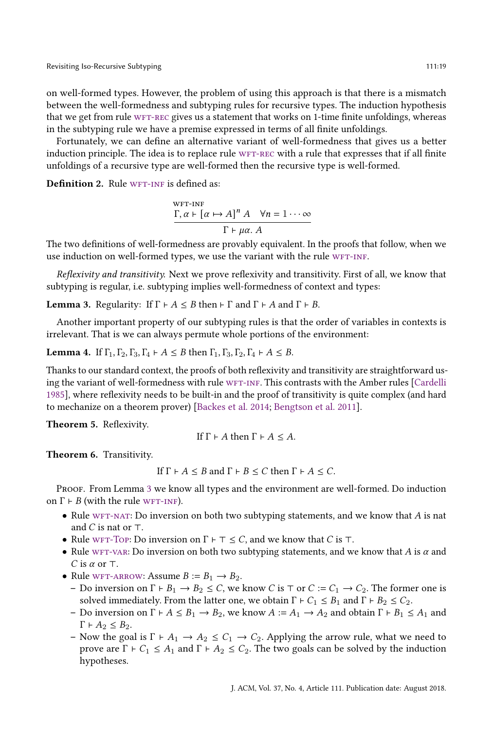on well-formed types. However, the problem of using this approach is that there is a mismatch between the well-formedness and subtyping rules for recursive types. The induction hypothesis that we get from rule WFT-REC gives us a statement that works on 1-time finite unfoldings, whereas in the subtyping rule we have a premise expressed in terms of all finite unfoldings.

Fortunately, we can define an alternative variant of well-formedness that gives us a better induction principle. The idea is to replace rule WFT-REC with a rule that expresses that if all finite unfoldings of a recursive type are well-formed then the recursive type is well-formed.

**Definition 2.** Rule WFT-INF is defined as:

$$\frac{\Gamma, \alpha \vdash [\alpha \mapsto A]^n\, A \quad \forall n = 1 \cdots \infty}{\Gamma \vdash \mu\alpha.\, A}\ \textsc{wft-inf}$$

The two definitions of well-formedness are provably equivalent. In the proofs that follow, when we use induction on well-formed types, we use the variant with the rule WFT-INF.

*Reflexivity and transitivity.* Next we prove reflexivity and transitivity. First of all, we know that subtyping is regular, i.e. subtyping implies well-formedness of context and types:

**Lemma 3.** Regularity: If $\Gamma \vdash A \leq B$ then $\vdash \Gamma$ and $\Gamma \vdash A$ and $\Gamma \vdash B$.

Another important property of our subtyping rules is that the order of variables in contexts is irrelevant. That is we can always permute whole portions of the environment:

**Lemma 4.** If $\Gamma_1, \Gamma_2, \Gamma_3, \Gamma_4 \vdash A \leq B$ then $\Gamma_1, \Gamma_3, \Gamma_2, \Gamma_4 \vdash A \leq B$.

Thanks to our standard context, the proofs of both reflexivity and transitivity are straightforward using the variant of well-formedness with rule WFT-INF. This contrasts with the Amber rules [Cardelli 1985], where reflexivity needs to be built-in and the proof of transitivity is quite complex (and hard to mechanize on a theorem prover) [Backes et al. 2014; Bengtson et al. 2011].

**Theorem 5.** Reflexivity.

$$\text{If } \Gamma \vdash A \text{ then } \Gamma \vdash A \leq A.$$

**Theorem 6.** Transitivity.

$$\text{If } \Gamma \vdash A \leq B \text{ and } \Gamma \vdash B \leq C \text{ then } \Gamma \vdash A \leq C.$$

Proof. From Lemma 3 we know all types and the environment are well-formed. Do induction on $\Gamma \vdash B$ (with the rule WFT-INF).

- Rule WFT-NAT: Do inversion on both two subtyping statements, and we know that $A$ is nat and $C$ is nat or $\top$.
- Rule WFT-TOP: Do inversion on $\Gamma \vdash \top \leq C$, and we know that $C$ is $\top$.
- Rule WFT-VAR: Do inversion on both two subtyping statements, and we know that $A$ is $\alpha$ and $C$ is $\alpha$ or $\top$.
- Rule WFT-ARROW: Assume $B := B_1 \to B_2$.
  - Do inversion on $\Gamma \vdash B_1 \to B_2 \leq C$, we know $C$ is $\top$ or $C := C_1 \to C_2$. The former one is solved immediately. From the latter one, we obtain $\Gamma \vdash C_1 \leq B_1$ and $\Gamma \vdash B_2 \leq C_2$.
  - Do inversion on $\Gamma \vdash A \leq B_1 \to B_2$, we know $A := A_1 \to A_2$ and obtain $\Gamma \vdash B_1 \leq A_1$ and $\Gamma \vdash A_2 \leq B_2$.
  - Now the goal is $\Gamma \vdash A_1 \to A_2 \leq C_1 \to C_2$. Applying the arrow rule, what we need to prove are $\Gamma \vdash C_1 \leq A_1$ and $\Gamma \vdash A_2 \leq C_2$. The two goals can be solved by the induction hypotheses.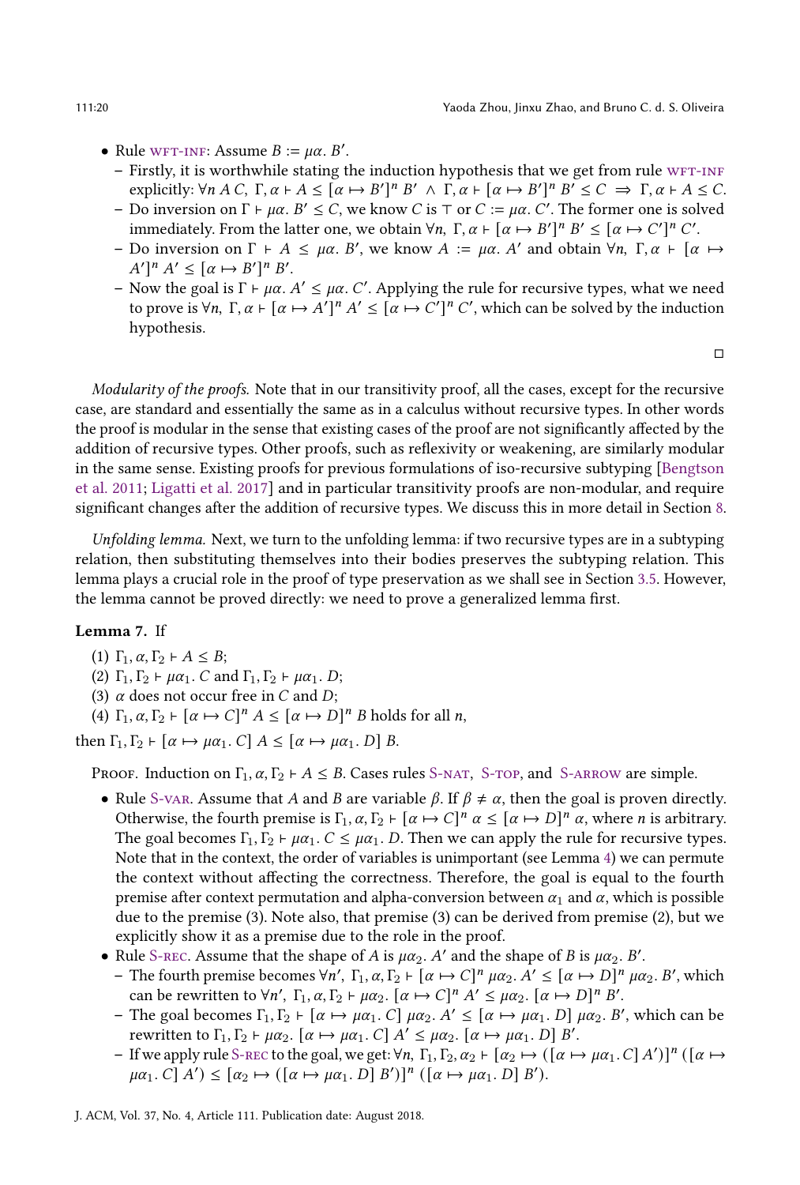- Rule WFT-INF: Assume $B := \mu\alpha.\ B'$.
  - Firstly, it is worthwhile stating the induction hypothesis that we get from rule WFT-INF explicitly: $\forall n\ A\ C,\ \Gamma, \alpha \vdash A \leq [\alpha \mapsto B']^n\ B' \ \wedge\ \Gamma, \alpha \vdash [\alpha \mapsto B']^n\ B' \leq C \ \Rightarrow\ \Gamma, \alpha \vdash A \leq C$.
  - Do inversion on $\Gamma \vdash \mu\alpha.\ B' \leq C$, we know $C$ is $\top$ or $C := \mu\alpha.\ C'$. The former one is solved immediately. From the latter one, we obtain $\forall n,\ \Gamma, \alpha \vdash [\alpha \mapsto B']^n\ B' \leq [\alpha \mapsto C']^n\ C'$.
  - Do inversion on $\Gamma \vdash A \leq \mu\alpha.\ B'$, we know $A := \mu\alpha.\ A'$ and obtain $\forall n,\ \Gamma, \alpha \vdash [\alpha \mapsto A']^n\ A' \leq [\alpha \mapsto B']^n\ B'$.
  - Now the goal is $\Gamma \vdash \mu\alpha.\ A' \leq \mu\alpha.\ C'$. Applying the rule for recursive types, what we need to prove is $\forall n,\ \Gamma, \alpha \vdash [\alpha \mapsto A']^n\ A' \leq [\alpha \mapsto C']^n\ C'$, which can be solved by the induction hypothesis.

□

*Modularity of the proofs.* Note that in our transitivity proof, all the cases, except for the recursive case, are standard and essentially the same as in a calculus without recursive types. In other words the proof is modular in the sense that existing cases of the proof are not significantly affected by the addition of recursive types. Other proofs, such as reflexivity or weakening, are similarly modular in the same sense. Existing proofs for previous formulations of iso-recursive subtyping [Bengtson et al. 2011; Ligatti et al. 2017] and in particular transitivity proofs are non-modular, and require significant changes after the addition of recursive types. We discuss this in more detail in Section 8.

*Unfolding lemma.* Next, we turn to the unfolding lemma: if two recursive types are in a subtyping relation, then substituting themselves into their bodies preserves the subtyping relation. This lemma plays a crucial role in the proof of type preservation as we shall see in Section 3.5. However, the lemma cannot be proved directly: we need to prove a generalized lemma first.

**Lemma 7.** If

(1) $\Gamma_1, \alpha, \Gamma_2 \vdash A \leq B$;
(2) $\Gamma_1, \Gamma_2 \vdash \mu\alpha_1.\ C$ and $\Gamma_1, \Gamma_2 \vdash \mu\alpha_1.\ D$;
(3) $\alpha$ does not occur free in $C$ and $D$;
(4) $\Gamma_1, \alpha, \Gamma_2 \vdash [\alpha \mapsto C]^n\ A \leq [\alpha \mapsto D]^n\ B$ holds for all $n$,

then $\Gamma_1, \Gamma_2 \vdash [\alpha \mapsto \mu\alpha_1.\ C]\ A \leq [\alpha \mapsto \mu\alpha_1.\ D]\ B$.

Proof. Induction on $\Gamma_1, \alpha, \Gamma_2 \vdash A \leq B$. Cases rules S-NAT, S-TOP, and S-ARROW are simple.

- Rule S-VAR. Assume that $A$ and $B$ are variable $\beta$. If $\beta \neq \alpha$, then the goal is proven directly. Otherwise, the fourth premise is $\Gamma_1, \alpha, \Gamma_2 \vdash [\alpha \mapsto C]^n\ \alpha \leq [\alpha \mapsto D]^n\ \alpha$, where $n$ is arbitrary. The goal becomes $\Gamma_1, \Gamma_2 \vdash \mu\alpha_1.\ C \leq \mu\alpha_1.\ D$. Then we can apply the rule for recursive types. Note that in the context, the order of variables is unimportant (see Lemma 4) we can permute the context without affecting the correctness. Therefore, the goal is equal to the fourth premise after context permutation and alpha-conversion between $\alpha_1$ and $\alpha$, which is possible due to the premise (3). Note also, that premise (3) can be derived from premise (2), but we explicitly show it as a premise due to the role in the proof.
- Rule S-REC. Assume that the shape of $A$ is $\mu\alpha_2.\ A'$ and the shape of $B$ is $\mu\alpha_2.\ B'$.
  - The fourth premise becomes $\forall n',\ \Gamma_1, \alpha, \Gamma_2 \vdash [\alpha \mapsto C]^n\ \mu\alpha_2.\ A' \leq [\alpha \mapsto D]^n\ \mu\alpha_2.\ B'$, which can be rewritten to $\forall n',\ \Gamma_1, \alpha, \Gamma_2 \vdash \mu\alpha_2.\ [\alpha \mapsto C]^n\ A' \leq \mu\alpha_2.\ [\alpha \mapsto D]^n\ B'$.
  - The goal becomes $\Gamma_1, \Gamma_2 \vdash [\alpha \mapsto \mu\alpha_1.\ C]\ \mu\alpha_2.\ A' \leq [\alpha \mapsto \mu\alpha_1.\ D]\ \mu\alpha_2.\ B'$, which can be rewritten to $\Gamma_1, \Gamma_2 \vdash \mu\alpha_2.\ [\alpha \mapsto \mu\alpha_1.\ C]\ A' \leq \mu\alpha_2.\ [\alpha \mapsto \mu\alpha_1.\ D]\ B'$.
  - If we apply rule S-REC to the goal, we get: $\forall n,\ \Gamma_1, \Gamma_2, \alpha_2 \vdash [\alpha_2 \mapsto ([\alpha \mapsto \mu\alpha_1.\ C]\ A')]^n\ ([\alpha \mapsto \mu\alpha_1.\ C]\ A') \leq [\alpha_2 \mapsto ([\alpha \mapsto \mu\alpha_1.\ D]\ B')]^n\ ([\alpha \mapsto \mu\alpha_1.\ D]\ B')$.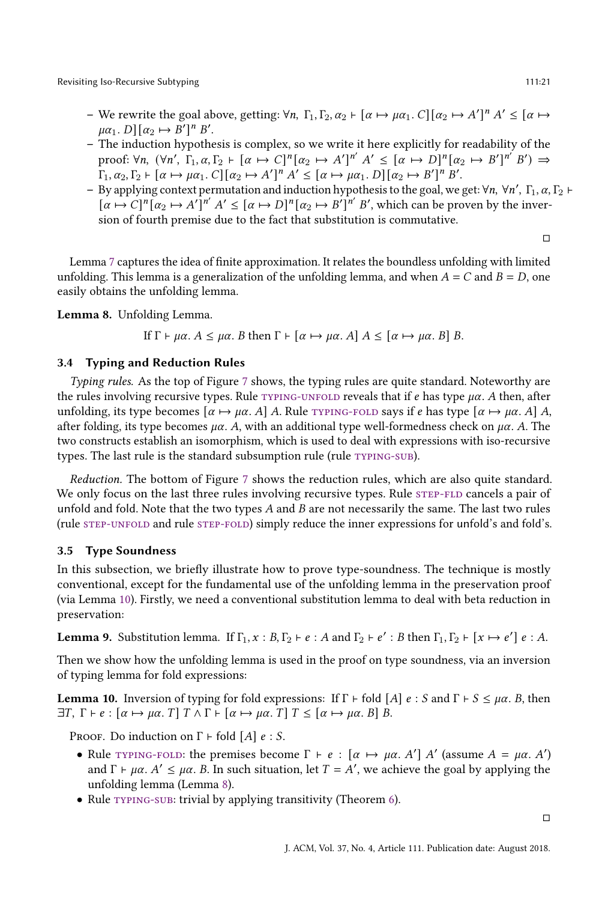- We rewrite the goal above, getting: $\forall n,\ \Gamma_1, \Gamma_2, \alpha_2 \vdash [\alpha \mapsto \mu\alpha_1.\ C][\alpha_2 \mapsto A']^n\ A' \leq [\alpha \mapsto \mu\alpha_1.\ D][\alpha_2 \mapsto B']^n\ B'$.
  - The induction hypothesis is complex, so we write it here explicitly for readability of the proof: $\forall n,\ (\forall n',\ \Gamma_1, \alpha, \Gamma_2 \vdash [\alpha \mapsto C]^n[\alpha_2 \mapsto A']^{n'}\ A' \leq [\alpha \mapsto D]^n[\alpha_2 \mapsto B']^{n'}\ B') \Rightarrow \Gamma_1, \alpha_2, \Gamma_2 \vdash [\alpha \mapsto \mu\alpha_1.\ C][\alpha_2 \mapsto A']^n\ A' \leq [\alpha \mapsto \mu\alpha_1.\ D][\alpha_2 \mapsto B']^n\ B'$.
  - By applying context permutation and induction hypothesis to the goal, we get: $\forall n,\ \forall n',\ \Gamma_1, \alpha, \Gamma_2 \vdash [\alpha \mapsto C]^n[\alpha_2 \mapsto A']^{n'}\ A' \leq [\alpha \mapsto D]^n[\alpha_2 \mapsto B']^{n'}\ B'$, which can be proven by the inversion of fourth premise due to the fact that substitution is commutative.

$\square$

Lemma 7 captures the idea of finite approximation. It relates the boundless unfolding with limited unfolding. This lemma is a generalization of the unfolding lemma, and when $A = C$ and $B = D$, one easily obtains the unfolding lemma.

**Lemma 8.** Unfolding Lemma.

$$\text{If } \Gamma \vdash \mu\alpha.\ A \leq \mu\alpha.\ B \text{ then } \Gamma \vdash [\alpha \mapsto \mu\alpha.\ A]\ A \leq [\alpha \mapsto \mu\alpha.\ B]\ B.$$

### 3.4 Typing and Reduction Rules

*Typing rules.* As the top of Figure 7 shows, the typing rules are quite standard. Noteworthy are the rules involving recursive types. Rule typing-unfold reveals that if $e$ has type $\mu\alpha.\ A$ then, after unfolding, its type becomes $[\alpha \mapsto \mu\alpha.\ A]\ A$. Rule typing-fold says if $e$ has type $[\alpha \mapsto \mu\alpha.\ A]\ A$, after folding, its type becomes $\mu\alpha.\ A$, with an additional type well-formedness check on $\mu\alpha.\ A$. The two constructs establish an isomorphism, which is used to deal with expressions with iso-recursive types. The last rule is the standard subsumption rule (rule typing-sub).

*Reduction.* The bottom of Figure 7 shows the reduction rules, which are also quite standard. We only focus on the last three rules involving recursive types. Rule step-fld cancels a pair of unfold and fold. Note that the two types $A$ and $B$ are not necessarily the same. The last two rules (rule step-unfold and rule step-fold) simply reduce the inner expressions for unfold's and fold's.

### 3.5 Type Soundness

In this subsection, we briefly illustrate how to prove type-soundness. The technique is mostly conventional, except for the fundamental use of the unfolding lemma in the preservation proof (via Lemma 10). Firstly, we need a conventional substitution lemma to deal with beta reduction in preservation:

**Lemma 9.** Substitution lemma. If $\Gamma_1, x : B, \Gamma_2 \vdash e : A$ and $\Gamma_2 \vdash e' : B$ then $\Gamma_1, \Gamma_2 \vdash [x \mapsto e']\ e : A$.

Then we show how the unfolding lemma is used in the proof on type soundness, via an inversion of typing lemma for fold expressions:

**Lemma 10.** Inversion of typing for fold expressions: If $\Gamma \vdash \mathsf{fold}\ [A]\ e : S$ and $\Gamma \vdash S \leq \mu\alpha.\ B$, then $\exists T,\ \Gamma \vdash e : [\alpha \mapsto \mu\alpha.\ T]\ T \wedge \Gamma \vdash [\alpha \mapsto \mu\alpha.\ T]\ T \leq [\alpha \mapsto \mu\alpha.\ B]\ B$.

Proof. Do induction on $\Gamma \vdash \mathsf{fold}\ [A]\ e : S$.

- Rule typing-fold: the premises become $\Gamma \vdash e : [\alpha \mapsto \mu\alpha.\ A']\ A'$ (assume $A = \mu\alpha.\ A'$) and $\Gamma \vdash \mu\alpha.\ A' \leq \mu\alpha.\ B$. In such situation, let $T = A'$, we achieve the goal by applying the unfolding lemma (Lemma 8).
- Rule typing-sub: trivial by applying transitivity (Theorem 6).

$\square$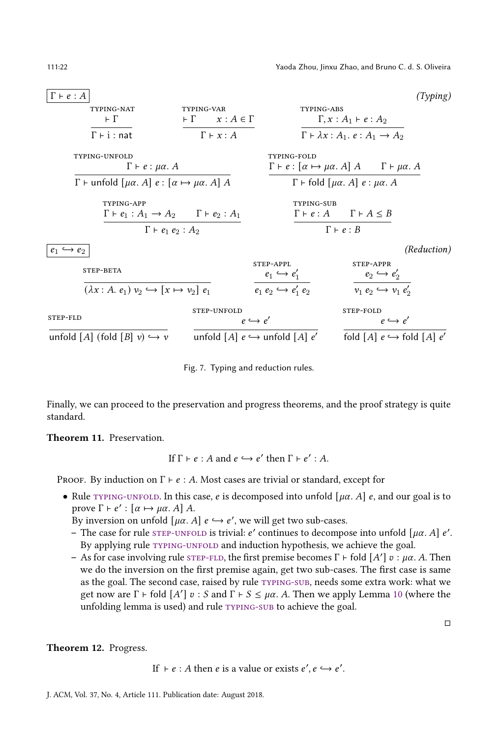$\boxed{\Gamma \vdash e : A}$ *(Typing)*

$$\text{TYPING-NAT}\quad \frac{\vdash \Gamma}{\Gamma \vdash \mathrm{i} : \mathsf{nat}} \qquad \text{TYPING-VAR}\quad \frac{\vdash \Gamma \qquad x : A \in \Gamma}{\Gamma \vdash x : A} \qquad \text{TYPING-ABS}\quad \frac{\Gamma, x : A_1 \vdash e : A_2}{\Gamma \vdash \lambda x : A_1.\ e : A_1 \to A_2}$$

$$\text{TYPING-UNFOLD}\quad \frac{\Gamma \vdash e : \mu\alpha.\ A}{\Gamma \vdash \mathsf{unfold}\ [\mu\alpha.\ A]\ e : [\alpha \mapsto \mu\alpha.\ A]\ A} \qquad \text{TYPING-FOLD}\quad \frac{\Gamma \vdash e : [\alpha \mapsto \mu\alpha.\ A]\ A \qquad \Gamma \vdash \mu\alpha.\ A}{\Gamma \vdash \mathsf{fold}\ [\mu\alpha.\ A]\ e : \mu\alpha.\ A}$$

$$\text{TYPING-APP}\quad \frac{\Gamma \vdash e_1 : A_1 \to A_2 \qquad \Gamma \vdash e_2 : A_1}{\Gamma \vdash e_1\ e_2 : A_2} \qquad \text{TYPING-SUB}\quad \frac{\Gamma \vdash e : A \qquad \Gamma \vdash A \leq B}{\Gamma \vdash e : B}$$

$\boxed{e_1 \hookrightarrow e_2}$ *(Reduction)*

$$\text{STEP-BETA}\quad \frac{}{(\lambda x : A.\ e_1)\ v_2 \hookrightarrow [x \mapsto v_2]\ e_1} \qquad \text{STEP-APPL}\quad \frac{e_1 \hookrightarrow e_1'}{e_1\ e_2 \hookrightarrow e_1'\ e_2} \qquad \text{STEP-APPR}\quad \frac{e_2 \hookrightarrow e_2'}{v_1\ e_2 \hookrightarrow v_1\ e_2'}$$

$$\text{STEP-FLD}\quad \frac{}{\mathsf{unfold}\ [A]\ (\mathsf{fold}\ [B]\ v) \hookrightarrow v} \qquad \text{STEP-UNFOLD}\quad \frac{e \hookrightarrow e'}{\mathsf{unfold}\ [A]\ e \hookrightarrow \mathsf{unfold}\ [A]\ e'} \qquad \text{STEP-FOLD}\quad \frac{e \hookrightarrow e'}{\mathsf{fold}\ [A]\ e \hookrightarrow \mathsf{fold}\ [A]\ e'}$$

Fig. 7. Typing and reduction rules.

Finally, we can proceed to the preservation and progress theorems, and the proof strategy is quite standard.

**Theorem 11.** Preservation.

$$\text{If } \Gamma \vdash e : A \text{ and } e \hookrightarrow e' \text{ then } \Gamma \vdash e' : A.$$

Proof. By induction on $\Gamma \vdash e : A$. Most cases are trivial or standard, except for

- Rule TYPING-UNFOLD. In this case, $e$ is decomposed into unfold $[\mu\alpha.\ A]\ e$, and our goal is to prove $\Gamma \vdash e' : [\alpha \mapsto \mu\alpha.\ A]\ A$.
  By inversion on unfold $[\mu\alpha.\ A]\ e \hookrightarrow e'$, we will get two sub-cases.
  - The case for rule STEP-UNFOLD is trivial: $e'$ continues to decompose into unfold $[\mu\alpha.\ A]\ e'$. By applying rule TYPING-UNFOLD and induction hypothesis, we achieve the goal.
  - As for case involving rule STEP-FLD, the first premise becomes $\Gamma \vdash \mathsf{fold}\ [A']\ v : \mu\alpha.\ A$. Then we do the inversion on the first premise again, get two sub-cases. The first case is same as the goal. The second case, raised by rule TYPING-SUB, needs some extra work: what we get now are $\Gamma \vdash \mathsf{fold}\ [A']\ v : S$ and $\Gamma \vdash S \leq \mu\alpha.\ A$. Then we apply Lemma 10 (where the unfolding lemma is used) and rule TYPING-SUB to achieve the goal.

□

**Theorem 12.** Progress.

$$\text{If } \vdash e : A \text{ then } e \text{ is a value or exists } e', e \hookrightarrow e'.$$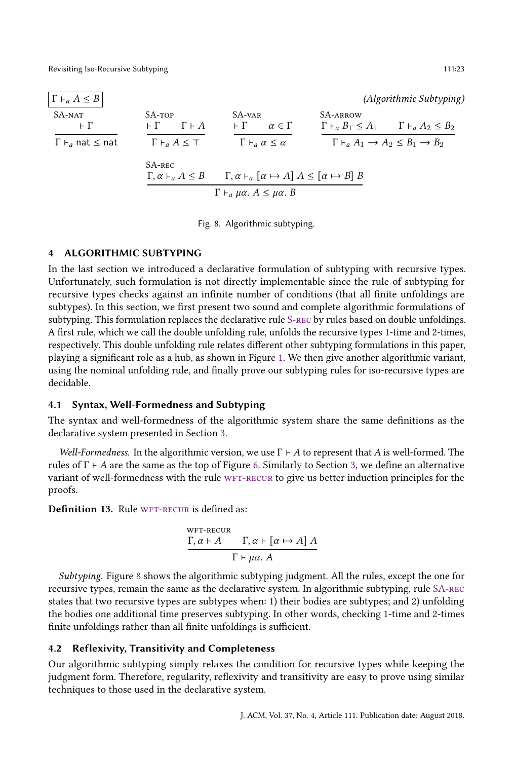$\boxed{\Gamma \vdash_a A \leq B}$ *(Algorithmic Subtyping)*

$$\text{SA-NAT}\ \frac{\vdash \Gamma}{\Gamma \vdash_a \mathsf{nat} \leq \mathsf{nat}} \qquad \text{SA-TOP}\ \frac{\vdash \Gamma \quad \Gamma \vdash A}{\Gamma \vdash_a A \leq \top} \qquad \text{SA-VAR}\ \frac{\vdash \Gamma \quad \alpha \in \Gamma}{\Gamma \vdash_a \alpha \leq \alpha} \qquad \text{SA-ARROW}\ \frac{\Gamma \vdash_a B_1 \leq A_1 \quad \Gamma \vdash_a A_2 \leq B_2}{\Gamma \vdash_a A_1 \to A_2 \leq B_1 \to B_2}$$

$$\text{SA-REC}\ \frac{\Gamma, \alpha \vdash_a A \leq B \qquad \Gamma, \alpha \vdash_a [\alpha \mapsto A]\ A \leq [\alpha \mapsto B]\ B}{\Gamma \vdash_a \mu\alpha.\ A \leq \mu\alpha.\ B}$$

Fig. 8. Algorithmic subtyping.

## 4 ALGORITHMIC SUBTYPING

In the last section we introduced a declarative formulation of subtyping with recursive types. Unfortunately, such formulation is not directly implementable since the rule of subtyping for recursive types checks against an infinite number of conditions (that all finite unfoldings are subtypes). In this section, we first present two sound and complete algorithmic formulations of subtyping. This formulation replaces the declarative rule S-REC by rules based on double unfoldings. A first rule, which we call the double unfolding rule, unfolds the recursive types 1-time and 2-times, respectively. This double unfolding rule relates different other subtyping formulations in this paper, playing a significant role as a hub, as shown in Figure 1. We then give another algorithmic variant, using the nominal unfolding rule, and finally prove our subtyping rules for iso-recursive types are decidable.

### 4.1 Syntax, Well-Formedness and Subtyping

The syntax and well-formedness of the algorithmic system share the same definitions as the declarative system presented in Section 3.

*Well-Formedness.* In the algorithmic version, we use $\Gamma \vdash A$ to represent that $A$ is well-formed. The rules of $\Gamma \vdash A$ are the same as the top of Figure 6. Similarly to Section 3, we define an alternative variant of well-formedness with the rule WFT-RECUR to give us better induction principles for the proofs.

**Definition 13.** Rule WFT-RECUR is defined as:

$$\text{WFT-RECUR}\ \frac{\Gamma, \alpha \vdash A \qquad \Gamma, \alpha \vdash [\alpha \mapsto A]\ A}{\Gamma \vdash \mu\alpha.\ A}$$

*Subtyping.* Figure 8 shows the algorithmic subtyping judgment. All the rules, except the one for recursive types, remain the same as the declarative system. In algorithmic subtyping, rule SA-REC states that two recursive types are subtypes when: 1) their bodies are subtypes; and 2) unfolding the bodies one additional time preserves subtyping. In other words, checking 1-time and 2-times finite unfoldings rather than all finite unfoldings is sufficient.

### 4.2 Reflexivity, Transitivity and Completeness

Our algorithmic subtyping simply relaxes the condition for recursive types while keeping the judgment form. Therefore, regularity, reflexivity and transitivity are easy to prove using similar techniques to those used in the declarative system.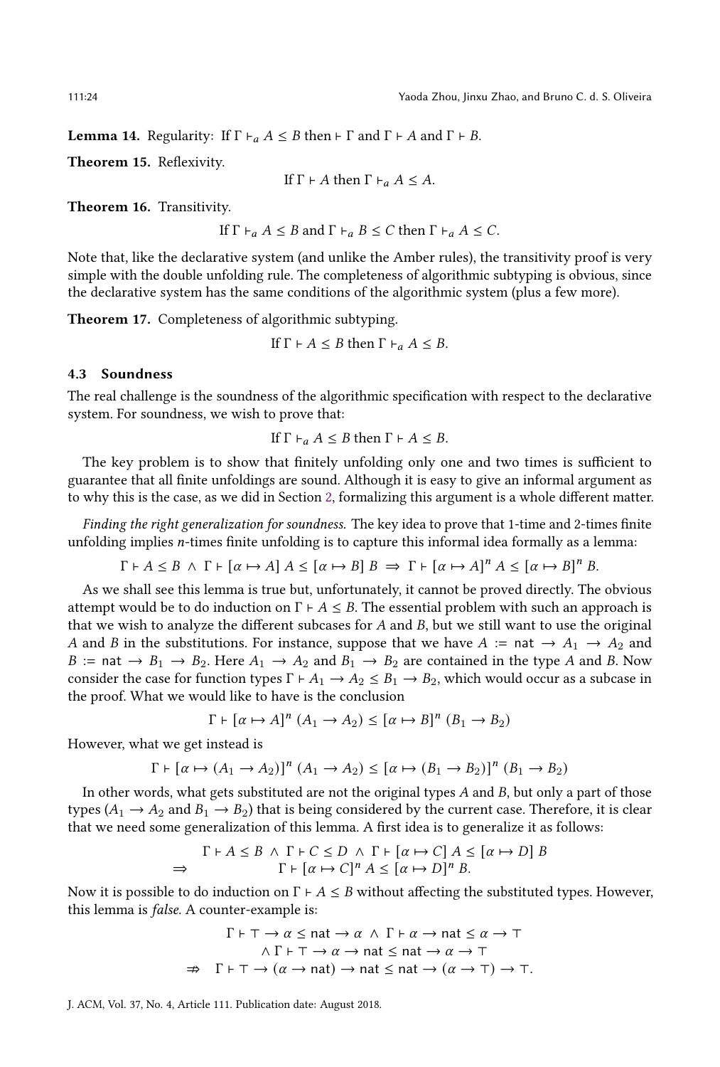**Lemma 14.** Regularity: If $\Gamma \vdash_a A \leq B$ then $\vdash \Gamma$ and $\Gamma \vdash A$ and $\Gamma \vdash B$.

**Theorem 15.** Reflexivity.

$$\text{If } \Gamma \vdash A \text{ then } \Gamma \vdash_a A \leq A.$$

**Theorem 16.** Transitivity.

$$\text{If } \Gamma \vdash_a A \leq B \text{ and } \Gamma \vdash_a B \leq C \text{ then } \Gamma \vdash_a A \leq C.$$

Note that, like the declarative system (and unlike the Amber rules), the transitivity proof is very simple with the double unfolding rule. The completeness of algorithmic subtyping is obvious, since the declarative system has the same conditions of the algorithmic system (plus a few more).

**Theorem 17.** Completeness of algorithmic subtyping.

$$\text{If } \Gamma \vdash A \leq B \text{ then } \Gamma \vdash_a A \leq B.$$

### 4.3 Soundness

The real challenge is the soundness of the algorithmic specification with respect to the declarative system. For soundness, we wish to prove that:

$$\text{If } \Gamma \vdash_a A \leq B \text{ then } \Gamma \vdash A \leq B.$$

The key problem is to show that finitely unfolding only one and two times is sufficient to guarantee that all finite unfoldings are sound. Although it is easy to give an informal argument as to why this is the case, as we did in Section 2, formalizing this argument is a whole different matter.

*Finding the right generalization for soundness.* The key idea to prove that 1-time and 2-times finite unfolding implies $n$-times finite unfolding is to capture this informal idea formally as a lemma:

$$\Gamma \vdash A \leq B \ \wedge\ \Gamma \vdash [\alpha \mapsto A]\ A \leq [\alpha \mapsto B]\ B \ \Rightarrow\ \Gamma \vdash [\alpha \mapsto A]^n\ A \leq [\alpha \mapsto B]^n\ B.$$

As we shall see this lemma is true but, unfortunately, it cannot be proved directly. The obvious attempt would be to do induction on $\Gamma \vdash A \leq B$. The essential problem with such an approach is that we wish to analyze the different subcases for $A$ and $B$, but we still want to use the original $A$ and $B$ in the substitutions. For instance, suppose that we have $A := \mathsf{nat} \to A_1 \to A_2$ and $B := \mathsf{nat} \to B_1 \to B_2$. Here $A_1 \to A_2$ and $B_1 \to B_2$ are contained in the type $A$ and $B$. Now consider the case for function types $\Gamma \vdash A_1 \to A_2 \leq B_1 \to B_2$, which would occur as a subcase in the proof. What we would like to have is the conclusion

$$\Gamma \vdash [\alpha \mapsto A]^n\ (A_1 \to A_2) \leq [\alpha \mapsto B]^n\ (B_1 \to B_2)$$

However, what we get instead is

$$\Gamma \vdash [\alpha \mapsto (A_1 \to A_2)]^n\ (A_1 \to A_2) \leq [\alpha \mapsto (B_1 \to B_2)]^n\ (B_1 \to B_2)$$

In other words, what gets substituted are not the original types $A$ and $B$, but only a part of those types ($A_1 \to A_2$ and $B_1 \to B_2$) that is being considered by the current case. Therefore, it is clear that we need some generalization of this lemma. A first idea is to generalize it as follows:

$$\begin{array}{rc} & \Gamma \vdash A \leq B \ \wedge\ \Gamma \vdash C \leq D \ \wedge\ \Gamma \vdash [\alpha \mapsto C]\ A \leq [\alpha \mapsto D]\ B \\ \Rightarrow & \Gamma \vdash [\alpha \mapsto C]^n\ A \leq [\alpha \mapsto D]^n\ B. \end{array}$$

Now it is possible to do induction on $\Gamma \vdash A \leq B$ without affecting the substituted types. However, this lemma is *false*. A counter-example is:

$$\begin{array}{rc} & \Gamma \vdash \top \to \alpha \leq \mathsf{nat} \to \alpha \ \wedge\ \Gamma \vdash \alpha \to \mathsf{nat} \leq \alpha \to \top \\ & \wedge\ \Gamma \vdash \top \to \alpha \to \mathsf{nat} \leq \mathsf{nat} \to \alpha \to \top \\ \not\Rightarrow & \Gamma \vdash \top \to (\alpha \to \mathsf{nat}) \to \mathsf{nat} \leq \mathsf{nat} \to (\alpha \to \top) \to \top. \end{array}$$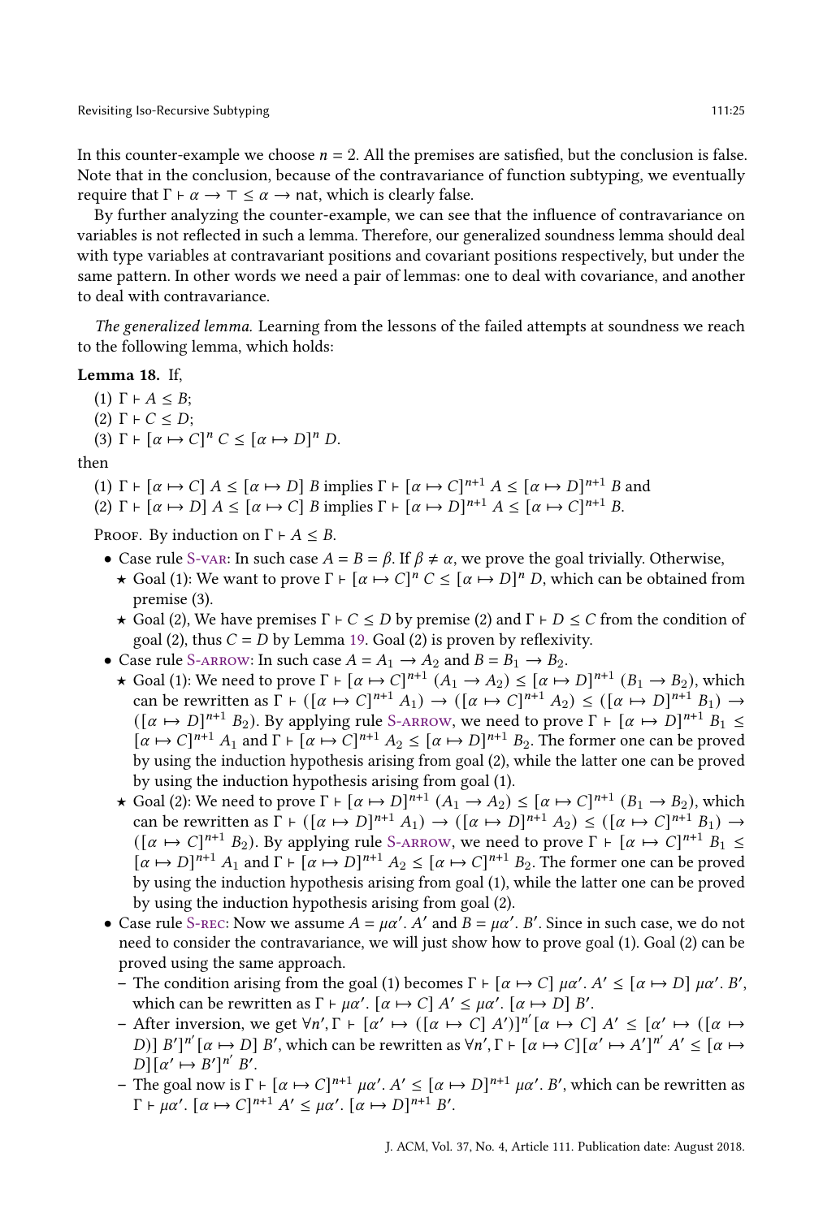In this counter-example we choose $n = 2$. All the premises are satisfied, but the conclusion is false. Note that in the conclusion, because of the contravariance of function subtyping, we eventually require that $\Gamma \vdash \alpha \rightarrow \top \leq \alpha \rightarrow \mathsf{nat}$, which is clearly false.

By further analyzing the counter-example, we can see that the influence of contravariance on variables is not reflected in such a lemma. Therefore, our generalized soundness lemma should deal with type variables at contravariant positions and covariant positions respectively, but under the same pattern. In other words we need a pair of lemmas: one to deal with covariance, and another to deal with contravariance.

*The generalized lemma.* Learning from the lessons of the failed attempts at soundness we reach to the following lemma, which holds:

**Lemma 18.** If,

(1) $\Gamma \vdash A \leq B$;
(2) $\Gamma \vdash C \leq D$;
(3) $\Gamma \vdash [\alpha \mapsto C]^n\, C \leq [\alpha \mapsto D]^n\, D$.

then

(1) $\Gamma \vdash [\alpha \mapsto C]\, A \leq [\alpha \mapsto D]\, B$ implies $\Gamma \vdash [\alpha \mapsto C]^{n+1}\, A \leq [\alpha \mapsto D]^{n+1}\, B$ and
(2) $\Gamma \vdash [\alpha \mapsto D]\, A \leq [\alpha \mapsto C]\, B$ implies $\Gamma \vdash [\alpha \mapsto D]^{n+1}\, A \leq [\alpha \mapsto C]^{n+1}\, B$.

Proof. By induction on $\Gamma \vdash A \leq B$.

- Case rule S-var: In such case $A = B = \beta$. If $\beta \neq \alpha$, we prove the goal trivially. Otherwise,
  - ⋆ Goal (1): We want to prove $\Gamma \vdash [\alpha \mapsto C]^n\, C \leq [\alpha \mapsto D]^n\, D$, which can be obtained from premise (3).
  - ⋆ Goal (2), We have premises $\Gamma \vdash C \leq D$ by premise (2) and $\Gamma \vdash D \leq C$ from the condition of goal (2), thus $C = D$ by Lemma 19. Goal (2) is proven by reflexivity.
- Case rule S-arrow: In such case $A = A_1 \rightarrow A_2$ and $B = B_1 \rightarrow B_2$.
  - ⋆ Goal (1): We need to prove $\Gamma \vdash [\alpha \mapsto C]^{n+1}\, (A_1 \rightarrow A_2) \leq [\alpha \mapsto D]^{n+1}\, (B_1 \rightarrow B_2)$, which can be rewritten as $\Gamma \vdash ([\alpha \mapsto C]^{n+1}\, A_1) \rightarrow ([\alpha \mapsto C]^{n+1}\, A_2) \leq ([\alpha \mapsto D]^{n+1}\, B_1) \rightarrow ([\alpha \mapsto D]^{n+1}\, B_2)$. By applying rule S-arrow, we need to prove $\Gamma \vdash [\alpha \mapsto D]^{n+1}\, B_1 \leq [\alpha \mapsto C]^{n+1}\, A_1$ and $\Gamma \vdash [\alpha \mapsto C]^{n+1}\, A_2 \leq [\alpha \mapsto D]^{n+1}\, B_2$. The former one can be proved by using the induction hypothesis arising from goal (2), while the latter one can be proved by using the induction hypothesis arising from goal (1).
  - ⋆ Goal (2): We need to prove $\Gamma \vdash [\alpha \mapsto D]^{n+1}\, (A_1 \rightarrow A_2) \leq [\alpha \mapsto C]^{n+1}\, (B_1 \rightarrow B_2)$, which can be rewritten as $\Gamma \vdash ([\alpha \mapsto D]^{n+1}\, A_1) \rightarrow ([\alpha \mapsto D]^{n+1}\, A_2) \leq ([\alpha \mapsto C]^{n+1}\, B_1) \rightarrow ([\alpha \mapsto C]^{n+1}\, B_2)$. By applying rule S-arrow, we need to prove $\Gamma \vdash [\alpha \mapsto C]^{n+1}\, B_1 \leq [\alpha \mapsto D]^{n+1}\, A_1$ and $\Gamma \vdash [\alpha \mapsto D]^{n+1}\, A_2 \leq [\alpha \mapsto C]^{n+1}\, B_2$. The former one can be proved by using the induction hypothesis arising from goal (1), while the latter one can be proved by using the induction hypothesis arising from goal (2).
- Case rule S-rec: Now we assume $A = \mu\alpha'.\, A'$ and $B = \mu\alpha'.\, B'$. Since in such case, we do not need to consider the contravariance, we will just show how to prove goal (1). Goal (2) can be proved using the same approach.
  - The condition arising from the goal (1) becomes $\Gamma \vdash [\alpha \mapsto C]\, \mu\alpha'.\, A' \leq [\alpha \mapsto D]\, \mu\alpha'.\, B'$, which can be rewritten as $\Gamma \vdash \mu\alpha'.\, [\alpha \mapsto C]\, A' \leq \mu\alpha'.\, [\alpha \mapsto D]\, B'$.
  - After inversion, we get $\forall n', \Gamma \vdash [\alpha' \mapsto ([\alpha \mapsto C]\, A')]^{n'} [\alpha \mapsto C]\, A' \leq [\alpha' \mapsto ([\alpha \mapsto D)]\, B']^{n'} [\alpha \mapsto D]\, B'$, which can be rewritten as $\forall n', \Gamma \vdash [\alpha \mapsto C][\alpha' \mapsto A']^{n'}\, A' \leq [\alpha \mapsto D][\alpha' \mapsto B']^{n'}\, B'$.
  - The goal now is $\Gamma \vdash [\alpha \mapsto C]^{n+1}\, \mu\alpha'.\, A' \leq [\alpha \mapsto D]^{n+1}\, \mu\alpha'.\, B'$, which can be rewritten as $\Gamma \vdash \mu\alpha'.\, [\alpha \mapsto C]^{n+1}\, A' \leq \mu\alpha'.\, [\alpha \mapsto D]^{n+1}\, B'$.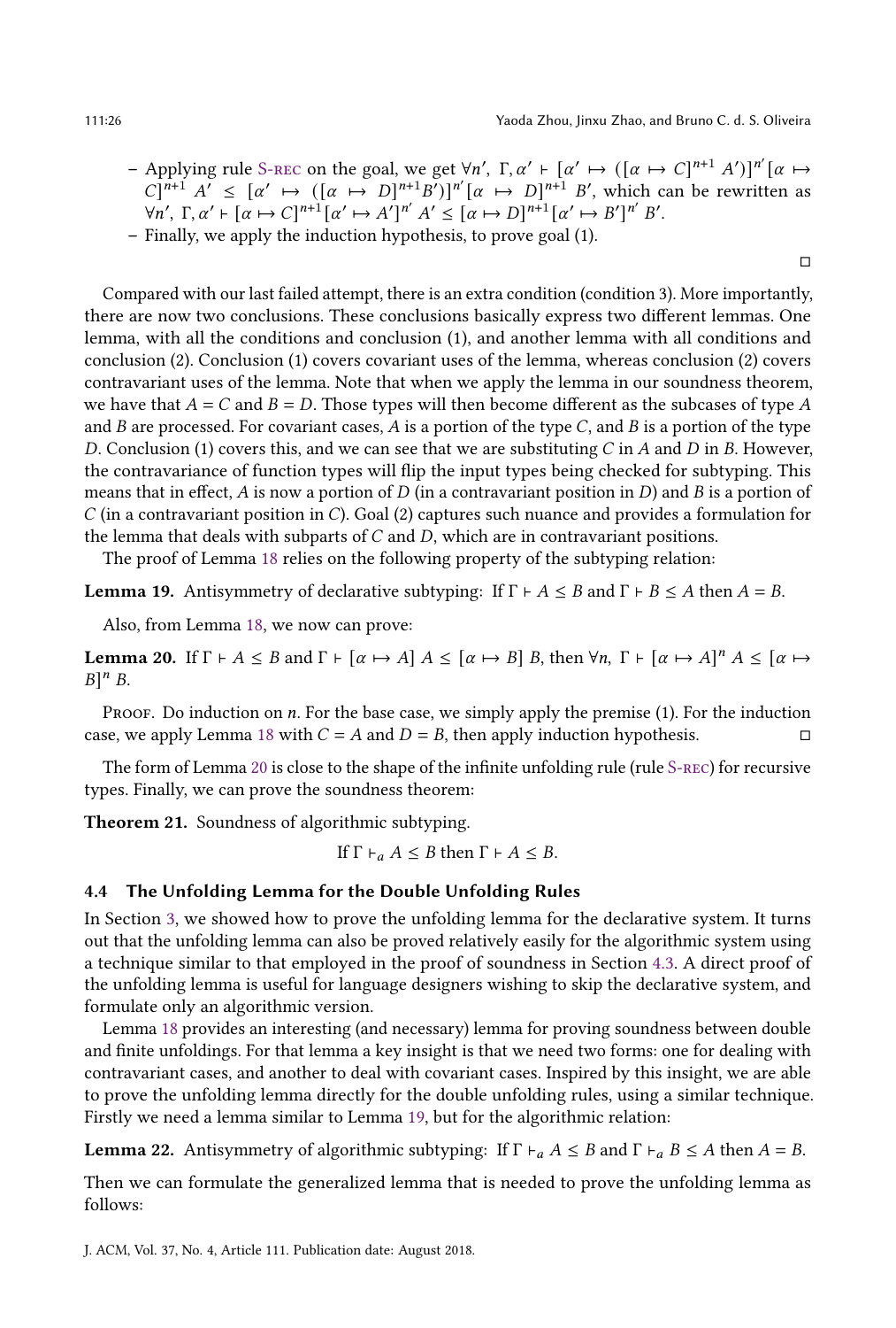– Applying rule S-rec on the goal, we get $\forall n',\ \Gamma, \alpha' \vdash [\alpha' \mapsto ([\alpha \mapsto C]^{n+1} A')]^{n'} [\alpha \mapsto C]^{n+1} A' \leq [\alpha' \mapsto ([\alpha \mapsto D]^{n+1} B')]^{n'} [\alpha \mapsto D]^{n+1} B'$, which can be rewritten as $\forall n',\ \Gamma, \alpha' \vdash [\alpha \mapsto C]^{n+1} [\alpha' \mapsto A']^{n'} A' \leq [\alpha \mapsto D]^{n+1} [\alpha' \mapsto B']^{n'} B'$.

– Finally, we apply the induction hypothesis, to prove goal (1).

□

Compared with our last failed attempt, there is an extra condition (condition 3). More importantly, there are now two conclusions. These conclusions basically express two different lemmas. One lemma, with all the conditions and conclusion (1), and another lemma with all conditions and conclusion (2). Conclusion (1) covers covariant uses of the lemma, whereas conclusion (2) covers contravariant uses of the lemma. Note that when we apply the lemma in our soundness theorem, we have that $A = C$ and $B = D$. Those types will then become different as the subcases of type $A$ and $B$ are processed. For covariant cases, $A$ is a portion of the type $C$, and $B$ is a portion of the type $D$. Conclusion (1) covers this, and we can see that we are substituting $C$ in $A$ and $D$ in $B$. However, the contravariance of function types will flip the input types being checked for subtyping. This means that in effect, $A$ is now a portion of $D$ (in a contravariant position in $D$) and $B$ is a portion of $C$ (in a contravariant position in $C$). Goal (2) captures such nuance and provides a formulation for the lemma that deals with subparts of $C$ and $D$, which are in contravariant positions.

The proof of Lemma 18 relies on the following property of the subtyping relation:

**Lemma 19.** *Antisymmetry of declarative subtyping: If $\Gamma \vdash A \leq B$ and $\Gamma \vdash B \leq A$ then $A = B$.*

Also, from Lemma 18, we now can prove:

**Lemma 20.** *If $\Gamma \vdash A \leq B$ and $\Gamma \vdash [\alpha \mapsto A]\ A \leq [\alpha \mapsto B]\ B$, then $\forall n,\ \Gamma \vdash [\alpha \mapsto A]^n\ A \leq [\alpha \mapsto B]^n\ B$.*

Proof. Do induction on $n$. For the base case, we simply apply the premise (1). For the induction case, we apply Lemma 18 with $C = A$ and $D = B$, then apply induction hypothesis. □

The form of Lemma 20 is close to the shape of the infinite unfolding rule (rule S-rec) for recursive types. Finally, we can prove the soundness theorem:

**Theorem 21.** *Soundness of algorithmic subtyping.*

$$\text{If } \Gamma \vdash_a A \leq B \text{ then } \Gamma \vdash A \leq B.$$

### 4.4 The Unfolding Lemma for the Double Unfolding Rules

In Section 3, we showed how to prove the unfolding lemma for the declarative system. It turns out that the unfolding lemma can also be proved relatively easily for the algorithmic system using a technique similar to that employed in the proof of soundness in Section 4.3. A direct proof of the unfolding lemma is useful for language designers wishing to skip the declarative system, and formulate only an algorithmic version.

Lemma 18 provides an interesting (and necessary) lemma for proving soundness between double and finite unfoldings. For that lemma a key insight is that we need two forms: one for dealing with contravariant cases, and another to deal with covariant cases. Inspired by this insight, we are able to prove the unfolding lemma directly for the double unfolding rules, using a similar technique. Firstly we need a lemma similar to Lemma 19, but for the algorithmic relation:

**Lemma 22.** *Antisymmetry of algorithmic subtyping: If $\Gamma \vdash_a A \leq B$ and $\Gamma \vdash_a B \leq A$ then $A = B$.*

Then we can formulate the generalized lemma that is needed to prove the unfolding lemma as follows: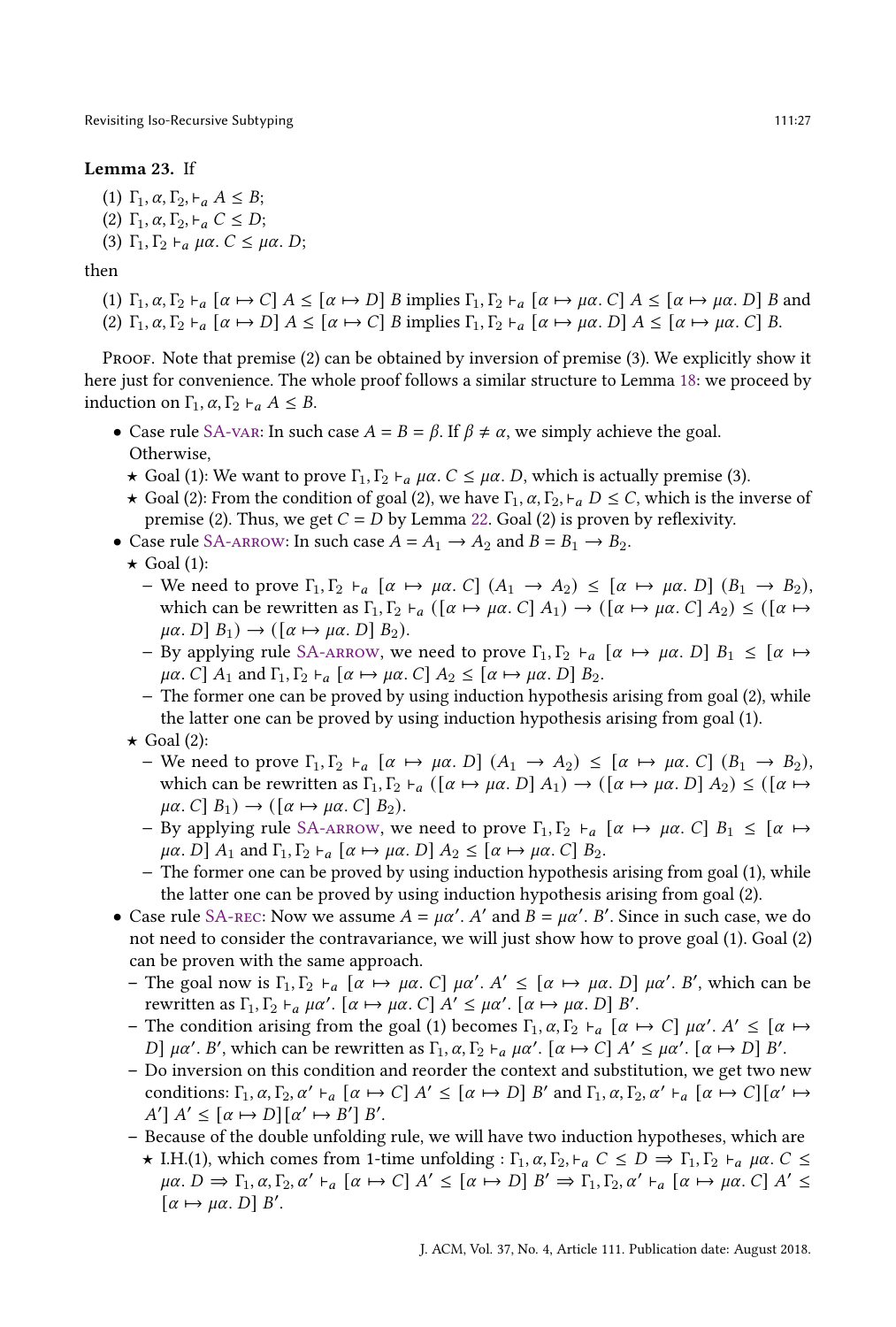**Lemma 23.** If

(1) $\Gamma_1, \alpha, \Gamma_2, \vdash_a A \leq B$;
(2) $\Gamma_1, \alpha, \Gamma_2, \vdash_a C \leq D$;
(3) $\Gamma_1, \Gamma_2 \vdash_a \mu\alpha.\ C \leq \mu\alpha.\ D$;

then

(1) $\Gamma_1, \alpha, \Gamma_2 \vdash_a [\alpha \mapsto C]\ A \leq [\alpha \mapsto D]\ B$ implies $\Gamma_1, \Gamma_2 \vdash_a [\alpha \mapsto \mu\alpha.\ C]\ A \leq [\alpha \mapsto \mu\alpha.\ D]\ B$ and
(2) $\Gamma_1, \alpha, \Gamma_2 \vdash_a [\alpha \mapsto D]\ A \leq [\alpha \mapsto C]\ B$ implies $\Gamma_1, \Gamma_2 \vdash_a [\alpha \mapsto \mu\alpha.\ D]\ A \leq [\alpha \mapsto \mu\alpha.\ C]\ B$.

Proof. Note that premise (2) can be obtained by inversion of premise (3). We explicitly show it here just for convenience. The whole proof follows a similar structure to Lemma 18: we proceed by induction on $\Gamma_1, \alpha, \Gamma_2 \vdash_a A \leq B$.

- Case rule SA-var: In such case $A = B = \beta$. If $\beta \neq \alpha$, we simply achieve the goal. Otherwise,
  - ⋆ Goal (1): We want to prove $\Gamma_1, \Gamma_2 \vdash_a \mu\alpha.\ C \leq \mu\alpha.\ D$, which is actually premise (3).
  - ⋆ Goal (2): From the condition of goal (2), we have $\Gamma_1, \alpha, \Gamma_2, \vdash_a D \leq C$, which is the inverse of premise (2). Thus, we get $C = D$ by Lemma 22. Goal (2) is proven by reflexivity.
- Case rule SA-arrow: In such case $A = A_1 \to A_2$ and $B = B_1 \to B_2$.
  - ⋆ Goal (1):
    - We need to prove $\Gamma_1, \Gamma_2 \vdash_a [\alpha \mapsto \mu\alpha.\ C]\ (A_1 \to A_2) \leq [\alpha \mapsto \mu\alpha.\ D]\ (B_1 \to B_2)$, which can be rewritten as $\Gamma_1, \Gamma_2 \vdash_a ([\alpha \mapsto \mu\alpha.\ C]\ A_1) \to ([\alpha \mapsto \mu\alpha.\ C]\ A_2) \leq ([\alpha \mapsto \mu\alpha.\ D]\ B_1) \to ([\alpha \mapsto \mu\alpha.\ D]\ B_2)$.
    - By applying rule SA-arrow, we need to prove $\Gamma_1, \Gamma_2 \vdash_a [\alpha \mapsto \mu\alpha.\ D]\ B_1 \leq [\alpha \mapsto \mu\alpha.\ C]\ A_1$ and $\Gamma_1, \Gamma_2 \vdash_a [\alpha \mapsto \mu\alpha.\ C]\ A_2 \leq [\alpha \mapsto \mu\alpha.\ D]\ B_2$.
    - The former one can be proved by using induction hypothesis arising from goal (2), while the latter one can be proved by using induction hypothesis arising from goal (1).
  - ⋆ Goal (2):
    - We need to prove $\Gamma_1, \Gamma_2 \vdash_a [\alpha \mapsto \mu\alpha.\ D]\ (A_1 \to A_2) \leq [\alpha \mapsto \mu\alpha.\ C]\ (B_1 \to B_2)$, which can be rewritten as $\Gamma_1, \Gamma_2 \vdash_a ([\alpha \mapsto \mu\alpha.\ D]\ A_1) \to ([\alpha \mapsto \mu\alpha.\ D]\ A_2) \leq ([\alpha \mapsto \mu\alpha.\ C]\ B_1) \to ([\alpha \mapsto \mu\alpha.\ C]\ B_2)$.
    - By applying rule SA-arrow, we need to prove $\Gamma_1, \Gamma_2 \vdash_a [\alpha \mapsto \mu\alpha.\ C]\ B_1 \leq [\alpha \mapsto \mu\alpha.\ D]\ A_1$ and $\Gamma_1, \Gamma_2 \vdash_a [\alpha \mapsto \mu\alpha.\ D]\ A_2 \leq [\alpha \mapsto \mu\alpha.\ C]\ B_2$.
    - The former one can be proved by using induction hypothesis arising from goal (1), while the latter one can be proved by using induction hypothesis arising from goal (2).
- Case rule SA-rec: Now we assume $A = \mu\alpha'.\ A'$ and $B = \mu\alpha'.\ B'$. Since in such case, we do not need to consider the contravariance, we will just show how to prove goal (1). Goal (2) can be proven with the same approach.
  - The goal now is $\Gamma_1, \Gamma_2 \vdash_a [\alpha \mapsto \mu\alpha.\ C]\ \mu\alpha'.\ A' \leq [\alpha \mapsto \mu\alpha.\ D]\ \mu\alpha'.\ B'$, which can be rewritten as $\Gamma_1, \Gamma_2 \vdash_a \mu\alpha'.\ [\alpha \mapsto \mu\alpha.\ C]\ A' \leq \mu\alpha'.\ [\alpha \mapsto \mu\alpha.\ D]\ B'$.
  - The condition arising from the goal (1) becomes $\Gamma_1, \alpha, \Gamma_2 \vdash_a [\alpha \mapsto C]\ \mu\alpha'.\ A' \leq [\alpha \mapsto D]\ \mu\alpha'.\ B'$, which can be rewritten as $\Gamma_1, \alpha, \Gamma_2 \vdash_a \mu\alpha'.\ [\alpha \mapsto C]\ A' \leq \mu\alpha'.\ [\alpha \mapsto D]\ B'$.
  - Do inversion on this condition and reorder the context and substitution, we get two new conditions: $\Gamma_1, \alpha, \Gamma_2, \alpha' \vdash_a [\alpha \mapsto C]\ A' \leq [\alpha \mapsto D]\ B'$ and $\Gamma_1, \alpha, \Gamma_2, \alpha' \vdash_a [\alpha \mapsto C][\alpha' \mapsto A']\ A' \leq [\alpha \mapsto D][\alpha' \mapsto B']\ B'$.
  - Because of the double unfolding rule, we will have two induction hypotheses, which are
    - ⋆ I.H.(1), which comes from 1-time unfolding : $\Gamma_1, \alpha, \Gamma_2, \vdash_a C \leq D \Rightarrow \Gamma_1, \Gamma_2 \vdash_a \mu\alpha.\ C \leq \mu\alpha.\ D \Rightarrow \Gamma_1, \alpha, \Gamma_2, \alpha' \vdash_a [\alpha \mapsto C]\ A' \leq [\alpha \mapsto D]\ B' \Rightarrow \Gamma_1, \Gamma_2, \alpha' \vdash_a [\alpha \mapsto \mu\alpha.\ C]\ A' \leq [\alpha \mapsto \mu\alpha.\ D]\ B'$.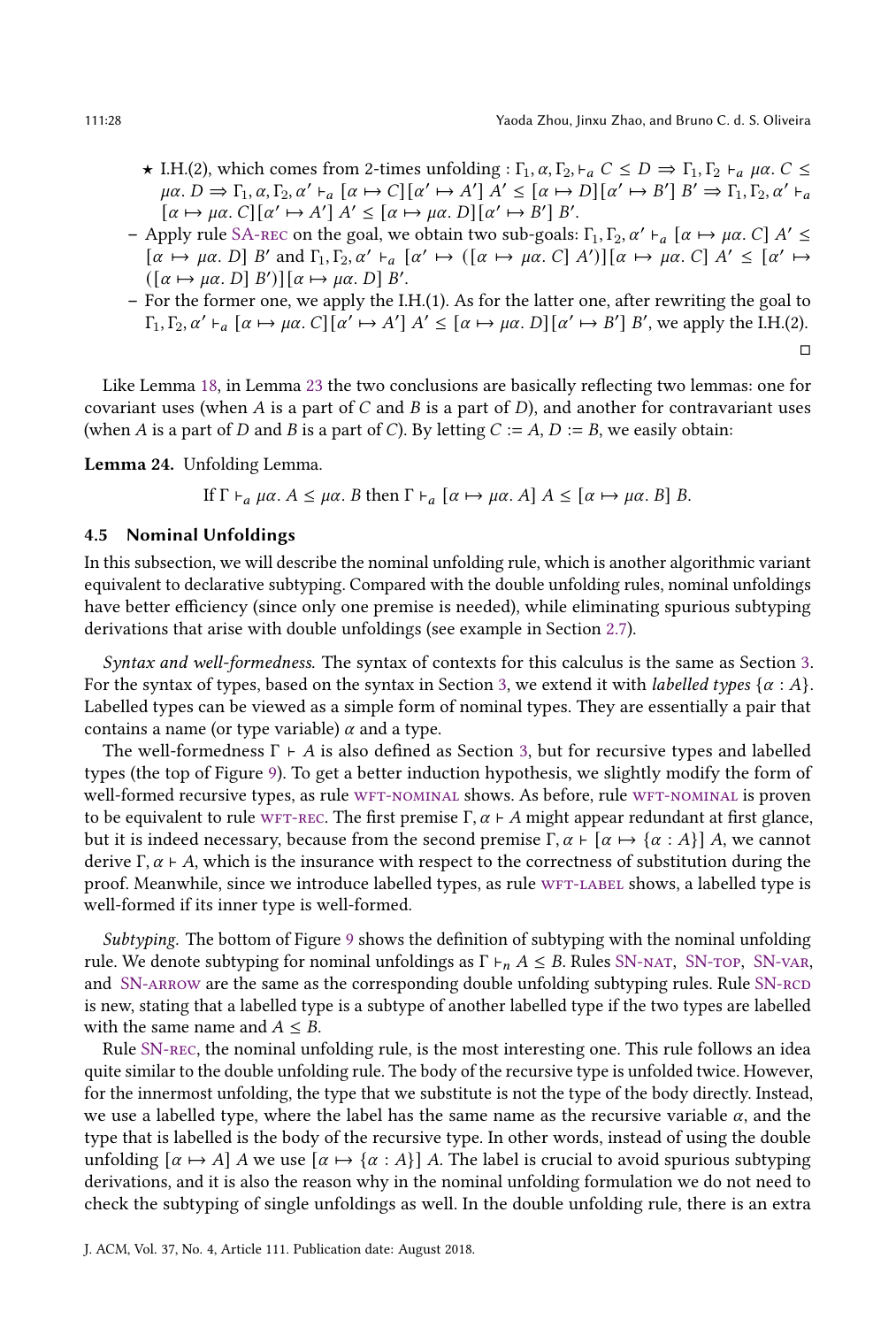- ⋆ I.H.(2), which comes from 2-times unfolding : $\Gamma_1, \alpha, \Gamma_2, \vdash_a C \leq D \Rightarrow \Gamma_1, \Gamma_2 \vdash_a \mu\alpha.\, C \leq \mu\alpha.\, D \Rightarrow \Gamma_1, \alpha, \Gamma_2, \alpha' \vdash_a [\alpha \mapsto C][\alpha' \mapsto A']\, A' \leq [\alpha \mapsto D][\alpha' \mapsto B']\, B' \Rightarrow \Gamma_1, \Gamma_2, \alpha' \vdash_a [\alpha \mapsto \mu\alpha.\, C][\alpha' \mapsto A']\, A' \leq [\alpha \mapsto \mu\alpha.\, D][\alpha' \mapsto B']\, B'$.
- Apply rule SA-REC on the goal, we obtain two sub-goals: $\Gamma_1, \Gamma_2, \alpha' \vdash_a [\alpha \mapsto \mu\alpha.\, C]\, A' \leq [\alpha \mapsto \mu\alpha.\, D]\, B'$ and $\Gamma_1, \Gamma_2, \alpha' \vdash_a [\alpha' \mapsto ([\alpha \mapsto \mu\alpha.\, C]\, A')][\alpha \mapsto \mu\alpha.\, C]\, A' \leq [\alpha' \mapsto ([\alpha \mapsto \mu\alpha.\, D]\, B')][\alpha \mapsto \mu\alpha.\, D]\, B'$.
- For the former one, we apply the I.H.(1). As for the latter one, after rewriting the goal to $\Gamma_1, \Gamma_2, \alpha' \vdash_a [\alpha \mapsto \mu\alpha.\, C][\alpha' \mapsto A']\, A' \leq [\alpha \mapsto \mu\alpha.\, D][\alpha' \mapsto B']\, B'$, we apply the I.H.(2).

□

Like Lemma 18, in Lemma 23 the two conclusions are basically reflecting two lemmas: one for covariant uses (when $A$ is a part of $C$ and $B$ is a part of $D$), and another for contravariant uses (when $A$ is a part of $D$ and $B$ is a part of $C$). By letting $C := A$, $D := B$, we easily obtain:

**Lemma 24.** Unfolding Lemma.

$$\text{If } \Gamma \vdash_a \mu\alpha.\, A \leq \mu\alpha.\, B \text{ then } \Gamma \vdash_a [\alpha \mapsto \mu\alpha.\, A]\, A \leq [\alpha \mapsto \mu\alpha.\, B]\, B.$$

### 4.5 Nominal Unfoldings

In this subsection, we will describe the nominal unfolding rule, which is another algorithmic variant equivalent to declarative subtyping. Compared with the double unfolding rules, nominal unfoldings have better efficiency (since only one premise is needed), while eliminating spurious subtyping derivations that arise with double unfoldings (see example in Section 2.7).

*Syntax and well-formedness.* The syntax of contexts for this calculus is the same as Section 3. For the syntax of types, based on the syntax in Section 3, we extend it with *labelled types* $\{\alpha : A\}$. Labelled types can be viewed as a simple form of nominal types. They are essentially a pair that contains a name (or type variable) $\alpha$ and a type.

The well-formedness $\Gamma \vdash A$ is also defined as Section 3, but for recursive types and labelled types (the top of Figure 9). To get a better induction hypothesis, we slightly modify the form of well-formed recursive types, as rule WFT-NOMINAL shows. As before, rule WFT-NOMINAL is proven to be equivalent to rule WFT-REC. The first premise $\Gamma, \alpha \vdash A$ might appear redundant at first glance, but it is indeed necessary, because from the second premise $\Gamma, \alpha \vdash [\alpha \mapsto \{\alpha : A\}]\, A$, we cannot derive $\Gamma, \alpha \vdash A$, which is the insurance with respect to the correctness of substitution during the proof. Meanwhile, since we introduce labelled types, as rule WFT-LABEL shows, a labelled type is well-formed if its inner type is well-formed.

*Subtyping.* The bottom of Figure 9 shows the definition of subtyping with the nominal unfolding rule. We denote subtyping for nominal unfoldings as $\Gamma \vdash_n A \leq B$. Rules SN-NAT, SN-TOP, SN-VAR, and SN-ARROW are the same as the corresponding double unfolding subtyping rules. Rule SN-RCD is new, stating that a labelled type is a subtype of another labelled type if the two types are labelled with the same name and $A \leq B$.

Rule SN-REC, the nominal unfolding rule, is the most interesting one. This rule follows an idea quite similar to the double unfolding rule. The body of the recursive type is unfolded twice. However, for the innermost unfolding, the type that we substitute is not the type of the body directly. Instead, we use a labelled type, where the label has the same name as the recursive variable $\alpha$, and the type that is labelled is the body of the recursive type. In other words, instead of using the double unfolding $[\alpha \mapsto A]\, A$ we use $[\alpha \mapsto \{\alpha : A\}]\, A$. The label is crucial to avoid spurious subtyping derivations, and it is also the reason why in the nominal unfolding formulation we do not need to check the subtyping of single unfoldings as well. In the double unfolding rule, there is an extra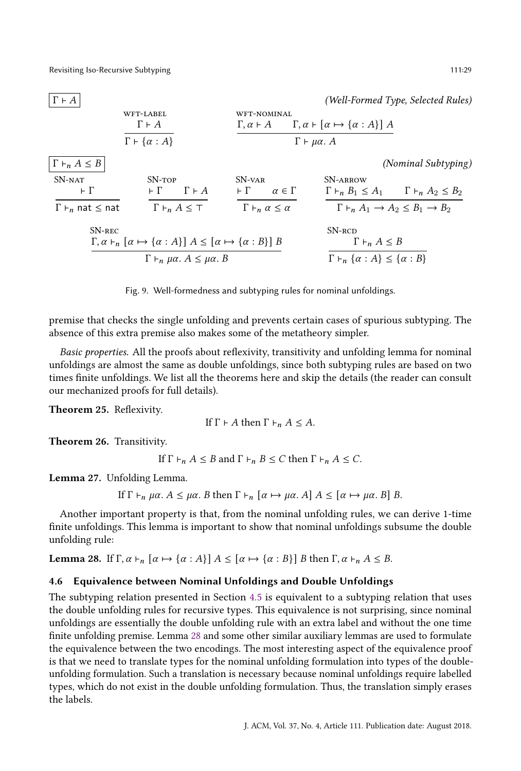$\boxed{\Gamma \vdash A}$ *(Well-Formed Type, Selected Rules)*

$$\textsc{wft-label}\ \frac{\Gamma \vdash A}{\Gamma \vdash \{\alpha : A\}} \qquad \textsc{wft-nominal}\ \frac{\Gamma, \alpha \vdash A \qquad \Gamma, \alpha \vdash [\alpha \mapsto \{\alpha : A\}]\ A}{\Gamma \vdash \mu\alpha.\ A}$$

$\boxed{\Gamma \vdash_n A \leq B}$ *(Nominal Subtyping)*

$$\textsc{SN-nat}\ \frac{\vdash \Gamma}{\Gamma \vdash_n \mathsf{nat} \leq \mathsf{nat}} \qquad \textsc{SN-top}\ \frac{\vdash \Gamma \qquad \Gamma \vdash A}{\Gamma \vdash_n A \leq \top} \qquad \textsc{SN-var}\ \frac{\vdash \Gamma \qquad \alpha \in \Gamma}{\Gamma \vdash_n \alpha \leq \alpha} \qquad \textsc{SN-arrow}\ \frac{\Gamma \vdash_n B_1 \leq A_1 \qquad \Gamma \vdash_n A_2 \leq B_2}{\Gamma \vdash_n A_1 \to A_2 \leq B_1 \to B_2}$$

$$\textsc{SN-rec}\ \frac{\Gamma, \alpha \vdash_n [\alpha \mapsto \{\alpha : A\}]\ A \leq [\alpha \mapsto \{\alpha : B\}]\ B}{\Gamma \vdash_n \mu\alpha.\ A \leq \mu\alpha.\ B} \qquad \textsc{SN-rcd}\ \frac{\Gamma \vdash_n A \leq B}{\Gamma \vdash_n \{\alpha : A\} \leq \{\alpha : B\}}$$

Fig. 9. Well-formedness and subtyping rules for nominal unfoldings.

premise that checks the single unfolding and prevents certain cases of spurious subtyping. The absence of this extra premise also makes some of the metatheory simpler.

*Basic properties.* All the proofs about reflexivity, transitivity and unfolding lemma for nominal unfoldings are almost the same as double unfoldings, since both subtyping rules are based on two times finite unfoldings. We list all the theorems here and skip the details (the reader can consult our mechanized proofs for full details).

**Theorem 25.** Reflexivity.

$$\text{If } \Gamma \vdash A \text{ then } \Gamma \vdash_n A \leq A.$$

**Theorem 26.** Transitivity.

$$\text{If } \Gamma \vdash_n A \leq B \text{ and } \Gamma \vdash_n B \leq C \text{ then } \Gamma \vdash_n A \leq C.$$

**Lemma 27.** Unfolding Lemma.

$$\text{If } \Gamma \vdash_n \mu\alpha.\ A \leq \mu\alpha.\ B \text{ then } \Gamma \vdash_n [\alpha \mapsto \mu\alpha.\ A]\ A \leq [\alpha \mapsto \mu\alpha.\ B]\ B.$$

Another important property is that, from the nominal unfolding rules, we can derive 1-time finite unfoldings. This lemma is important to show that nominal unfoldings subsume the double unfolding rule:

**Lemma 28.** If $\Gamma, \alpha \vdash_n [\alpha \mapsto \{\alpha : A\}]\ A \leq [\alpha \mapsto \{\alpha : B\}]\ B$ then $\Gamma, \alpha \vdash_n A \leq B$.

### 4.6 Equivalence between Nominal Unfoldings and Double Unfoldings

The subtyping relation presented in Section 4.5 is equivalent to a subtyping relation that uses the double unfolding rules for recursive types. This equivalence is not surprising, since nominal unfoldings are essentially the double unfolding rule with an extra label and without the one time finite unfolding premise. Lemma 28 and some other similar auxiliary lemmas are used to formulate the equivalence between the two encodings. The most interesting aspect of the equivalence proof is that we need to translate types for the nominal unfolding formulation into types of the double-unfolding formulation. Such a translation is necessary because nominal unfoldings require labelled types, which do not exist in the double unfolding formulation. Thus, the translation simply erases the labels.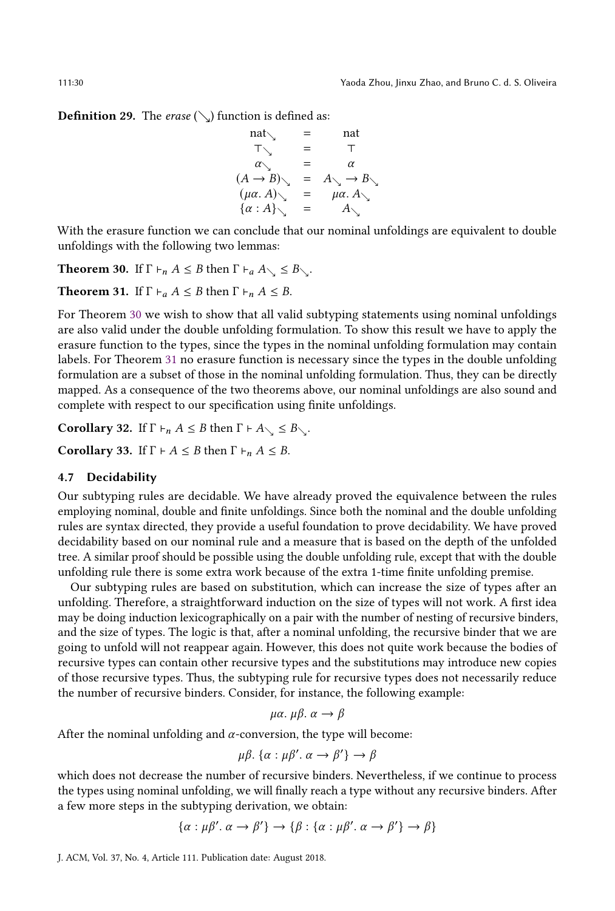**Definition 29.** The *erase* ($\searrow$) function is defined as:

$$
\begin{array}{rcl}
\text{nat}_{\searrow} & = & \text{nat} \\
\top_{\searrow} & = & \top \\
\alpha_{\searrow} & = & \alpha \\
(A \to B)_{\searrow} & = & A_{\searrow} \to B_{\searrow} \\
(\mu\alpha.\, A)_{\searrow} & = & \mu\alpha.\, A_{\searrow} \\
\{\alpha : A\}_{\searrow} & = & A_{\searrow}
\end{array}
$$

With the erasure function we can conclude that our nominal unfoldings are equivalent to double unfoldings with the following two lemmas:

**Theorem 30.** If $\Gamma \vdash_n A \leq B$ then $\Gamma \vdash_a A_{\searrow} \leq B_{\searrow}$.

**Theorem 31.** If $\Gamma \vdash_a A \leq B$ then $\Gamma \vdash_n A \leq B$.

For Theorem 30 we wish to show that all valid subtyping statements using nominal unfoldings are also valid under the double unfolding formulation. To show this result we have to apply the erasure function to the types, since the types in the nominal unfolding formulation may contain labels. For Theorem 31 no erasure function is necessary since the types in the double unfolding formulation are a subset of those in the nominal unfolding formulation. Thus, they can be directly mapped. As a consequence of the two theorems above, our nominal unfoldings are also sound and complete with respect to our specification using finite unfoldings.

**Corollary 32.** If $\Gamma \vdash_n A \leq B$ then $\Gamma \vdash A_{\searrow} \leq B_{\searrow}$.

**Corollary 33.** If $\Gamma \vdash A \leq B$ then $\Gamma \vdash_n A \leq B$.

### 4.7 Decidability

Our subtyping rules are decidable. We have already proved the equivalence between the rules employing nominal, double and finite unfoldings. Since both the nominal and the double unfolding rules are syntax directed, they provide a useful foundation to prove decidability. We have proved decidability based on our nominal rule and a measure that is based on the depth of the unfolded tree. A similar proof should be possible using the double unfolding rule, except that with the double unfolding rule there is some extra work because of the extra 1-time finite unfolding premise.

Our subtyping rules are based on substitution, which can increase the size of types after an unfolding. Therefore, a straightforward induction on the size of types will not work. A first idea may be doing induction lexicographically on a pair with the number of nesting of recursive binders, and the size of types. The logic is that, after a nominal unfolding, the recursive binder that we are going to unfold will not reappear again. However, this does not quite work because the bodies of recursive types can contain other recursive types and the substitutions may introduce new copies of those recursive types. Thus, the subtyping rule for recursive types does not necessarily reduce the number of recursive binders. Consider, for instance, the following example:

$$\mu\alpha.\, \mu\beta.\, \alpha \to \beta$$

After the nominal unfolding and $\alpha$-conversion, the type will become:

$$\mu\beta.\, \{\alpha : \mu\beta'.\, \alpha \to \beta'\} \to \beta$$

which does not decrease the number of recursive binders. Nevertheless, if we continue to process the types using nominal unfolding, we will finally reach a type without any recursive binders. After a few more steps in the subtyping derivation, we obtain:

$$\{\alpha : \mu\beta'.\, \alpha \to \beta'\} \to \{\beta : \{\alpha : \mu\beta'.\, \alpha \to \beta'\} \to \beta\}$$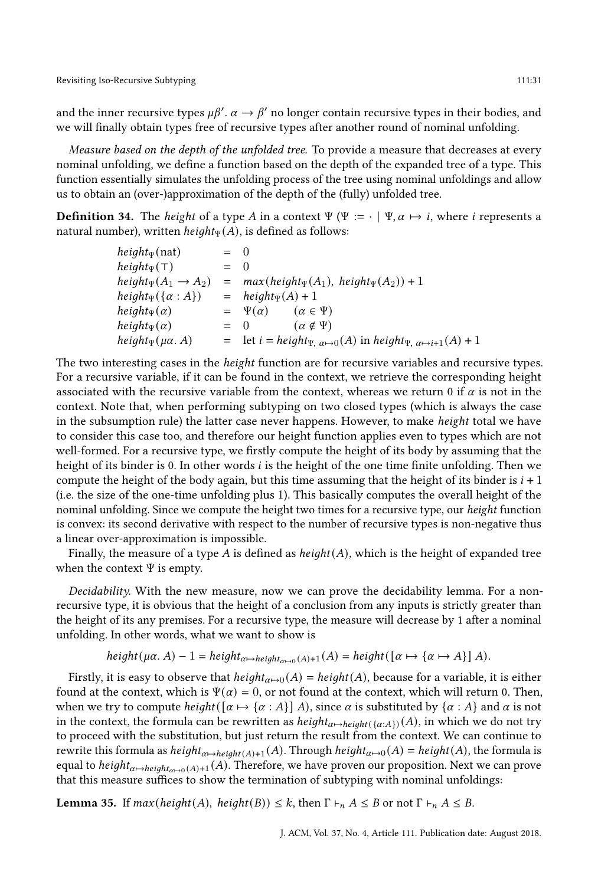and the inner recursive types $\mu\beta'.\ \alpha \to \beta'$ no longer contain recursive types in their bodies, and we will finally obtain types free of recursive types after another round of nominal unfolding.

*Measure based on the depth of the unfolded tree.* To provide a measure that decreases at every nominal unfolding, we define a function based on the depth of the expanded tree of a type. This function essentially simulates the unfolding process of the tree using nominal unfoldings and allow us to obtain an (over-)approximation of the depth of the (fully) unfolded tree.

**Definition 34.** The *height* of a type $A$ in a context $\Psi$ ($\Psi ::= \cdot \mid \Psi, \alpha \mapsto i$, where $i$ represents a natural number), written $height_\Psi(A)$, is defined as follows:

$$
\begin{array}{lcll}
height_\Psi(\text{nat}) & = & 0 & \\
height_\Psi(\top) & = & 0 & \\
height_\Psi(A_1 \to A_2) & = & max(height_\Psi(A_1),\ height_\Psi(A_2)) + 1 & \\
height_\Psi(\{\alpha : A\}) & = & height_\Psi(A) + 1 & \\
height_\Psi(\alpha) & = & \Psi(\alpha) & (\alpha \in \Psi) \\
height_\Psi(\alpha) & = & 0 & (\alpha \notin \Psi) \\
height_\Psi(\mu\alpha.\ A) & = & \text{let } i = height_{\Psi,\ \alpha\mapsto 0}(A) \text{ in } height_{\Psi,\ \alpha \mapsto i+1}(A) + 1 &
\end{array}
$$

The two interesting cases in the *height* function are for recursive variables and recursive types. For a recursive variable, if it can be found in the context, we retrieve the corresponding height associated with the recursive variable from the context, whereas we return 0 if $\alpha$ is not in the context. Note that, when performing subtyping on two closed types (which is always the case in the subsumption rule) the latter case never happens. However, to make *height* total we have to consider this case too, and therefore our height function applies even to types which are not well-formed. For a recursive type, we firstly compute the height of its body by assuming that the height of its binder is 0. In other words $i$ is the height of the one time finite unfolding. Then we compute the height of the body again, but this time assuming that the height of its binder is $i + 1$ (i.e. the size of the one-time unfolding plus 1). This basically computes the overall height of the nominal unfolding. Since we compute the height two times for a recursive type, our *height* function is convex: its second derivative with respect to the number of recursive types is non-negative thus a linear over-approximation is impossible.

Finally, the measure of a type $A$ is defined as $height(A)$, which is the height of expanded tree when the context $\Psi$ is empty.

*Decidability.* With the new measure, now we can prove the decidability lemma. For a non-recursive type, it is obvious that the height of a conclusion from any inputs is strictly greater than the height of its any premises. For a recursive type, the measure will decrease by 1 after a nominal unfolding. In other words, what we want to show is

$$height(\mu\alpha.\ A) - 1 = height_{\alpha \mapsto height_{\alpha\mapsto 0}(A)+1}(A) = height([\alpha \mapsto \{\alpha \mapsto A\}]\ A).$$

Firstly, it is easy to observe that $height_{\alpha\mapsto 0}(A) = height(A)$, because for a variable, it is either found at the context, which is $\Psi(\alpha) = 0$, or not found at the context, which will return 0. Then, when we try to compute $height([\alpha \mapsto \{\alpha : A\}]\ A)$, since $\alpha$ is substituted by $\{\alpha : A\}$ and $\alpha$ is not in the context, the formula can be rewritten as $height_{\alpha \mapsto height(\{\alpha:A\})}(A)$, in which we do not try to proceed with the substitution, but just return the result from the context. We can continue to rewrite this formula as $height_{\alpha\mapsto height(A)+1}(A)$. Through $height_{\alpha\mapsto 0}(A) = height(A)$, the formula is equal to $height_{\alpha\mapsto height_{\alpha\mapsto 0}(A)+1}(A)$. Therefore, we have proven our proposition. Next we can prove that this measure suffices to show the termination of subtyping with nominal unfoldings:

**Lemma 35.** If $max(height(A),\ height(B)) \leq k$, then $\Gamma \vdash_n A \leq B$ or not $\Gamma \vdash_n A \leq B$.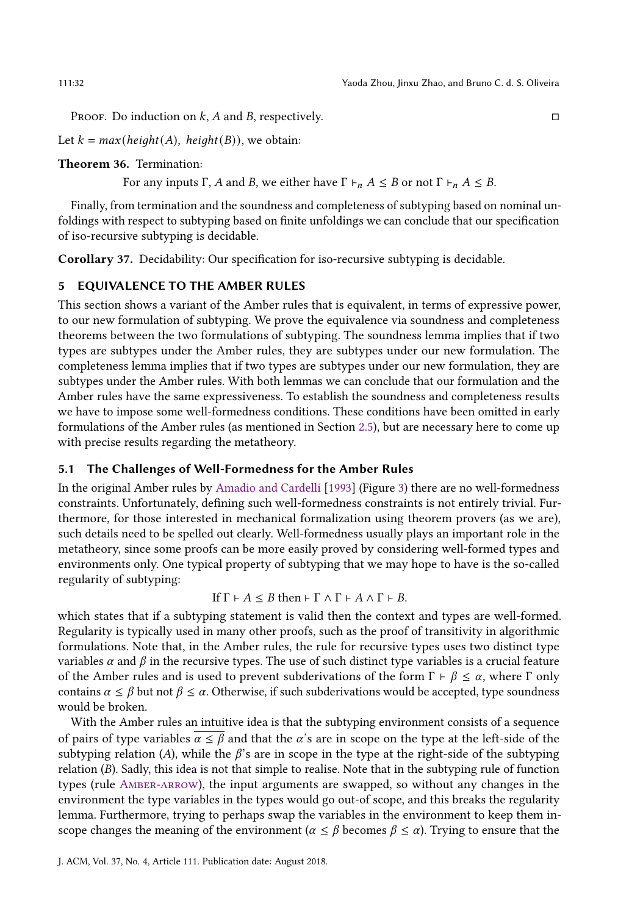PROOF. Do induction on $k$, $A$ and $B$, respectively. □

Let $k = max(height(A),\ height(B))$, we obtain:

**Theorem 36.** Termination:

For any inputs $\Gamma$, $A$ and $B$, we either have $\Gamma \vdash_n A \leq B$ or not $\Gamma \vdash_n A \leq B$.

Finally, from termination and the soundness and completeness of subtyping based on nominal unfoldings with respect to subtyping based on finite unfoldings we can conclude that our specification of iso-recursive subtyping is decidable.

**Corollary 37.** Decidability: Our specification for iso-recursive subtyping is decidable.

## 5 EQUIVALENCE TO THE AMBER RULES

This section shows a variant of the Amber rules that is equivalent, in terms of expressive power, to our new formulation of subtyping. We prove the equivalence via soundness and completeness theorems between the two formulations of subtyping. The soundness lemma implies that if two types are subtypes under the Amber rules, they are subtypes under our new formulation. The completeness lemma implies that if two types are subtypes under our new formulation, they are subtypes under the Amber rules. With both lemmas we can conclude that our formulation and the Amber rules have the same expressiveness. To establish the soundness and completeness results we have to impose some well-formedness conditions. These conditions have been omitted in early formulations of the Amber rules (as mentioned in Section 2.5), but are necessary here to come up with precise results regarding the metatheory.

### 5.1 The Challenges of Well-Formedness for the Amber Rules

In the original Amber rules by Amadio and Cardelli [1993] (Figure 3) there are no well-formedness constraints. Unfortunately, defining such well-formedness constraints is not entirely trivial. Furthermore, for those interested in mechanical formalization using theorem provers (as we are), such details need to be spelled out clearly. Well-formedness usually plays an important role in the metatheory, since some proofs can be more easily proved by considering well-formed types and environments only. One typical property of subtyping that we may hope to have is the so-called regularity of subtyping:

$$\text{If } \Gamma \vdash A \leq B \text{ then} \vdash \Gamma \wedge \Gamma \vdash A \wedge \Gamma \vdash B.$$

which states that if a subtyping statement is valid then the context and types are well-formed. Regularity is typically used in many other proofs, such as the proof of transitivity in algorithmic formulations. Note that, in the Amber rules, the rule for recursive types uses two distinct type variables $\alpha$ and $\beta$ in the recursive types. The use of such distinct type variables is a crucial feature of the Amber rules and is used to prevent subderivations of the form $\Gamma \vdash \beta \leq \alpha$, where $\Gamma$ only contains $\alpha \leq \beta$ but not $\beta \leq \alpha$. Otherwise, if such subderivations would be accepted, type soundness would be broken.

With the Amber rules an intuitive idea is that the subtyping environment consists of a sequence of pairs of type variables $\overline{\alpha \leq \beta}$ and that the $\alpha$'s are in scope on the type at the left-side of the subtyping relation ($A$), while the $\beta$'s are in scope in the type at the right-side of the subtyping relation ($B$). Sadly, this idea is not that simple to realise. Note that in the subtyping rule of function types (rule AMBER-ARROW), the input arguments are swapped, so without any changes in the environment the type variables in the types would go out-of scope, and this breaks the regularity lemma. Furthermore, trying to perhaps swap the variables in the environment to keep them in-scope changes the meaning of the environment ($\alpha \leq \beta$ becomes $\beta \leq \alpha$). Trying to ensure that the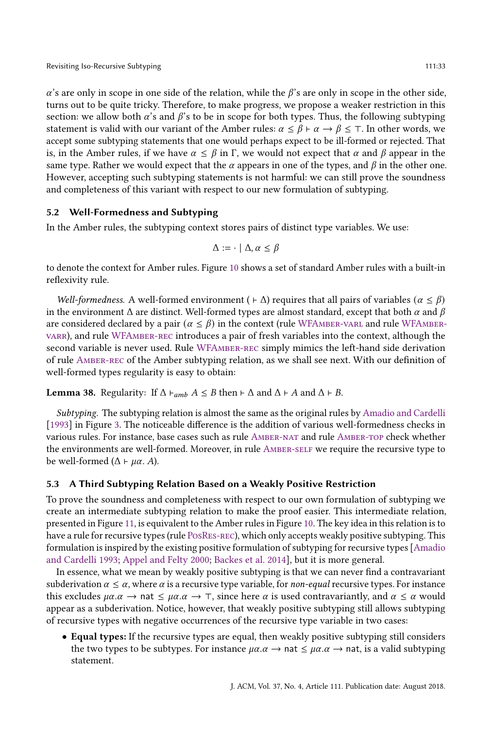$\alpha$'s are only in scope in one side of the relation, while the $\beta$'s are only in scope in the other side, turns out to be quite tricky. Therefore, to make progress, we propose a weaker restriction in this section: we allow both $\alpha$'s and $\beta$'s to be in scope for both types. Thus, the following subtyping statement is valid with our variant of the Amber rules: $\alpha \leq \beta \vdash \alpha \to \beta \leq \top$. In other words, we accept some subtyping statements that one would perhaps expect to be ill-formed or rejected. That is, in the Amber rules, if we have $\alpha \leq \beta$ in $\Gamma$, we would not expect that $\alpha$ and $\beta$ appear in the same type. Rather we would expect that the $\alpha$ appears in one of the types, and $\beta$ in the other one. However, accepting such subtyping statements is not harmful: we can still prove the soundness and completeness of this variant with respect to our new formulation of subtyping.

### 5.2 Well-Formedness and Subtyping

In the Amber rules, the subtyping context stores pairs of distinct type variables. We use:

$$\Delta := \cdot \mid \Delta, \alpha \leq \beta$$

to denote the context for Amber rules. Figure 10 shows a set of standard Amber rules with a built-in reflexivity rule.

*Well-formedness.* A well-formed environment ($\vdash \Delta$) requires that all pairs of variables ($\alpha \leq \beta$) in the environment $\Delta$ are distinct. Well-formed types are almost standard, except that both $\alpha$ and $\beta$ are considered declared by a pair ($\alpha \leq \beta$) in the context (rule WFAmber-varL and rule WFAmber-varR), and rule WFAmber-rec introduces a pair of fresh variables into the context, although the second variable is never used. Rule WFAmber-rec simply mimics the left-hand side derivation of rule Amber-rec of the Amber subtyping relation, as we shall see next. With our definition of well-formed types regularity is easy to obtain:

**Lemma 38.** Regularity: If $\Delta \vdash_{amb} A \leq B$ then $\vdash \Delta$ and $\Delta \vdash A$ and $\Delta \vdash B$.

*Subtyping.* The subtyping relation is almost the same as the original rules by Amadio and Cardelli [1993] in Figure 3. The noticeable difference is the addition of various well-formedness checks in various rules. For instance, base cases such as rule Amber-nat and rule Amber-top check whether the environments are well-formed. Moreover, in rule Amber-self we require the recursive type to be well-formed ($\Delta \vdash \mu\alpha.\ A$).

### 5.3 A Third Subtyping Relation Based on a Weakly Positive Restriction

To prove the soundness and completeness with respect to our own formulation of subtyping we create an intermediate subtyping relation to make the proof easier. This intermediate relation, presented in Figure 11, is equivalent to the Amber rules in Figure 10. The key idea in this relation is to have a rule for recursive types (rule PosRes-rec), which only accepts weakly positive subtyping. This formulation is inspired by the existing positive formulation of subtyping for recursive types [Amadio and Cardelli 1993; Appel and Felty 2000; Backes et al. 2014], but it is more general.

In essence, what we mean by weakly positive subtyping is that we can never find a contravariant subderivation $\alpha \leq \alpha$, where $\alpha$ is a recursive type variable, for *non-equal* recursive types. For instance this excludes $\mu\alpha.\alpha \to \mathsf{nat} \leq \mu\alpha.\alpha \to \top$, since here $\alpha$ is used contravariantly, and $\alpha \leq \alpha$ would appear as a subderivation. Notice, however, that weakly positive subtyping still allows subtyping of recursive types with negative occurrences of the recursive type variable in two cases:

- **Equal types:** If the recursive types are equal, then weakly positive subtyping still considers the two types to be subtypes. For instance $\mu\alpha.\alpha \to \mathsf{nat} \leq \mu\alpha.\alpha \to \mathsf{nat}$, is a valid subtyping statement.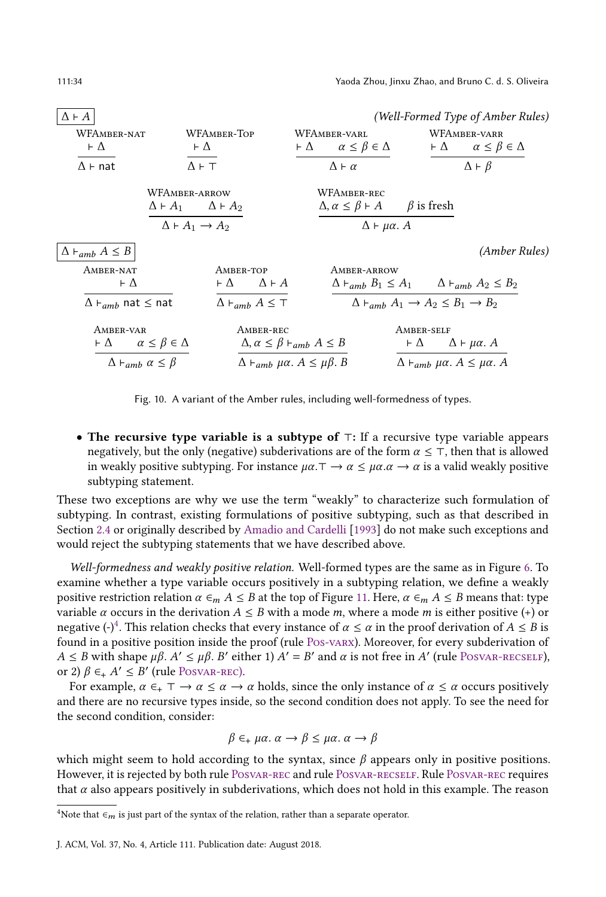$\boxed{\Delta \vdash A}$ *(Well-Formed Type of Amber Rules)*

$$\text{WFAmber-nat}\ \frac{\vdash \Delta}{\Delta \vdash \mathsf{nat}} \qquad \text{WFAmber-Top}\ \frac{\vdash \Delta}{\Delta \vdash \top} \qquad \text{WFAmber-varl}\ \frac{\vdash \Delta \quad \alpha \le \beta \in \Delta}{\Delta \vdash \alpha} \qquad \text{WFAmber-varr}\ \frac{\vdash \Delta \quad \alpha \le \beta \in \Delta}{\Delta \vdash \beta}$$

$$\text{WFAmber-arrow}\ \frac{\Delta \vdash A_1 \quad \Delta \vdash A_2}{\Delta \vdash A_1 \to A_2} \qquad \text{WFAmber-rec}\ \frac{\Delta, \alpha \le \beta \vdash A \quad \beta \text{ is fresh}}{\Delta \vdash \mu\alpha.\ A}$$

$\boxed{\Delta \vdash_{amb} A \le B}$ *(Amber Rules)*

$$\text{Amber-nat}\ \frac{\vdash \Delta}{\Delta \vdash_{amb} \mathsf{nat} \le \mathsf{nat}} \qquad \text{Amber-top}\ \frac{\vdash \Delta \quad \Delta \vdash A}{\Delta \vdash_{amb} A \le \top} \qquad \text{Amber-arrow}\ \frac{\Delta \vdash_{amb} B_1 \le A_1 \quad \Delta \vdash_{amb} A_2 \le B_2}{\Delta \vdash_{amb} A_1 \to A_2 \le B_1 \to B_2}$$

$$\text{Amber-var}\ \frac{\vdash \Delta \quad \alpha \le \beta \in \Delta}{\Delta \vdash_{amb} \alpha \le \beta} \qquad \text{Amber-rec}\ \frac{\Delta, \alpha \le \beta \vdash_{amb} A \le B}{\Delta \vdash_{amb} \mu\alpha.\ A \le \mu\beta.\ B} \qquad \text{Amber-self}\ \frac{\vdash \Delta \quad \Delta \vdash \mu\alpha.\ A}{\Delta \vdash_{amb} \mu\alpha.\ A \le \mu\alpha.\ A}$$

Fig. 10. A variant of the Amber rules, including well-formedness of types.

- **The recursive type variable is a subtype of $\top$:** If a recursive type variable appears negatively, but the only (negative) subderivations are of the form $\alpha \le \top$, then that is allowed in weakly positive subtyping. For instance $\mu\alpha.\top \to \alpha \le \mu\alpha.\alpha \to \alpha$ is a valid weakly positive subtyping statement.

These two exceptions are why we use the term "weakly" to characterize such formulation of subtyping. In contrast, existing formulations of positive subtyping, such as that described in Section 2.4 or originally described by Amadio and Cardelli [1993] do not make such exceptions and would reject the subtyping statements that we have described above.

*Well-formedness and weakly positive relation.* Well-formed types are the same as in Figure 6. To examine whether a type variable occurs positively in a subtyping relation, we define a weakly positive restriction relation $\alpha \in_m A \le B$ at the top of Figure 11. Here, $\alpha \in_m A \le B$ means that: type variable $\alpha$ occurs in the derivation $A \le B$ with a mode $m$, where a mode $m$ is either positive (+) or negative (-)[4]. This relation checks that every instance of $\alpha \le \alpha$ in the proof derivation of $A \le B$ is found in a positive position inside the proof (rule Pos-varx). Moreover, for every subderivation of $A \le B$ with shape $\mu\beta.\ A' \le \mu\beta.\ B'$ either 1) $A' = B'$ and $\alpha$ is not free in $A'$ (rule Posvar-recself), or 2) $\beta \in_+ A' \le B'$ (rule Posvar-rec).

For example, $\alpha \in_+ \top \to \alpha \le \alpha \to \alpha$ holds, since the only instance of $\alpha \le \alpha$ occurs positively and there are no recursive types inside, so the second condition does not apply. To see the need for the second condition, consider:

$$\beta \in_+ \mu\alpha.\ \alpha \to \beta \le \mu\alpha.\ \alpha \to \beta$$

which might seem to hold according to the syntax, since $\beta$ appears only in positive positions. However, it is rejected by both rule Posvar-rec and rule Posvar-recself. Rule Posvar-rec requires that $\alpha$ also appears positively in subderivations, which does not hold in this example. The reason

[4] Note that $\in_m$ is just part of the syntax of the relation, rather than a separate operator.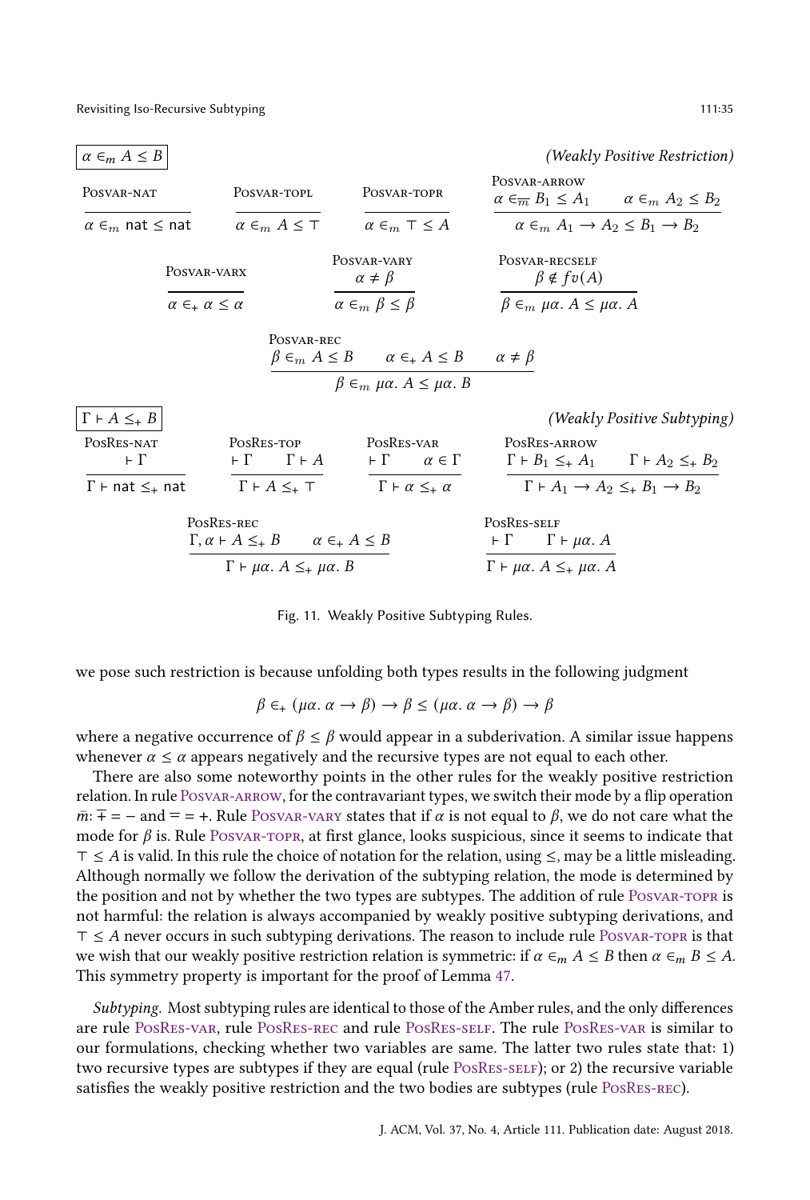$\boxed{\alpha \in_m A \leq B}$ *(Weakly Positive Restriction)*

$$\text{PosVar-nat}\quad \frac{}{\alpha \in_m \mathsf{nat} \leq \mathsf{nat}} \qquad \text{PosVar-topl}\quad \frac{}{\alpha \in_m A \leq \top} \qquad \text{PosVar-topr}\quad \frac{}{\alpha \in_m \top \leq A}$$

$$\text{PosVar-arrow}\quad \frac{\alpha \in_{\overline{m}} B_1 \leq A_1 \qquad \alpha \in_m A_2 \leq B_2}{\alpha \in_m A_1 \to A_2 \leq B_1 \to B_2}$$

$$\text{PosVar-varx}\quad \frac{}{\alpha \in_+ \alpha \leq \alpha} \qquad \text{PosVar-vary}\quad \frac{\alpha \neq \beta}{\alpha \in_m \beta \leq \beta} \qquad \text{PosVar-recself}\quad \frac{\beta \notin fv(A)}{\beta \in_m \mu\alpha.\ A \leq \mu\alpha.\ A}$$

$$\text{PosVar-rec}\quad \frac{\beta \in_m A \leq B \qquad \alpha \in_+ A \leq B \qquad \alpha \neq \beta}{\beta \in_m \mu\alpha.\ A \leq \mu\alpha.\ B}$$

$\boxed{\Gamma \vdash A \leq_+ B}$ *(Weakly Positive Subtyping)*

$$\text{PosRes-nat}\quad \frac{\vdash \Gamma}{\Gamma \vdash \mathsf{nat} \leq_+ \mathsf{nat}} \qquad \text{PosRes-top}\quad \frac{\vdash \Gamma \qquad \Gamma \vdash A}{\Gamma \vdash A \leq_+ \top} \qquad \text{PosRes-var}\quad \frac{\vdash \Gamma \qquad \alpha \in \Gamma}{\Gamma \vdash \alpha \leq_+ \alpha}$$

$$\text{PosRes-arrow}\quad \frac{\Gamma \vdash B_1 \leq_+ A_1 \qquad \Gamma \vdash A_2 \leq_+ B_2}{\Gamma \vdash A_1 \to A_2 \leq_+ B_1 \to B_2}$$

$$\text{PosRes-rec}\quad \frac{\Gamma, \alpha \vdash A \leq_+ B \qquad \alpha \in_+ A \leq B}{\Gamma \vdash \mu\alpha.\ A \leq_+ \mu\alpha.\ B} \qquad \text{PosRes-self}\quad \frac{\vdash \Gamma \qquad \Gamma \vdash \mu\alpha.\ A}{\Gamma \vdash \mu\alpha.\ A \leq_+ \mu\alpha.\ A}$$

Fig. 11. Weakly Positive Subtyping Rules.

we pose such restriction is because unfolding both types results in the following judgment

$$\beta \in_+ (\mu\alpha.\ \alpha \to \beta) \to \beta \leq (\mu\alpha.\ \alpha \to \beta) \to \beta$$

where a negative occurrence of $\beta \leq \beta$ would appear in a subderivation. A similar issue happens whenever $\alpha \leq \alpha$ appears negatively and the recursive types are not equal to each other.

There are also some noteworthy points in the other rules for the weakly positive restriction relation. In rule PosVar-arrow, for the contravariant types, we switch their mode by a flip operation $\bar{m}$: $\overline{+} = -$ and $\overline{-} = +$. Rule PosVar-vary states that if $\alpha$ is not equal to $\beta$, we do not care what the mode for $\beta$ is. Rule PosVar-topr, at first glance, looks suspicious, since it seems to indicate that $\top \leq A$ is valid. In this rule the choice of notation for the relation, using $\leq$, may be a little misleading. Although normally we follow the derivation of the subtyping relation, the mode is determined by the position and not by whether the two types are subtypes. The addition of rule PosVar-topr is not harmful: the relation is always accompanied by weakly positive subtyping derivations, and $\top \leq A$ never occurs in such subtyping derivations. The reason to include rule PosVar-topr is that we wish that our weakly positive restriction relation is symmetric: if $\alpha \in_m A \leq B$ then $\alpha \in_m B \leq A$. This symmetry property is important for the proof of Lemma 47.

*Subtyping.* Most subtyping rules are identical to those of the Amber rules, and the only differences are rule PosRes-var, rule PosRes-rec and rule PosRes-self. The rule PosRes-var is similar to our formulations, checking whether two variables are same. The latter two rules state that: 1) two recursive types are subtypes if they are equal (rule PosRes-self); or 2) the recursive variable satisfies the weakly positive restriction and the two bodies are subtypes (rule PosRes-rec).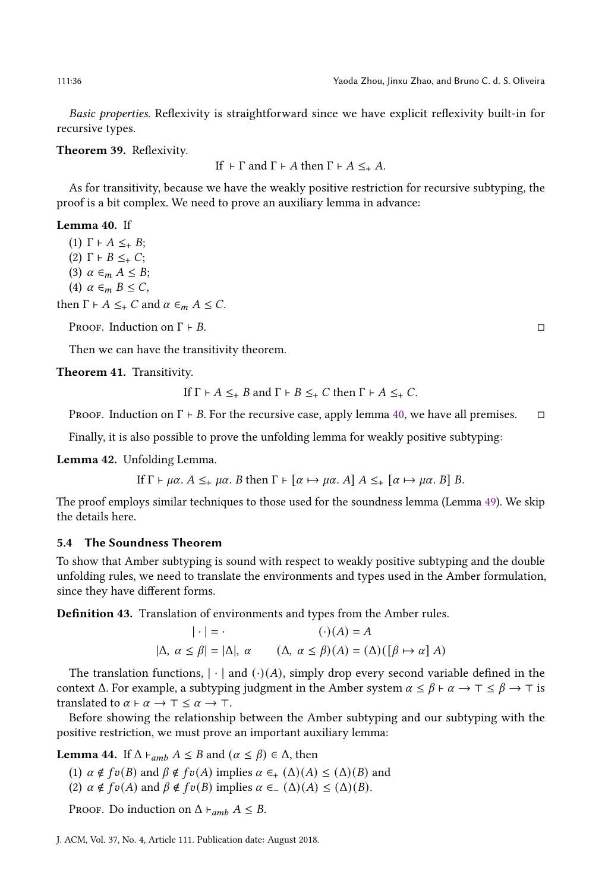*Basic properties.* Reflexivity is straightforward since we have explicit reflexivity built-in for recursive types.

**Theorem 39.** Reflexivity.

$$\text{If } \vdash \Gamma \text{ and } \Gamma \vdash A \text{ then } \Gamma \vdash A \leq_+ A.$$

As for transitivity, because we have the weakly positive restriction for recursive subtyping, the proof is a bit complex. We need to prove an auxiliary lemma in advance:

**Lemma 40.** If

(1) $\Gamma \vdash A \leq_+ B$;
(2) $\Gamma \vdash B \leq_+ C$;
(3) $\alpha \in_m A \leq B$;
(4) $\alpha \in_m B \leq C$,

then $\Gamma \vdash A \leq_+ C$ and $\alpha \in_m A \leq C$.

Proof. Induction on $\Gamma \vdash B$. □

Then we can have the transitivity theorem.

**Theorem 41.** Transitivity.

$$\text{If } \Gamma \vdash A \leq_+ B \text{ and } \Gamma \vdash B \leq_+ C \text{ then } \Gamma \vdash A \leq_+ C.$$

Proof. Induction on $\Gamma \vdash B$. For the recursive case, apply lemma 40, we have all premises. □

Finally, it is also possible to prove the unfolding lemma for weakly positive subtyping:

**Lemma 42.** Unfolding Lemma.

$$\text{If } \Gamma \vdash \mu\alpha.\ A \leq_+ \mu\alpha.\ B \text{ then } \Gamma \vdash [\alpha \mapsto \mu\alpha.\ A]\ A \leq_+ [\alpha \mapsto \mu\alpha.\ B]\ B.$$

The proof employs similar techniques to those used for the soundness lemma (Lemma 49). We skip the details here.

### 5.4 The Soundness Theorem

To show that Amber subtyping is sound with respect to weakly positive subtyping and the double unfolding rules, we need to translate the environments and types used in the Amber formulation, since they have different forms.

**Definition 43.** Translation of environments and types from the Amber rules.

$$|\cdot| = \cdot \qquad\qquad (\cdot)(A) = A$$
$$|\Delta,\ \alpha \leq \beta| = |\Delta|,\ \alpha \qquad (\Delta,\ \alpha \leq \beta)(A) = (\Delta)([\beta \mapsto \alpha]\ A)$$

The translation functions, $|\cdot|$ and $(\cdot)(A)$, simply drop every second variable defined in the context $\Delta$. For example, a subtyping judgment in the Amber system $\alpha \leq \beta \vdash \alpha \to \top \leq \beta \to \top$ is translated to $\alpha \vdash \alpha \to \top \leq \alpha \to \top$.

Before showing the relationship between the Amber subtyping and our subtyping with the positive restriction, we must prove an important auxiliary lemma:

**Lemma 44.** If $\Delta \vdash_{amb} A \leq B$ and $(\alpha \leq \beta) \in \Delta$, then

(1) $\alpha \notin fv(B)$ and $\beta \notin fv(A)$ implies $\alpha \in_+ (\Delta)(A) \leq (\Delta)(B)$ and
(2) $\alpha \notin fv(A)$ and $\beta \notin fv(B)$ implies $\alpha \in_- (\Delta)(A) \leq (\Delta)(B)$.

Proof. Do induction on $\Delta \vdash_{amb} A \leq B$.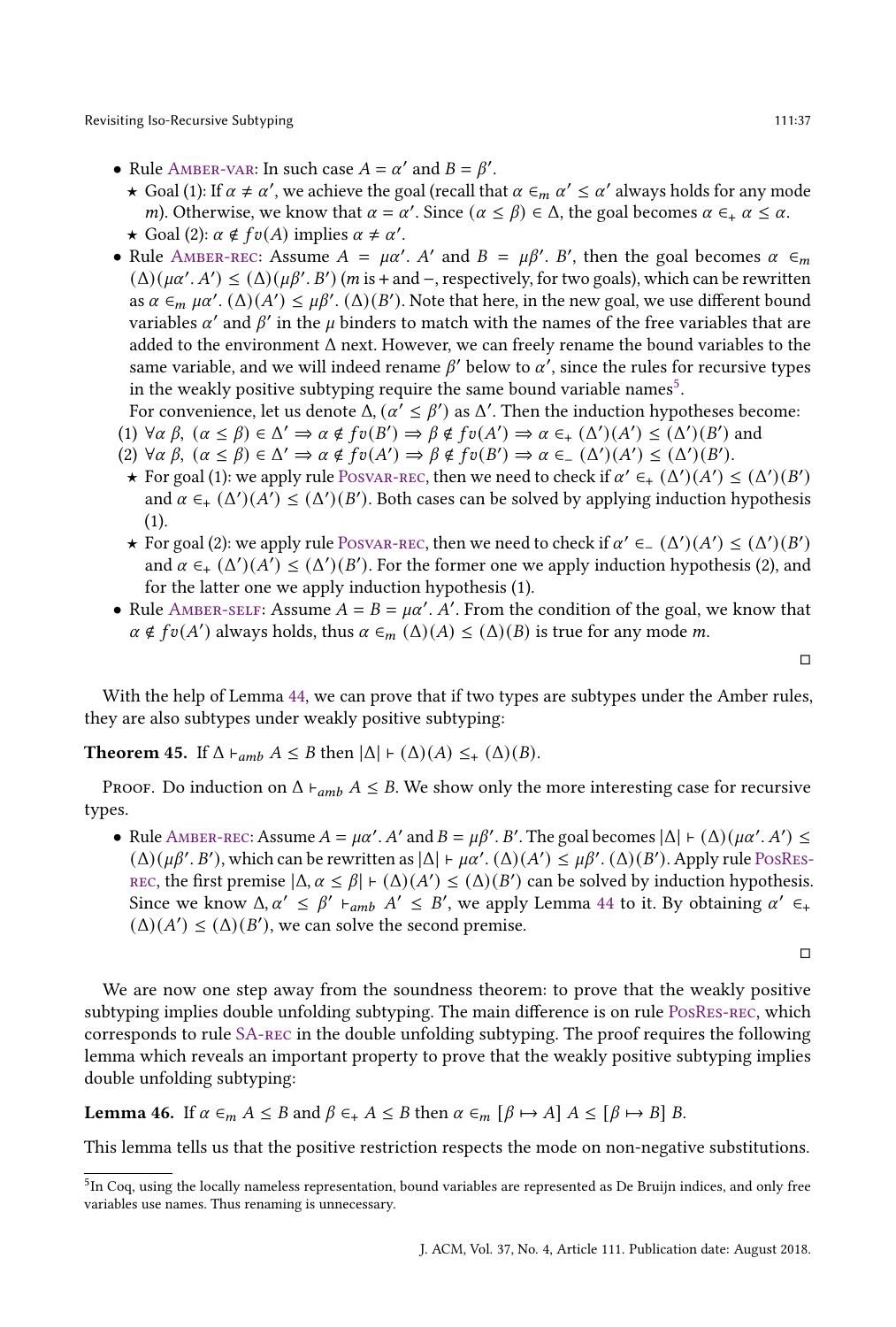- Rule Amber-var: In such case $A = \alpha'$ and $B = \beta'$.
  - ★ Goal (1): If $\alpha \neq \alpha'$, we achieve the goal (recall that $\alpha \in_m \alpha' \leq \alpha'$ always holds for any mode $m$). Otherwise, we know that $\alpha = \alpha'$. Since $(\alpha \leq \beta) \in \Delta$, the goal becomes $\alpha \in_+ \alpha \leq \alpha$.
  - ★ Goal (2): $\alpha \notin fv(A)$ implies $\alpha \neq \alpha'$.
- Rule Amber-rec: Assume $A = \mu\alpha'.\ A'$ and $B = \mu\beta'.\ B'$, then the goal becomes $\alpha \in_m (\Delta)(\mu\alpha'.\ A') \leq (\Delta)(\mu\beta'.\ B')$ ($m$ is $+$ and $-$, respectively, for two goals), which can be rewritten as $\alpha \in_m \mu\alpha'.\ (\Delta)(A') \leq \mu\beta'.\ (\Delta)(B')$. Note that here, in the new goal, we use different bound variables $\alpha'$ and $\beta'$ in the $\mu$ binders to match with the names of the free variables that are added to the environment $\Delta$ next. However, we can freely rename the bound variables to the same variable, and we will indeed rename $\beta'$ below to $\alpha'$, since the rules for recursive types in the weakly positive subtyping require the same bound variable names[5].

  For convenience, let us denote $\Delta, (\alpha' \leq \beta')$ as $\Delta'$. Then the induction hypotheses become:

  (1) $\forall \alpha\ \beta,\ (\alpha \leq \beta) \in \Delta' \Rightarrow \alpha \notin fv(B') \Rightarrow \beta \notin fv(A') \Rightarrow \alpha \in_+ (\Delta')(A') \leq (\Delta')(B')$ and

  (2) $\forall \alpha\ \beta,\ (\alpha \leq \beta) \in \Delta' \Rightarrow \alpha \notin fv(A') \Rightarrow \beta \notin fv(B') \Rightarrow \alpha \in_- (\Delta')(A') \leq (\Delta')(B')$.
  - ★ For goal (1): we apply rule Posvar-rec, then we need to check if $\alpha' \in_+ (\Delta')(A') \leq (\Delta')(B')$ and $\alpha \in_+ (\Delta')(A') \leq (\Delta')(B')$. Both cases can be solved by applying induction hypothesis (1).
  - ★ For goal (2): we apply rule Posvar-rec, then we need to check if $\alpha' \in_- (\Delta')(A') \leq (\Delta')(B')$ and $\alpha \in_+ (\Delta')(A') \leq (\Delta')(B')$. For the former one we apply induction hypothesis (2), and for the latter one we apply induction hypothesis (1).
- Rule Amber-self: Assume $A = B = \mu\alpha'.\ A'$. From the condition of the goal, we know that $\alpha \notin fv(A')$ always holds, thus $\alpha \in_m (\Delta)(A) \leq (\Delta)(B)$ is true for any mode $m$.

□

With the help of Lemma 44, we can prove that if two types are subtypes under the Amber rules, they are also subtypes under weakly positive subtyping:

**Theorem 45.** If $\Delta \vdash_{amb} A \leq B$ then $|\Delta| \vdash (\Delta)(A) \leq_+ (\Delta)(B)$.

Proof. Do induction on $\Delta \vdash_{amb} A \leq B$. We show only the more interesting case for recursive types.

- Rule Amber-rec: Assume $A = \mu\alpha'.\ A'$ and $B = \mu\beta'.\ B'$. The goal becomes $|\Delta| \vdash (\Delta)(\mu\alpha'.\ A') \leq (\Delta)(\mu\beta'.\ B')$, which can be rewritten as $|\Delta| \vdash \mu\alpha'.\ (\Delta)(A') \leq \mu\beta'.\ (\Delta)(B')$. Apply rule PosRes-rec, the first premise $|\Delta, \alpha \leq \beta| \vdash (\Delta)(A') \leq (\Delta)(B')$ can be solved by induction hypothesis. Since we know $\Delta, \alpha' \leq \beta' \vdash_{amb} A' \leq B'$, we apply Lemma 44 to it. By obtaining $\alpha' \in_+ (\Delta)(A') \leq (\Delta)(B')$, we can solve the second premise.

□

We are now one step away from the soundness theorem: to prove that the weakly positive subtyping implies double unfolding subtyping. The main difference is on rule PosRes-rec, which corresponds to rule SA-rec in the double unfolding subtyping. The proof requires the following lemma which reveals an important property to prove that the weakly positive subtyping implies double unfolding subtyping:

**Lemma 46.** If $\alpha \in_m A \leq B$ and $\beta \in_+ A \leq B$ then $\alpha \in_m [\beta \mapsto A]\ A \leq [\beta \mapsto B]\ B$.

This lemma tells us that the positive restriction respects the mode on non-negative substitutions.

[5] In Coq, using the locally nameless representation, bound variables are represented as De Bruijn indices, and only free variables use names. Thus renaming is unnecessary.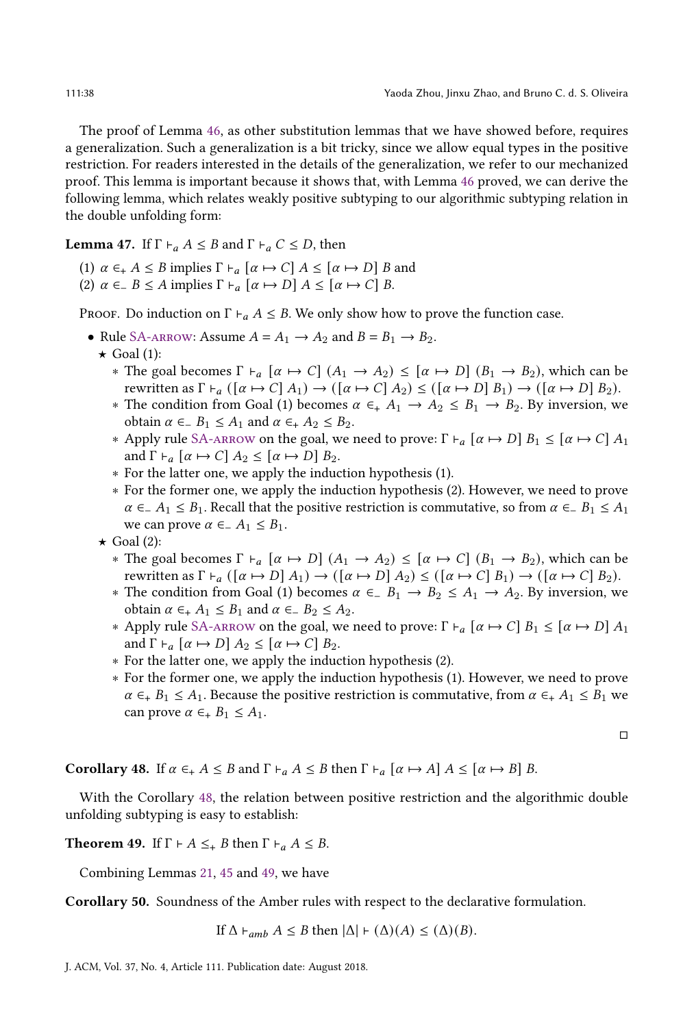The proof of Lemma 46, as other substitution lemmas that we have showed before, requires a generalization. Such a generalization is a bit tricky, since we allow equal types in the positive restriction. For readers interested in the details of the generalization, we refer to our mechanized proof. This lemma is important because it shows that, with Lemma 46 proved, we can derive the following lemma, which relates weakly positive subtyping to our algorithmic subtyping relation in the double unfolding form:

**Lemma 47.** If $\Gamma \vdash_a A \leq B$ and $\Gamma \vdash_a C \leq D$, then

(1) $\alpha \in_+ A \leq B$ implies $\Gamma \vdash_a [\alpha \mapsto C]\ A \leq [\alpha \mapsto D]\ B$ and
(2) $\alpha \in_- B \leq A$ implies $\Gamma \vdash_a [\alpha \mapsto D]\ A \leq [\alpha \mapsto C]\ B$.

Proof. Do induction on $\Gamma \vdash_a A \leq B$. We only show how to prove the function case.

- Rule SA-arrow: Assume $A = A_1 \to A_2$ and $B = B_1 \to B_2$.
  - ⋆ Goal (1):
    - ∗ The goal becomes $\Gamma \vdash_a [\alpha \mapsto C]\ (A_1 \to A_2) \leq [\alpha \mapsto D]\ (B_1 \to B_2)$, which can be rewritten as $\Gamma \vdash_a ([\alpha \mapsto C]\ A_1) \to ([\alpha \mapsto C]\ A_2) \leq ([\alpha \mapsto D]\ B_1) \to ([\alpha \mapsto D]\ B_2)$.
    - ∗ The condition from Goal (1) becomes $\alpha \in_+ A_1 \to A_2 \leq B_1 \to B_2$. By inversion, we obtain $\alpha \in_- B_1 \leq A_1$ and $\alpha \in_+ A_2 \leq B_2$.
    - ∗ Apply rule SA-arrow on the goal, we need to prove: $\Gamma \vdash_a [\alpha \mapsto D]\ B_1 \leq [\alpha \mapsto C]\ A_1$ and $\Gamma \vdash_a [\alpha \mapsto C]\ A_2 \leq [\alpha \mapsto D]\ B_2$.
    - ∗ For the latter one, we apply the induction hypothesis (1).
    - ∗ For the former one, we apply the induction hypothesis (2). However, we need to prove $\alpha \in_- A_1 \leq B_1$. Recall that the positive restriction is commutative, so from $\alpha \in_- B_1 \leq A_1$ we can prove $\alpha \in_- A_1 \leq B_1$.
  - ⋆ Goal (2):
    - ∗ The goal becomes $\Gamma \vdash_a [\alpha \mapsto D]\ (A_1 \to A_2) \leq [\alpha \mapsto C]\ (B_1 \to B_2)$, which can be rewritten as $\Gamma \vdash_a ([\alpha \mapsto D]\ A_1) \to ([\alpha \mapsto D]\ A_2) \leq ([\alpha \mapsto C]\ B_1) \to ([\alpha \mapsto C]\ B_2)$.
    - ∗ The condition from Goal (1) becomes $\alpha \in_- B_1 \to B_2 \leq A_1 \to A_2$. By inversion, we obtain $\alpha \in_+ A_1 \leq B_1$ and $\alpha \in_- B_2 \leq A_2$.
    - ∗ Apply rule SA-arrow on the goal, we need to prove: $\Gamma \vdash_a [\alpha \mapsto C]\ B_1 \leq [\alpha \mapsto D]\ A_1$ and $\Gamma \vdash_a [\alpha \mapsto D]\ A_2 \leq [\alpha \mapsto C]\ B_2$.
    - ∗ For the latter one, we apply the induction hypothesis (2).
    - ∗ For the former one, we apply the induction hypothesis (1). However, we need to prove $\alpha \in_+ B_1 \leq A_1$. Because the positive restriction is commutative, from $\alpha \in_+ A_1 \leq B_1$ we can prove $\alpha \in_+ B_1 \leq A_1$.

□

**Corollary 48.** If $\alpha \in_+ A \leq B$ and $\Gamma \vdash_a A \leq B$ then $\Gamma \vdash_a [\alpha \mapsto A]\ A \leq [\alpha \mapsto B]\ B$.

With the Corollary 48, the relation between positive restriction and the algorithmic double unfolding subtyping is easy to establish:

**Theorem 49.** If $\Gamma \vdash A \leq_+ B$ then $\Gamma \vdash_a A \leq B$.

Combining Lemmas 21, 45 and 49, we have

**Corollary 50.** Soundness of the Amber rules with respect to the declarative formulation.

$$\text{If } \Delta \vdash_{amb} A \leq B \text{ then } |\Delta| \vdash (\Delta)(A) \leq (\Delta)(B).$$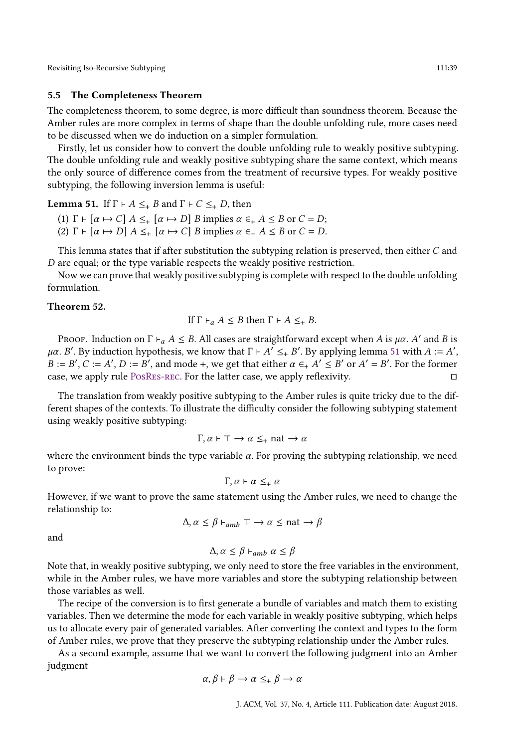### 5.5 The Completeness Theorem

The completeness theorem, to some degree, is more difficult than soundness theorem. Because the Amber rules are more complex in terms of shape than the double unfolding rule, more cases need to be discussed when we do induction on a simpler formulation.

Firstly, let us consider how to convert the double unfolding rule to weakly positive subtyping. The double unfolding rule and weakly positive subtyping share the same context, which means the only source of difference comes from the treatment of recursive types. For weakly positive subtyping, the following inversion lemma is useful:

**Lemma 51.** If $\Gamma \vdash A \leq_+ B$ and $\Gamma \vdash C \leq_+ D$, then

(1) $\Gamma \vdash [\alpha \mapsto C]\ A \leq_+ [\alpha \mapsto D]\ B$ implies $\alpha \in_+ A \leq B$ or $C = D$;
(2) $\Gamma \vdash [\alpha \mapsto D]\ A \leq_+ [\alpha \mapsto C]\ B$ implies $\alpha \in_- A \leq B$ or $C = D$.

This lemma states that if after substitution the subtyping relation is preserved, then either $C$ and $D$ are equal; or the type variable respects the weakly positive restriction.

Now we can prove that weakly positive subtyping is complete with respect to the double unfolding formulation.

**Theorem 52.**

$$\text{If } \Gamma \vdash_a A \leq B \text{ then } \Gamma \vdash A \leq_+ B.$$

Proof. Induction on $\Gamma \vdash_a A \leq B$. All cases are straightforward except when $A$ is $\mu\alpha.\ A'$ and $B$ is $\mu\alpha.\ B'$. By induction hypothesis, we know that $\Gamma \vdash A' \leq_+ B'$. By applying lemma 51 with $A := A'$, $B := B'$, $C := A'$, $D := B'$, and mode +, we get that either $\alpha \in_+ A' \leq B'$ or $A' = B'$. For the former case, we apply rule PosRes-rec. For the latter case, we apply reflexivity. □

The translation from weakly positive subtyping to the Amber rules is quite tricky due to the different shapes of the contexts. To illustrate the difficulty consider the following subtyping statement using weakly positive subtyping:

$$\Gamma, \alpha \vdash \top \to \alpha \leq_+ \mathsf{nat} \to \alpha$$

where the environment binds the type variable $\alpha$. For proving the subtyping relationship, we need to prove:

$$\Gamma, \alpha \vdash \alpha \leq_+ \alpha$$

However, if we want to prove the same statement using the Amber rules, we need to change the relationship to:

$$\Delta, \alpha \leq \beta \vdash_{amb} \top \to \alpha \leq \mathsf{nat} \to \beta$$

and

$$\Delta, \alpha \leq \beta \vdash_{amb} \alpha \leq \beta$$

Note that, in weakly positive subtyping, we only need to store the free variables in the environment, while in the Amber rules, we have more variables and store the subtyping relationship between those variables as well.

The recipe of the conversion is to first generate a bundle of variables and match them to existing variables. Then we determine the mode for each variable in weakly positive subtyping, which helps us to allocate every pair of generated variables. After converting the context and types to the form of Amber rules, we prove that they preserve the subtyping relationship under the Amber rules.

As a second example, assume that we want to convert the following judgment into an Amber judgment

$$\alpha, \beta \vdash \beta \to \alpha \leq_+ \beta \to \alpha$$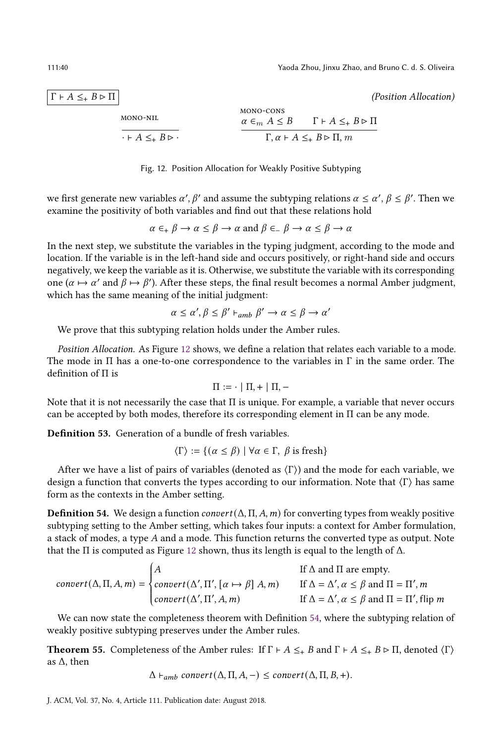$\boxed{\Gamma \vdash A \leq_+ B \rhd \Pi}$ *(Position Allocation)*

$$\frac{}{\cdot \vdash A \leq_+ B \rhd \cdot}\ \textsc{mono-nil} \qquad \frac{\alpha \in_m A \leq B \qquad \Gamma \vdash A \leq_+ B \rhd \Pi}{\Gamma, \alpha \vdash A \leq_+ B \rhd \Pi, m}\ \textsc{mono-cons}$$

Fig. 12. Position Allocation for Weakly Positive Subtyping

we first generate new variables $\alpha', \beta'$ and assume the subtyping relations $\alpha \leq \alpha'$, $\beta \leq \beta'$. Then we examine the positivity of both variables and find out that these relations hold

$$\alpha \in_+ \beta \to \alpha \leq \beta \to \alpha \text{ and } \beta \in_- \beta \to \alpha \leq \beta \to \alpha$$

In the next step, we substitute the variables in the typing judgment, according to the mode and location. If the variable is in the left-hand side and occurs positively, or right-hand side and occurs negatively, we keep the variable as it is. Otherwise, we substitute the variable with its corresponding one ($\alpha \mapsto \alpha'$ and $\beta \mapsto \beta'$). After these steps, the final result becomes a normal Amber judgment, which has the same meaning of the initial judgment:

$$\alpha \leq \alpha', \beta \leq \beta' \vdash_{amb} \beta' \to \alpha \leq \beta \to \alpha'$$

We prove that this subtyping relation holds under the Amber rules.

*Position Allocation.* As Figure 12 shows, we define a relation that relates each variable to a mode. The mode in $\Pi$ has a one-to-one correspondence to the variables in $\Gamma$ in the same order. The definition of $\Pi$ is

$$\Pi := \cdot \mid \Pi, + \mid \Pi, -$$

Note that it is not necessarily the case that $\Pi$ is unique. For example, a variable that never occurs can be accepted by both modes, therefore its corresponding element in $\Pi$ can be any mode.

**Definition 53.** Generation of a bundle of fresh variables.

$$\langle \Gamma \rangle := \{(\alpha \leq \beta) \mid \forall \alpha \in \Gamma,\ \beta \text{ is fresh}\}$$

After we have a list of pairs of variables (denoted as $\langle \Gamma \rangle$) and the mode for each variable, we design a function that converts the types according to our information. Note that $\langle \Gamma \rangle$ has same form as the contexts in the Amber setting.

**Definition 54.** We design a function $convert(\Delta, \Pi, A, m)$ for converting types from weakly positive subtyping setting to the Amber setting, which takes four inputs: a context for Amber formulation, a stack of modes, a type $A$ and a mode. This function returns the converted type as output. Note that the $\Pi$ is computed as Figure 12 shown, thus its length is equal to the length of $\Delta$.

$$convert(\Delta, \Pi, A, m) = \begin{cases} A & \text{If } \Delta \text{ and } \Pi \text{ are empty.} \\ convert(\Delta', \Pi', [\alpha \mapsto \beta]\ A, m) & \text{If } \Delta = \Delta', \alpha \leq \beta \text{ and } \Pi = \Pi', m \\ convert(\Delta', \Pi', A, m) & \text{If } \Delta = \Delta', \alpha \leq \beta \text{ and } \Pi = \Pi', \text{flip } m \end{cases}$$

We can now state the completeness theorem with Definition 54, where the subtyping relation of weakly positive subtyping preserves under the Amber rules.

**Theorem 55.** Completeness of the Amber rules: If $\Gamma \vdash A \leq_+ B$ and $\Gamma \vdash A \leq_+ B \rhd \Pi$, denoted $\langle \Gamma \rangle$ as $\Delta$, then

$$\Delta \vdash_{amb} convert(\Delta, \Pi, A, -) \leq convert(\Delta, \Pi, B, +).$$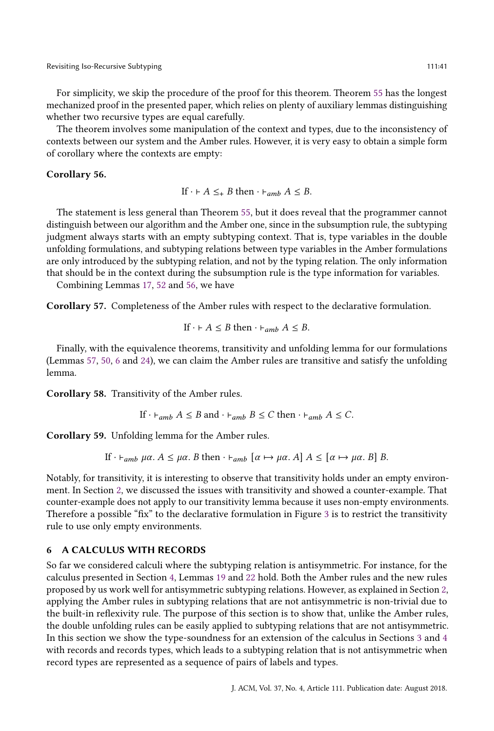For simplicity, we skip the procedure of the proof for this theorem. Theorem 55 has the longest mechanized proof in the presented paper, which relies on plenty of auxiliary lemmas distinguishing whether two recursive types are equal carefully.

The theorem involves some manipulation of the context and types, due to the inconsistency of contexts between our system and the Amber rules. However, it is very easy to obtain a simple form of corollary where the contexts are empty:

**Corollary 56.**

$$\text{If } \cdot \vdash A \leq_+ B \text{ then } \cdot \vdash_{amb} A \leq B.$$

The statement is less general than Theorem 55, but it does reveal that the programmer cannot distinguish between our algorithm and the Amber one, since in the subsumption rule, the subtyping judgment always starts with an empty subtyping context. That is, type variables in the double unfolding formulations, and subtyping relations between type variables in the Amber formulations are only introduced by the subtyping relation, and not by the typing relation. The only information that should be in the context during the subsumption rule is the type information for variables.

Combining Lemmas 17, 52 and 56, we have

**Corollary 57.** Completeness of the Amber rules with respect to the declarative formulation.

$$\text{If } \cdot \vdash A \leq B \text{ then } \cdot \vdash_{amb} A \leq B.$$

Finally, with the equivalence theorems, transitivity and unfolding lemma for our formulations (Lemmas 57, 50, 6 and 24), we can claim the Amber rules are transitive and satisfy the unfolding lemma.

**Corollary 58.** Transitivity of the Amber rules.

$$\text{If } \cdot \vdash_{amb} A \leq B \text{ and } \cdot \vdash_{amb} B \leq C \text{ then } \cdot \vdash_{amb} A \leq C.$$

**Corollary 59.** Unfolding lemma for the Amber rules.

$$\text{If } \cdot \vdash_{amb} \mu\alpha.\ A \leq \mu\alpha.\ B \text{ then } \cdot \vdash_{amb} [\alpha \mapsto \mu\alpha.\ A]\ A \leq [\alpha \mapsto \mu\alpha.\ B]\ B.$$

Notably, for transitivity, it is interesting to observe that transitivity holds under an empty environment. In Section 2, we discussed the issues with transitivity and showed a counter-example. That counter-example does not apply to our transitivity lemma because it uses non-empty environments. Therefore a possible "fix" to the declarative formulation in Figure 3 is to restrict the transitivity rule to use only empty environments.

## 6 A CALCULUS WITH RECORDS

So far we considered calculi where the subtyping relation is antisymmetric. For instance, for the calculus presented in Section 4, Lemmas 19 and 22 hold. Both the Amber rules and the new rules proposed by us work well for antisymmetric subtyping relations. However, as explained in Section 2, applying the Amber rules in subtyping relations that are not antisymmetric is non-trivial due to the built-in reflexivity rule. The purpose of this section is to show that, unlike the Amber rules, the double unfolding rules can be easily applied to subtyping relations that are not antisymmetric. In this section we show the type-soundness for an extension of the calculus in Sections 3 and 4 with records and records types, which leads to a subtyping relation that is not antisymmetric when record types are represented as a sequence of pairs of labels and types.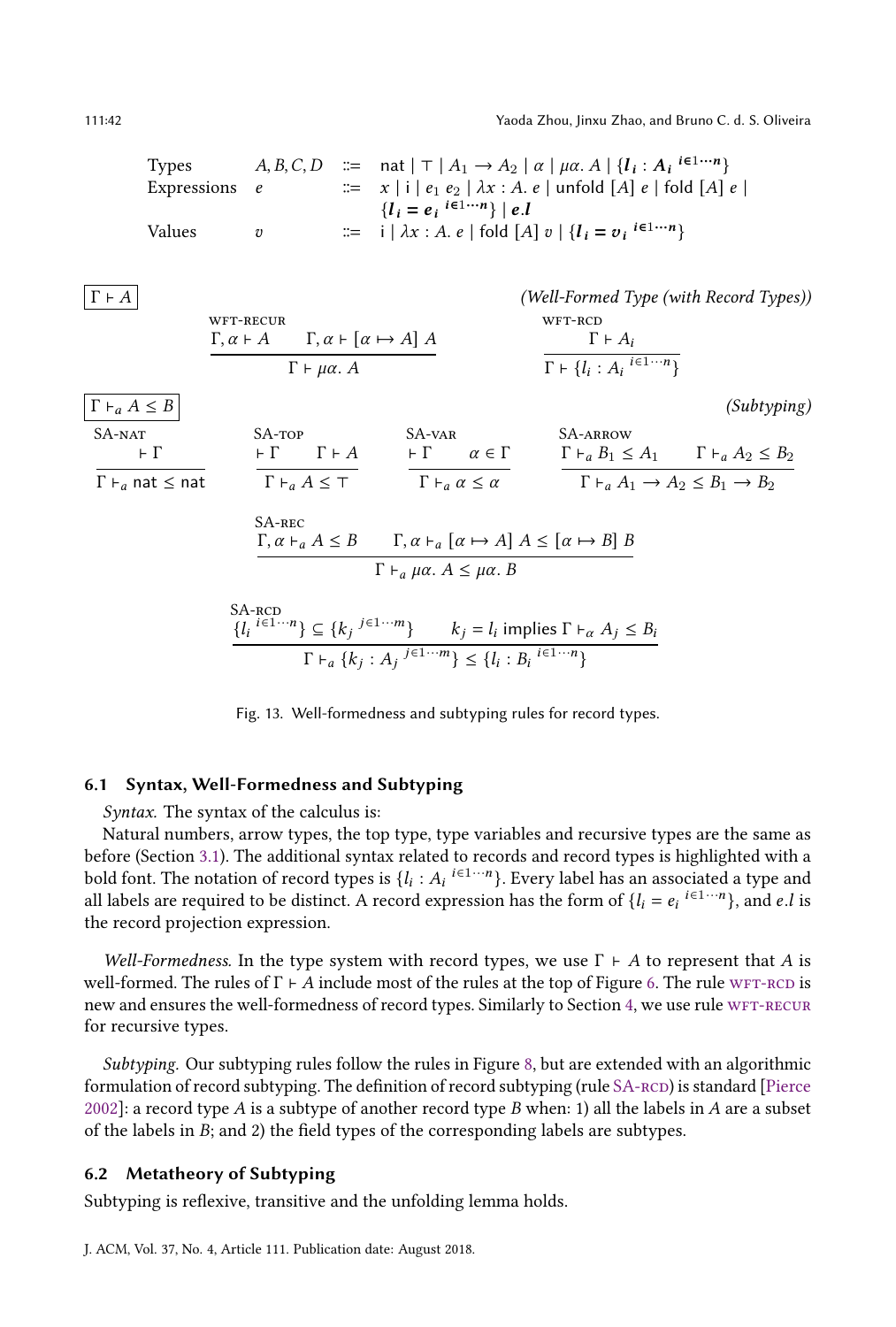$$
\begin{array}{llcl}
\text{Types} & A, B, C, D & ::= & \mathsf{nat} \mid \top \mid A_1 \to A_2 \mid \alpha \mid \mu\alpha.\ A \mid \boldsymbol{\{l_i : A_i\ ^{i \in 1 \cdots n}\}} \\
\text{Expressions} & e & ::= & x \mid \mathsf{i} \mid e_1\ e_2 \mid \lambda x : A.\ e \mid \mathsf{unfold}\ [A]\ e \mid \mathsf{fold}\ [A]\ e \mid \\
& & & \boldsymbol{\{l_i = e_i\ ^{i \in 1 \cdots n}\}} \mid \boldsymbol{e.l} \\
\text{Values} & v & ::= & \mathsf{i} \mid \lambda x : A.\ e \mid \mathsf{fold}\ [A]\ v \mid \boldsymbol{\{l_i = v_i\ ^{i \in 1 \cdots n}\}}
\end{array}
$$

$\boxed{\Gamma \vdash A}$ *(Well-Formed Type (with Record Types))*

$$
\textsc{wft-recur}\ \frac{\Gamma, \alpha \vdash A \qquad \Gamma, \alpha \vdash [\alpha \mapsto A]\ A}{\Gamma \vdash \mu\alpha.\ A}
\qquad
\textsc{wft-rcd}\ \frac{\Gamma \vdash A_i}{\Gamma \vdash \{l_i : A_i\ ^{i \in 1 \cdots n}\}}
$$

$\boxed{\Gamma \vdash_a A \leq B}$ *(Subtyping)*

$$
\textsc{SA-nat}\ \frac{\vdash \Gamma}{\Gamma \vdash_a \mathsf{nat} \leq \mathsf{nat}}
\qquad
\textsc{SA-top}\ \frac{\vdash \Gamma \qquad \Gamma \vdash A}{\Gamma \vdash_a A \leq \top}
\qquad
\textsc{SA-var}\ \frac{\vdash \Gamma \qquad \alpha \in \Gamma}{\Gamma \vdash_a \alpha \leq \alpha}
\qquad
\textsc{SA-arrow}\ \frac{\Gamma \vdash_a B_1 \leq A_1 \qquad \Gamma \vdash_a A_2 \leq B_2}{\Gamma \vdash_a A_1 \to A_2 \leq B_1 \to B_2}
$$

$$
\textsc{SA-rec}\ \frac{\Gamma, \alpha \vdash_a A \leq B \qquad \Gamma, \alpha \vdash_a [\alpha \mapsto A]\ A \leq [\alpha \mapsto B]\ B}{\Gamma \vdash_a \mu\alpha.\ A \leq \mu\alpha.\ B}
$$

$$
\textsc{SA-rcd}\ \frac{\{l_i\ ^{i \in 1 \cdots n}\} \subseteq \{k_j\ ^{j \in 1 \cdots m}\} \qquad k_j = l_i \text{ implies } \Gamma \vdash_\alpha A_j \leq B_i}{\Gamma \vdash_a \{k_j : A_j\ ^{j \in 1 \cdots m}\} \leq \{l_i : B_i\ ^{i \in 1 \cdots n}\}}
$$

Fig. 13. Well-formedness and subtyping rules for record types.

### 6.1 Syntax, Well-Formedness and Subtyping

*Syntax.* The syntax of the calculus is:

Natural numbers, arrow types, the top type, type variables and recursive types are the same as before (Section 3.1). The additional syntax related to records and record types is highlighted with a bold font. The notation of record types is $\{l_i : A_i\ ^{i \in 1 \cdots n}\}$. Every label has an associated a type and all labels are required to be distinct. A record expression has the form of $\{l_i = e_i\ ^{i \in 1 \cdots n}\}$, and $e.l$ is the record projection expression.

*Well-Formedness.* In the type system with record types, we use $\Gamma \vdash A$ to represent that $A$ is well-formed. The rules of $\Gamma \vdash A$ include most of the rules at the top of Figure 6. The rule WFT-RCD is new and ensures the well-formedness of record types. Similarly to Section 4, we use rule WFT-RECUR for recursive types.

*Subtyping.* Our subtyping rules follow the rules in Figure 8, but are extended with an algorithmic formulation of record subtyping. The definition of record subtyping (rule SA-RCD) is standard [Pierce 2002]: a record type $A$ is a subtype of another record type $B$ when: 1) all the labels in $A$ are a subset of the labels in $B$; and 2) the field types of the corresponding labels are subtypes.

### 6.2 Metatheory of Subtyping

Subtyping is reflexive, transitive and the unfolding lemma holds.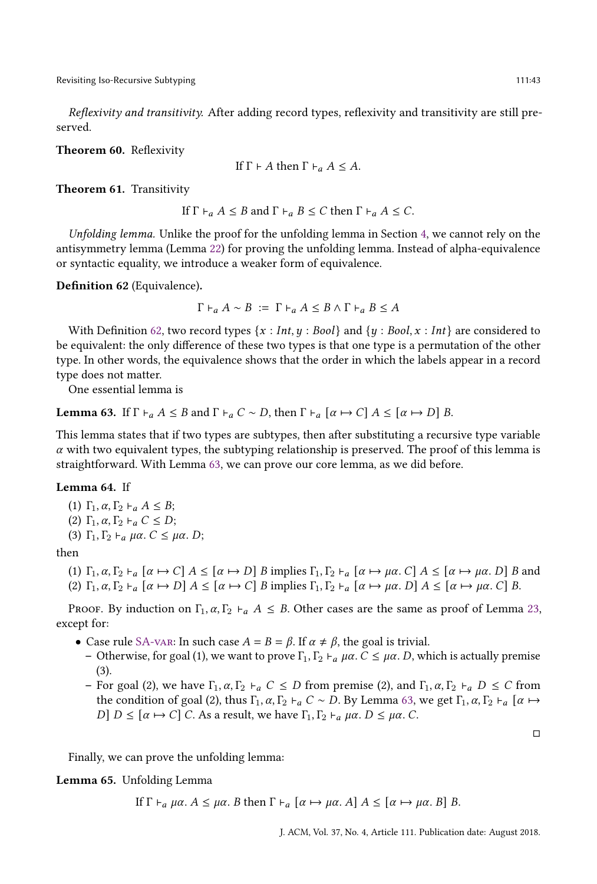*Reflexivity and transitivity.* After adding record types, reflexivity and transitivity are still preserved.

**Theorem 60.** Reflexivity

$$\text{If } \Gamma \vdash A \text{ then } \Gamma \vdash_a A \leq A.$$

**Theorem 61.** Transitivity

$$\text{If } \Gamma \vdash_a A \leq B \text{ and } \Gamma \vdash_a B \leq C \text{ then } \Gamma \vdash_a A \leq C.$$

*Unfolding lemma.* Unlike the proof for the unfolding lemma in Section 4, we cannot rely on the antisymmetry lemma (Lemma 22) for proving the unfolding lemma. Instead of alpha-equivalence or syntactic equality, we introduce a weaker form of equivalence.

**Definition 62** (Equivalence)**.**

$$\Gamma \vdash_a A \sim B \;:=\; \Gamma \vdash_a A \leq B \wedge \Gamma \vdash_a B \leq A$$

With Definition 62, two record types $\{x : Int, y : Bool\}$ and $\{y : Bool, x : Int\}$ are considered to be equivalent: the only difference of these two types is that one type is a permutation of the other type. In other words, the equivalence shows that the order in which the labels appear in a record type does not matter.

One essential lemma is

**Lemma 63.** If $\Gamma \vdash_a A \leq B$ and $\Gamma \vdash_a C \sim D$, then $\Gamma \vdash_a [\alpha \mapsto C]\, A \leq [\alpha \mapsto D]\, B$.

This lemma states that if two types are subtypes, then after substituting a recursive type variable $\alpha$ with two equivalent types, the subtyping relationship is preserved. The proof of this lemma is straightforward. With Lemma 63, we can prove our core lemma, as we did before.

**Lemma 64.** If

(1) $\Gamma_1, \alpha, \Gamma_2 \vdash_a A \leq B$;
(2) $\Gamma_1, \alpha, \Gamma_2 \vdash_a C \leq D$;
(3) $\Gamma_1, \Gamma_2 \vdash_a \mu\alpha.\, C \leq \mu\alpha.\, D$;

then

(1) $\Gamma_1, \alpha, \Gamma_2 \vdash_a [\alpha \mapsto C]\, A \leq [\alpha \mapsto D]\, B$ implies $\Gamma_1, \Gamma_2 \vdash_a [\alpha \mapsto \mu\alpha.\, C]\, A \leq [\alpha \mapsto \mu\alpha.\, D]\, B$ and
(2) $\Gamma_1, \alpha, \Gamma_2 \vdash_a [\alpha \mapsto D]\, A \leq [\alpha \mapsto C]\, B$ implies $\Gamma_1, \Gamma_2 \vdash_a [\alpha \mapsto \mu\alpha.\, D]\, A \leq [\alpha \mapsto \mu\alpha.\, C]\, B$.

Proof. By induction on $\Gamma_1, \alpha, \Gamma_2 \vdash_a A \leq B$. Other cases are the same as proof of Lemma 23, except for:

- Case rule SA-var: In such case $A = B = \beta$. If $\alpha \neq \beta$, the goal is trivial.
  - Otherwise, for goal (1), we want to prove $\Gamma_1, \Gamma_2 \vdash_a \mu\alpha.\, C \leq \mu\alpha.\, D$, which is actually premise (3).
  - For goal (2), we have $\Gamma_1, \alpha, \Gamma_2 \vdash_a C \leq D$ from premise (2), and $\Gamma_1, \alpha, \Gamma_2 \vdash_a D \leq C$ from the condition of goal (2), thus $\Gamma_1, \alpha, \Gamma_2 \vdash_a C \sim D$. By Lemma 63, we get $\Gamma_1, \alpha, \Gamma_2 \vdash_a [\alpha \mapsto D]\, D \leq [\alpha \mapsto C]\, C$. As a result, we have $\Gamma_1, \Gamma_2 \vdash_a \mu\alpha.\, D \leq \mu\alpha.\, C$.

□

Finally, we can prove the unfolding lemma:

**Lemma 65.** Unfolding Lemma

$$\text{If } \Gamma \vdash_a \mu\alpha.\, A \leq \mu\alpha.\, B \text{ then } \Gamma \vdash_a [\alpha \mapsto \mu\alpha.\, A]\, A \leq [\alpha \mapsto \mu\alpha.\, B]\, B.$$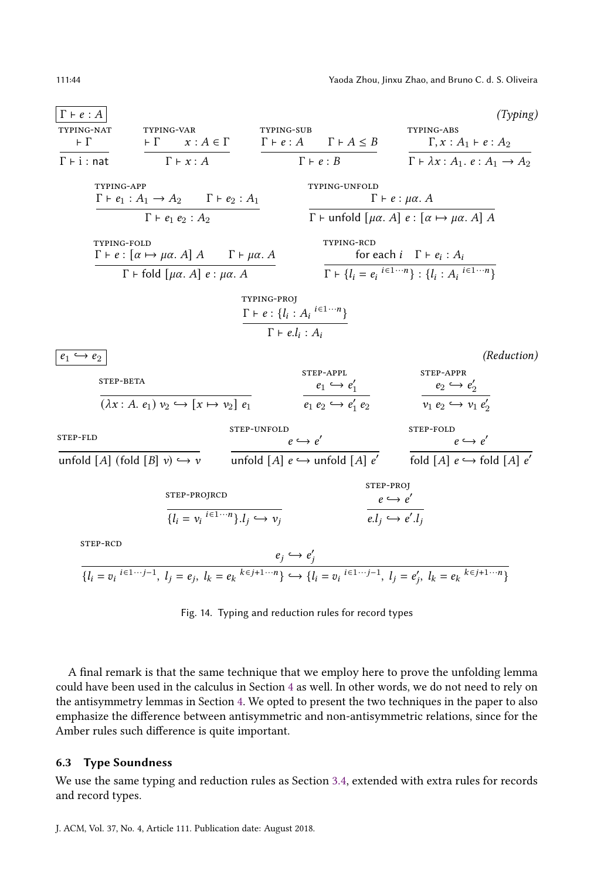$\boxed{\Gamma \vdash e : A}$ *(Typing)*

$$\frac{\vdash \Gamma}{\Gamma \vdash \mathsf{i} : \mathsf{nat}}\ \textsc{typing-nat} \qquad \frac{\vdash \Gamma \qquad x : A \in \Gamma}{\Gamma \vdash x : A}\ \textsc{typing-var} \qquad \frac{\Gamma \vdash e : A \qquad \Gamma \vdash A \leq B}{\Gamma \vdash e : B}\ \textsc{typing-sub} \qquad \frac{\Gamma, x : A_1 \vdash e : A_2}{\Gamma \vdash \lambda x : A_1.\ e : A_1 \to A_2}\ \textsc{typing-abs}$$

$$\frac{\Gamma \vdash e_1 : A_1 \to A_2 \qquad \Gamma \vdash e_2 : A_1}{\Gamma \vdash e_1\ e_2 : A_2}\ \textsc{typing-app} \qquad \frac{\Gamma \vdash e : \mu\alpha.\ A}{\Gamma \vdash \mathsf{unfold}\ [\mu\alpha.\ A]\ e : [\alpha \mapsto \mu\alpha.\ A]\ A}\ \textsc{typing-unfold}$$

$$\frac{\Gamma \vdash e : [\alpha \mapsto \mu\alpha.\ A]\ A \qquad \Gamma \vdash \mu\alpha.\ A}{\Gamma \vdash \mathsf{fold}\ [\mu\alpha.\ A]\ e : \mu\alpha.\ A}\ \textsc{typing-fold} \qquad \frac{\text{for each } i \quad \Gamma \vdash e_i : A_i}{\Gamma \vdash \{l_i = e_i\ ^{i \in 1 \cdots n}\} : \{l_i : A_i\ ^{i \in 1 \cdots n}\}}\ \textsc{typing-rcd}$$

$$\frac{\Gamma \vdash e : \{l_i : A_i\ ^{i \in 1 \cdots n}\}}{\Gamma \vdash e.l_i : A_i}\ \textsc{typing-proj}$$

$\boxed{e_1 \hookrightarrow e_2}$ *(Reduction)*

$$\frac{}{(\lambda x : A.\ e_1)\ v_2 \hookrightarrow [x \mapsto v_2]\ e_1}\ \textsc{step-beta} \qquad \frac{e_1 \hookrightarrow e_1'}{e_1\ e_2 \hookrightarrow e_1'\ e_2}\ \textsc{step-appl} \qquad \frac{e_2 \hookrightarrow e_2'}{v_1\ e_2 \hookrightarrow v_1\ e_2'}\ \textsc{step-appr}$$

$$\frac{}{\mathsf{unfold}\ [A]\ (\mathsf{fold}\ [B]\ v) \hookrightarrow v}\ \textsc{step-fld} \qquad \frac{e \hookrightarrow e'}{\mathsf{unfold}\ [A]\ e \hookrightarrow \mathsf{unfold}\ [A]\ e'}\ \textsc{step-unfold} \qquad \frac{e \hookrightarrow e'}{\mathsf{fold}\ [A]\ e \hookrightarrow \mathsf{fold}\ [A]\ e'}\ \textsc{step-fold}$$

$$\frac{}{\{l_i = v_i\ ^{i \in 1 \cdots n}\}.l_j \hookrightarrow v_j}\ \textsc{step-projrcd} \qquad \frac{e \hookrightarrow e'}{e.l_j \hookrightarrow e'.l_j}\ \textsc{step-proj}$$

$$\frac{e_j \hookrightarrow e_j'}{\{l_i = v_i\ ^{i \in 1 \cdots j-1},\ l_j = e_j,\ l_k = e_k\ ^{k \in j+1 \cdots n}\} \hookrightarrow \{l_i = v_i\ ^{i \in 1 \cdots j-1},\ l_j = e_j',\ l_k = e_k\ ^{k \in j+1 \cdots n}\}}\ \textsc{step-rcd}$$

Fig. 14. Typing and reduction rules for record types

A final remark is that the same technique that we employ here to prove the unfolding lemma could have been used in the calculus in Section 4 as well. In other words, we do not need to rely on the antisymmetry lemmas in Section 4. We opted to present the two techniques in the paper to also emphasize the difference between antisymmetric and non-antisymmetric relations, since for the Amber rules such difference is quite important.

### 6.3 Type Soundness

We use the same typing and reduction rules as Section 3.4, extended with extra rules for records and record types.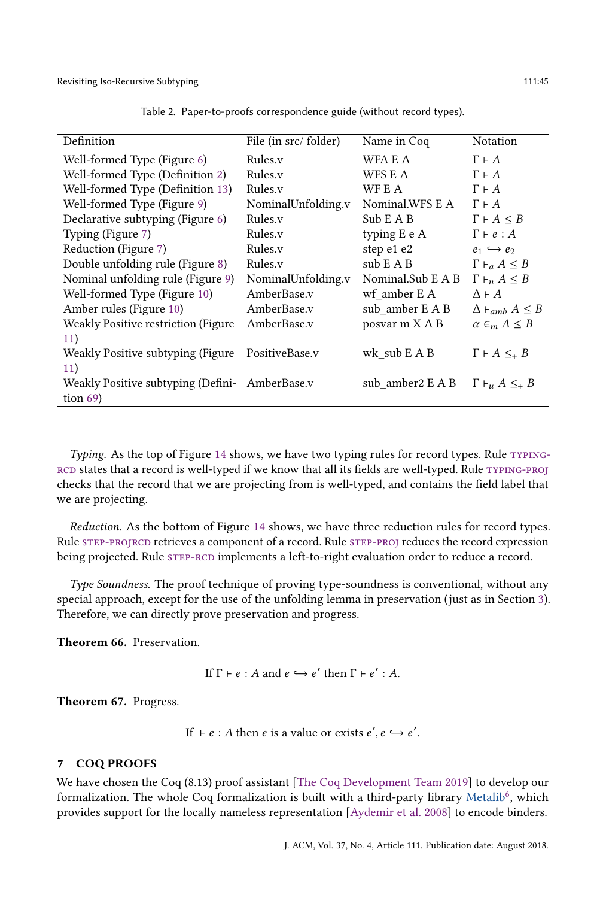Table 2. Paper-to-proofs correspondence guide (without record types).

| Definition | File (in src/ folder) | Name in Coq | Notation |
|---|---|---|---|
| Well-formed Type (Figure 6) | Rules.v | WFA E A | $\Gamma \vdash A$ |
| Well-formed Type (Definition 2) | Rules.v | WFS E A | $\Gamma \vdash A$ |
| Well-formed Type (Definition 13) | Rules.v | WF E A | $\Gamma \vdash A$ |
| Well-formed Type (Figure 9) | NominalUnfolding.v | Nominal.WFS E A | $\Gamma \vdash A$ |
| Declarative subtyping (Figure 6) | Rules.v | Sub E A B | $\Gamma \vdash A \leq B$ |
| Typing (Figure 7) | Rules.v | typing E e A | $\Gamma \vdash e : A$ |
| Reduction (Figure 7) | Rules.v | step e1 e2 | $e_1 \hookrightarrow e_2$ |
| Double unfolding rule (Figure 8) | Rules.v | sub E A B | $\Gamma \vdash_a A \leq B$ |
| Nominal unfolding rule (Figure 9) | NominalUnfolding.v | Nominal.Sub E A B | $\Gamma \vdash_n A \leq B$ |
| Well-formed Type (Figure 10) | AmberBase.v | wf_amber E A | $\Delta \vdash A$ |
| Amber rules (Figure 10) | AmberBase.v | sub_amber E A B | $\Delta \vdash_{amb} A \leq B$ |
| Weakly Positive restriction (Figure 11) | AmberBase.v | posvar m X A B | $\alpha \in_m A \leq B$ |
| Weakly Positive subtyping (Figure 11) | PositiveBase.v | wk_sub E A B | $\Gamma \vdash A \leq_+ B$ |
| Weakly Positive subtyping (Definition 69) | AmberBase.v | sub_amber2 E A B | $\Gamma \vdash_u A \leq_+ B$ |

*Typing.* As the top of Figure 14 shows, we have two typing rules for record types. Rule TYPING-RCD states that a record is well-typed if we know that all its fields are well-typed. Rule TYPING-PROJ checks that the record that we are projecting from is well-typed, and contains the field label that we are projecting.

*Reduction.* As the bottom of Figure 14 shows, we have three reduction rules for record types. Rule STEP-PROJRCD retrieves a component of a record. Rule STEP-PROJ reduces the record expression being projected. Rule STEP-RCD implements a left-to-right evaluation order to reduce a record.

*Type Soundness.* The proof technique of proving type-soundness is conventional, without any special approach, except for the use of the unfolding lemma in preservation (just as in Section 3). Therefore, we can directly prove preservation and progress.

**Theorem 66.** Preservation.

$$\text{If } \Gamma \vdash e : A \text{ and } e \hookrightarrow e' \text{ then } \Gamma \vdash e' : A.$$

**Theorem 67.** Progress.

$$\text{If } \vdash e : A \text{ then } e \text{ is a value or exists } e', e \hookrightarrow e'.$$

## 7 COQ PROOFS

We have chosen the Coq (8.13) proof assistant [The Coq Development Team 2019] to develop our formalization. The whole Coq formalization is built with a third-party library Metalib[6], which provides support for the locally nameless representation [Aydemir et al. 2008] to encode binders.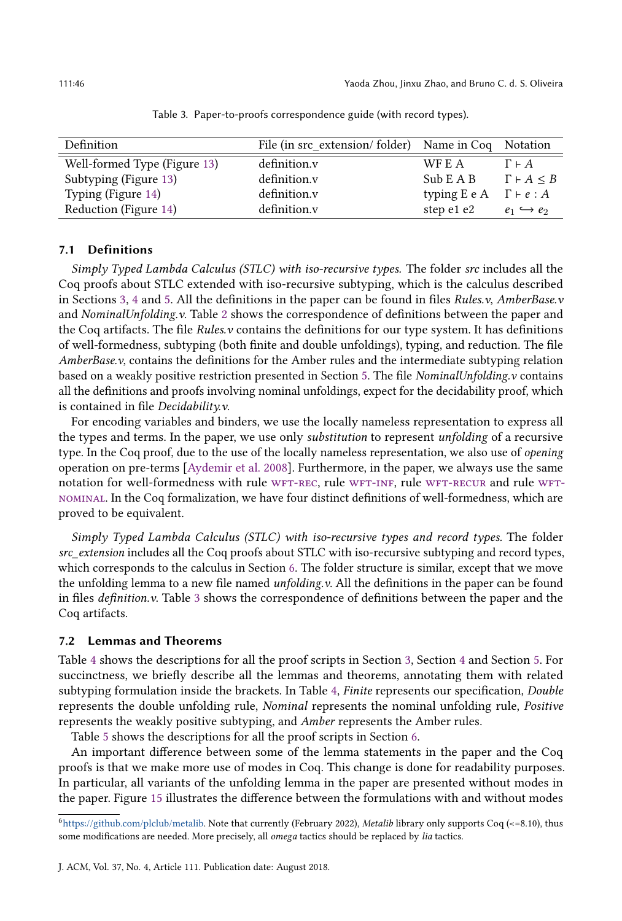Table 3. Paper-to-proofs correspondence guide (with record types).

| Definition | File (in src_extension/ folder) | Name in Coq | Notation |
|---|---|---|---|
| Well-formed Type (Figure 13) | definition.v | WF E A | $\Gamma \vdash A$ |
| Subtyping (Figure 13) | definition.v | Sub E A B | $\Gamma \vdash A \leq B$ |
| Typing (Figure 14) | definition.v | typing E e A | $\Gamma \vdash e : A$ |
| Reduction (Figure 14) | definition.v | step e1 e2 | $e_1 \hookrightarrow e_2$ |

### 7.1 Definitions

*Simply Typed Lambda Calculus (STLC) with iso-recursive types.* The folder *src* includes all the Coq proofs about STLC extended with iso-recursive subtyping, which is the calculus described in Sections 3, 4 and 5. All the definitions in the paper can be found in files *Rules.v*, *AmberBase.v* and *NominalUnfolding.v*. Table 2 shows the correspondence of definitions between the paper and the Coq artifacts. The file *Rules.v* contains the definitions for our type system. It has definitions of well-formedness, subtyping (both finite and double unfoldings), typing, and reduction. The file *AmberBase.v*, contains the definitions for the Amber rules and the intermediate subtyping relation based on a weakly positive restriction presented in Section 5. The file *NominalUnfolding.v* contains all the definitions and proofs involving nominal unfoldings, expect for the decidability proof, which is contained in file *Decidability.v*.

For encoding variables and binders, we use the locally nameless representation to express all the types and terms. In the paper, we use only *substitution* to represent *unfolding* of a recursive type. In the Coq proof, due to the use of the locally nameless representation, we also use of *opening* operation on pre-terms [Aydemir et al. 2008]. Furthermore, in the paper, we always use the same notation for well-formedness with rule WFT-REC, rule WFT-INF, rule WFT-RECUR and rule WFT-NOMINAL. In the Coq formalization, we have four distinct definitions of well-formedness, which are proved to be equivalent.

*Simply Typed Lambda Calculus (STLC) with iso-recursive types and record types.* The folder *src_extension* includes all the Coq proofs about STLC with iso-recursive subtyping and record types, which corresponds to the calculus in Section 6. The folder structure is similar, except that we move the unfolding lemma to a new file named *unfolding.v*. All the definitions in the paper can be found in files *definition.v*. Table 3 shows the correspondence of definitions between the paper and the Coq artifacts.

### 7.2 Lemmas and Theorems

Table 4 shows the descriptions for all the proof scripts in Section 3, Section 4 and Section 5. For succinctness, we briefly describe all the lemmas and theorems, annotating them with related subtyping formulation inside the brackets. In Table 4, *Finite* represents our specification, *Double* represents the double unfolding rule, *Nominal* represents the nominal unfolding rule, *Positive* represents the weakly positive subtyping, and *Amber* represents the Amber rules.

Table 5 shows the descriptions for all the proof scripts in Section 6.

An important difference between some of the lemma statements in the paper and the Coq proofs is that we make more use of modes in Coq. This change is done for readability purposes. In particular, all variants of the unfolding lemma in the paper are presented without modes in the paper. Figure 15 illustrates the difference between the formulations with and without modes

[6] https://github.com/plclub/metalib. Note that currently (February 2022), *Metalib* library only supports Coq (<=8.10), thus some modifications are needed. More precisely, all *omega* tactics should be replaced by *lia* tactics.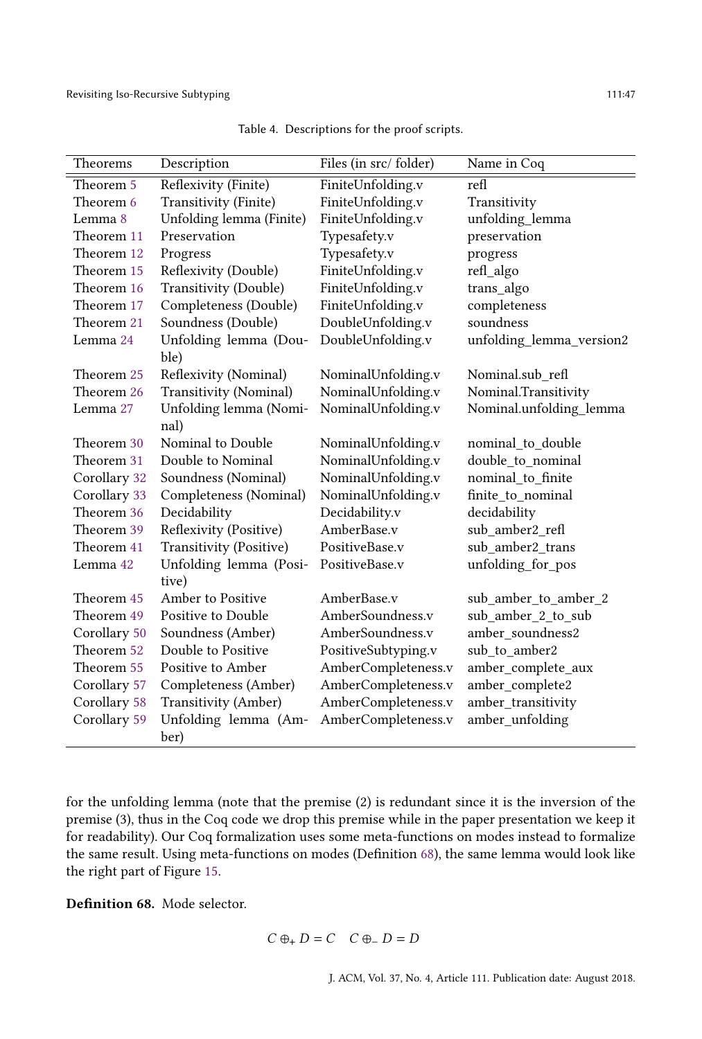Table 4. Descriptions for the proof scripts.

| Theorems | Description | Files (in src/ folder) | Name in Coq |
|---|---|---|---|
| Theorem 5 | Reflexivity (Finite) | FiniteUnfolding.v | refl |
| Theorem 6 | Transitivity (Finite) | FiniteUnfolding.v | Transitivity |
| Lemma 8 | Unfolding lemma (Finite) | FiniteUnfolding.v | unfolding_lemma |
| Theorem 11 | Preservation | Typesafety.v | preservation |
| Theorem 12 | Progress | Typesafety.v | progress |
| Theorem 15 | Reflexivity (Double) | FiniteUnfolding.v | refl_algo |
| Theorem 16 | Transitivity (Double) | FiniteUnfolding.v | trans_algo |
| Theorem 17 | Completeness (Double) | FiniteUnfolding.v | completeness |
| Theorem 21 | Soundness (Double) | DoubleUnfolding.v | soundness |
| Lemma 24 | Unfolding lemma (Double) | DoubleUnfolding.v | unfolding_lemma_version2 |
| Theorem 25 | Reflexivity (Nominal) | NominalUnfolding.v | Nominal.sub_refl |
| Theorem 26 | Transitivity (Nominal) | NominalUnfolding.v | Nominal.Transitivity |
| Lemma 27 | Unfolding lemma (Nominal) | NominalUnfolding.v | Nominal.unfolding_lemma |
| Theorem 30 | Nominal to Double | NominalUnfolding.v | nominal_to_double |
| Theorem 31 | Double to Nominal | NominalUnfolding.v | double_to_nominal |
| Corollary 32 | Soundness (Nominal) | NominalUnfolding.v | nominal_to_finite |
| Corollary 33 | Completeness (Nominal) | NominalUnfolding.v | finite_to_nominal |
| Theorem 36 | Decidability | Decidability.v | decidability |
| Theorem 39 | Reflexivity (Positive) | AmberBase.v | sub_amber2_refl |
| Theorem 41 | Transitivity (Positive) | PositiveBase.v | sub_amber2_trans |
| Lemma 42 | Unfolding lemma (Positive) | PositiveBase.v | unfolding_for_pos |
| Theorem 45 | Amber to Positive | AmberBase.v | sub_amber_to_amber_2 |
| Theorem 49 | Positive to Double | AmberSoundness.v | sub_amber_2_to_sub |
| Corollary 50 | Soundness (Amber) | AmberSoundness.v | amber_soundness2 |
| Theorem 52 | Double to Positive | PositiveSubtyping.v | sub_to_amber2 |
| Theorem 55 | Positive to Amber | AmberCompleteness.v | amber_complete_aux |
| Corollary 57 | Completeness (Amber) | AmberCompleteness.v | amber_complete2 |
| Corollary 58 | Transitivity (Amber) | AmberCompleteness.v | amber_transitivity |
| Corollary 59 | Unfolding lemma (Amber) | AmberCompleteness.v | amber_unfolding |

for the unfolding lemma (note that the premise (2) is redundant since it is the inversion of the premise (3), thus in the Coq code we drop this premise while in the paper presentation we keep it for readability). Our Coq formalization uses some meta-functions on modes instead to formalize the same result. Using meta-functions on modes (Definition 68), the same lemma would look like the right part of Figure 15.

**Definition 68.** Mode selector.

$$C \oplus_{+} D = C \quad C \oplus_{-} D = D$$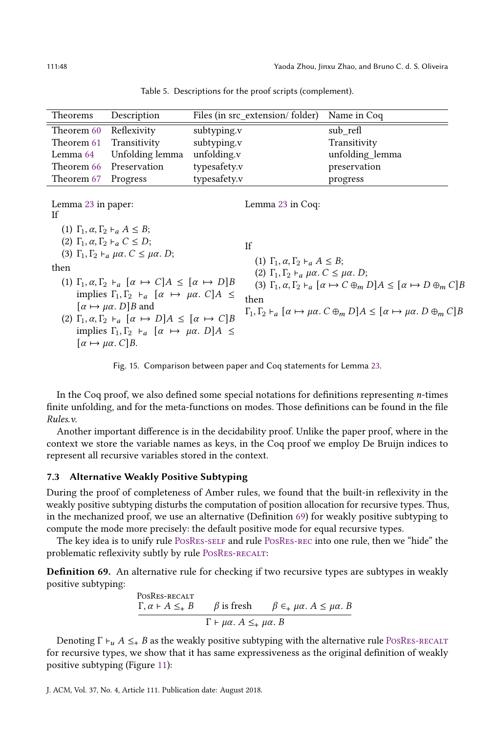Table 5. Descriptions for the proof scripts (complement).

| Theorems | Description | Files (in src_extension/ folder) | Name in Coq |
|---|---|---|---|
| Theorem 60 | Reflexivity | subtyping.v | sub_refl |
| Theorem 61 | Transitivity | subtyping.v | Transitivity |
| Lemma 64 | Unfolding lemma | unfolding.v | unfolding_lemma |
| Theorem 66 | Preservation | typesafety.v | preservation |
| Theorem 67 | Progress | typesafety.v | progress |

Lemma 23 in paper:
If

(1) $\Gamma_1, \alpha, \Gamma_2 \vdash_a A \leq B$;
(2) $\Gamma_1, \alpha, \Gamma_2 \vdash_a C \leq D$;
(3) $\Gamma_1, \Gamma_2 \vdash_a \mu\alpha.\ C \leq \mu\alpha.\ D$;

then

(1) $\Gamma_1, \alpha, \Gamma_2 \vdash_a [\alpha \mapsto C]A \leq [\alpha \mapsto D]B$ implies $\Gamma_1, \Gamma_2 \vdash_a [\alpha \mapsto \mu\alpha.\ C]A \leq [\alpha \mapsto \mu\alpha.\ D]B$ and
(2) $\Gamma_1, \alpha, \Gamma_2 \vdash_a [\alpha \mapsto D]A \leq [\alpha \mapsto C]B$ implies $\Gamma_1, \Gamma_2 \vdash_a [\alpha \mapsto \mu\alpha.\ D]A \leq [\alpha \mapsto \mu\alpha.\ C]B$.

Lemma 23 in Coq:

If

(1) $\Gamma_1, \alpha, \Gamma_2 \vdash_a A \leq B$;
(2) $\Gamma_1, \Gamma_2 \vdash_a \mu\alpha.\ C \leq \mu\alpha.\ D$;
(3) $\Gamma_1, \alpha, \Gamma_2 \vdash_a [\alpha \mapsto C \oplus_m D]A \leq [\alpha \mapsto D \oplus_m C]B$

then

$\Gamma_1, \Gamma_2 \vdash_a [\alpha \mapsto \mu\alpha.\ C \oplus_m D]A \leq [\alpha \mapsto \mu\alpha.\ D \oplus_m C]B$

Fig. 15. Comparison between paper and Coq statements for Lemma 23.

In the Coq proof, we also defined some special notations for definitions representing $n$-times finite unfolding, and for the meta-functions on modes. Those definitions can be found in the file *Rules.v*.

Another important difference is in the decidability proof. Unlike the paper proof, where in the context we store the variable names as keys, in the Coq proof we employ De Bruijn indices to represent all recursive variables stored in the context.

### 7.3 Alternative Weakly Positive Subtyping

During the proof of completeness of Amber rules, we found that the built-in reflexivity in the weakly positive subtyping disturbs the computation of position allocation for recursive types. Thus, in the mechanized proof, we use an alternative (Definition 69) for weakly positive subtyping to compute the mode more precisely: the default positive mode for equal recursive types.

The key idea is to unify rule PosRes-self and rule PosRes-rec into one rule, then we "hide" the problematic reflexivity subtly by rule PosRes-recalt:

**Definition 69.** An alternative rule for checking if two recursive types are subtypes in weakly positive subtyping:

$$\frac{\Gamma, \alpha \vdash A \leq_+ B \qquad \beta \text{ is fresh} \qquad \beta \in_+ \mu\alpha.\ A \leq \mu\alpha.\ B}{\Gamma \vdash \mu\alpha.\ A \leq_+ \mu\alpha.\ B}\ \text{PosRes-recalt}$$

Denoting $\Gamma \vdash_u A \leq_+ B$ as the weakly positive subtyping with the alternative rule PosRes-recalt for recursive types, we show that it has same expressiveness as the original definition of weakly positive subtyping (Figure 11):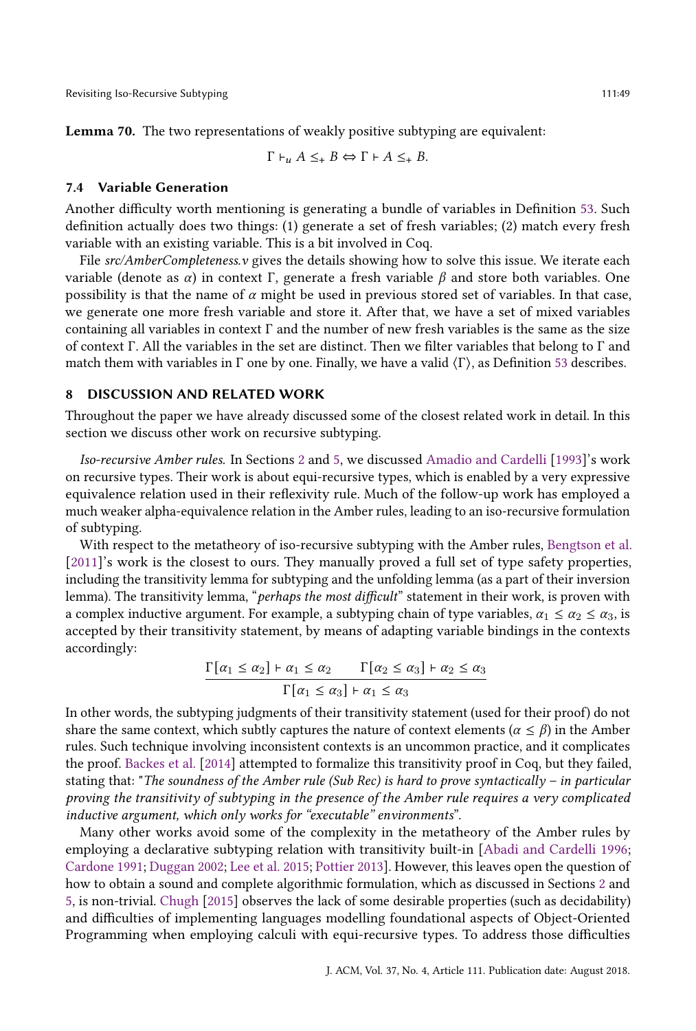**Lemma 70.** The two representations of weakly positive subtyping are equivalent:

$$\Gamma \vdash_u A \leq_+ B \Leftrightarrow \Gamma \vdash A \leq_+ B.$$

### 7.4 Variable Generation

Another difficulty worth mentioning is generating a bundle of variables in Definition 53. Such definition actually does two things: (1) generate a set of fresh variables; (2) match every fresh variable with an existing variable. This is a bit involved in Coq.

File *src/AmberCompleteness.v* gives the details showing how to solve this issue. We iterate each variable (denote as $\alpha$) in context $\Gamma$, generate a fresh variable $\beta$ and store both variables. One possibility is that the name of $\alpha$ might be used in previous stored set of variables. In that case, we generate one more fresh variable and store it. After that, we have a set of mixed variables containing all variables in context $\Gamma$ and the number of new fresh variables is the same as the size of context $\Gamma$. All the variables in the set are distinct. Then we filter variables that belong to $\Gamma$ and match them with variables in $\Gamma$ one by one. Finally, we have a valid $\langle \Gamma \rangle$, as Definition 53 describes.

## 8 DISCUSSION AND RELATED WORK

Throughout the paper we have already discussed some of the closest related work in detail. In this section we discuss other work on recursive subtyping.

*Iso-recursive Amber rules.* In Sections 2 and 5, we discussed Amadio and Cardelli [1993]'s work on recursive types. Their work is about equi-recursive types, which is enabled by a very expressive equivalence relation used in their reflexivity rule. Much of the follow-up work has employed a much weaker alpha-equivalence relation in the Amber rules, leading to an iso-recursive formulation of subtyping.

With respect to the metatheory of iso-recursive subtyping with the Amber rules, Bengtson et al. [2011]'s work is the closest to ours. They manually proved a full set of type safety properties, including the transitivity lemma for subtyping and the unfolding lemma (as a part of their inversion lemma). The transitivity lemma, "*perhaps the most difficult*" statement in their work, is proven with a complex inductive argument. For example, a subtyping chain of type variables, $\alpha_1 \leq \alpha_2 \leq \alpha_3$, is accepted by their transitivity statement, by means of adapting variable bindings in the contexts accordingly:

$$\frac{\Gamma[\alpha_1 \leq \alpha_2] \vdash \alpha_1 \leq \alpha_2 \qquad \Gamma[\alpha_2 \leq \alpha_3] \vdash \alpha_2 \leq \alpha_3}{\Gamma[\alpha_1 \leq \alpha_3] \vdash \alpha_1 \leq \alpha_3}$$

In other words, the subtyping judgments of their transitivity statement (used for their proof) do not share the same context, which subtly captures the nature of context elements ($\alpha \leq \beta$) in the Amber rules. Such technique involving inconsistent contexts is an uncommon practice, and it complicates the proof. Backes et al. [2014] attempted to formalize this transitivity proof in Coq, but they failed, stating that: "*The soundness of the Amber rule (Sub Rec) is hard to prove syntactically – in particular proving the transitivity of subtyping in the presence of the Amber rule requires a very complicated inductive argument, which only works for "executable" environments*".

Many other works avoid some of the complexity in the metatheory of the Amber rules by employing a declarative subtyping relation with transitivity built-in [Abadi and Cardelli 1996; Cardone 1991; Duggan 2002; Lee et al. 2015; Pottier 2013]. However, this leaves open the question of how to obtain a sound and complete algorithmic formulation, which as discussed in Sections 2 and 5, is non-trivial. Chugh [2015] observes the lack of some desirable properties (such as decidability) and difficulties of implementing languages modelling foundational aspects of Object-Oriented Programming when employing calculi with equi-recursive types. To address those difficulties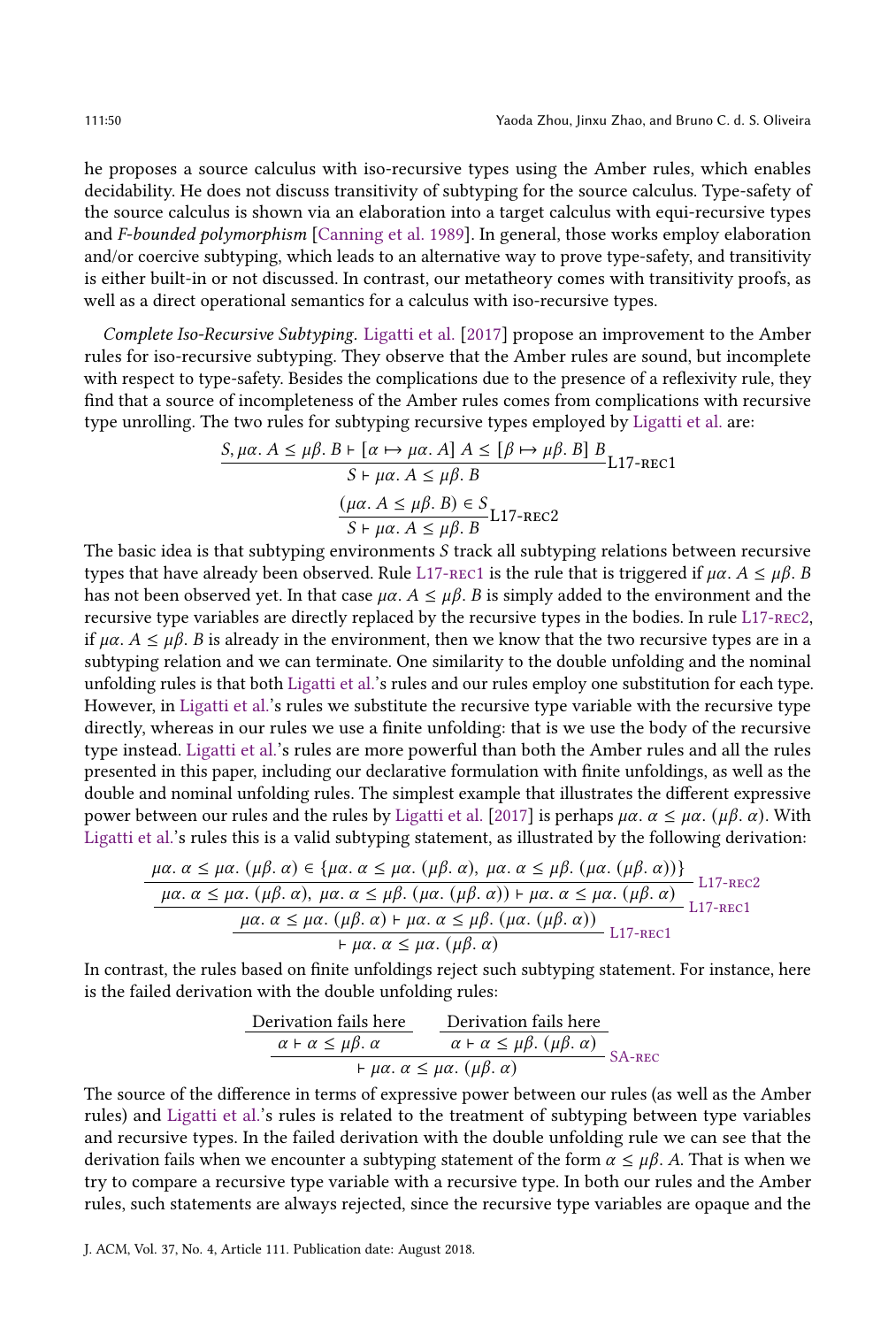he proposes a source calculus with iso-recursive types using the Amber rules, which enables decidability. He does not discuss transitivity of subtyping for the source calculus. Type-safety of the source calculus is shown via an elaboration into a target calculus with equi-recursive types and *F-bounded polymorphism* [Canning et al. 1989]. In general, those works employ elaboration and/or coercive subtyping, which leads to an alternative way to prove type-safety, and transitivity is either built-in or not discussed. In contrast, our metatheory comes with transitivity proofs, as well as a direct operational semantics for a calculus with iso-recursive types.

*Complete Iso-Recursive Subtyping.* Ligatti et al. [2017] propose an improvement to the Amber rules for iso-recursive subtyping. They observe that the Amber rules are sound, but incomplete with respect to type-safety. Besides the complications due to the presence of a reflexivity rule, they find that a source of incompleteness of the Amber rules comes from complications with recursive type unrolling. The two rules for subtyping recursive types employed by Ligatti et al. are:

$$\frac{S, \mu\alpha.\ A \leq \mu\beta.\ B \vdash [\alpha \mapsto \mu\alpha.\ A]\ A \leq [\beta \mapsto \mu\beta.\ B]\ B}{S \vdash \mu\alpha.\ A \leq \mu\beta.\ B}\textsc{L17-rec1}$$

$$\frac{(\mu\alpha.\ A \leq \mu\beta.\ B) \in S}{S \vdash \mu\alpha.\ A \leq \mu\beta.\ B}\textsc{L17-rec2}$$

The basic idea is that subtyping environments $S$ track all subtyping relations between recursive types that have already been observed. Rule L17-rec1 is the rule that is triggered if $\mu\alpha.\ A \leq \mu\beta.\ B$ has not been observed yet. In that case $\mu\alpha.\ A \leq \mu\beta.\ B$ is simply added to the environment and the recursive type variables are directly replaced by the recursive types in the bodies. In rule L17-rec2, if $\mu\alpha.\ A \leq \mu\beta.\ B$ is already in the environment, then we know that the two recursive types are in a subtyping relation and we can terminate. One similarity to the double unfolding and the nominal unfolding rules is that both Ligatti et al.'s rules and our rules employ one substitution for each type. However, in Ligatti et al.'s rules we substitute the recursive type variable with the recursive type directly, whereas in our rules we use a finite unfolding: that is we use the body of the recursive type instead. Ligatti et al.'s rules are more powerful than both the Amber rules and all the rules presented in this paper, including our declarative formulation with finite unfoldings, as well as the double and nominal unfolding rules. The simplest example that illustrates the different expressive power between our rules and the rules by Ligatti et al. [2017] is perhaps $\mu\alpha.\ \alpha \leq \mu\alpha.\ (\mu\beta.\ \alpha)$. With Ligatti et al.'s rules this is a valid subtyping statement, as illustrated by the following derivation:

$$\dfrac{\dfrac{\dfrac{\mu\alpha.\ \alpha \leq \mu\alpha.\ (\mu\beta.\ \alpha) \in \{\mu\alpha.\ \alpha \leq \mu\alpha.\ (\mu\beta.\ \alpha),\ \mu\alpha.\ \alpha \leq \mu\beta.\ (\mu\alpha.\ (\mu\beta.\ \alpha))\}}{\mu\alpha.\ \alpha \leq \mu\alpha.\ (\mu\beta.\ \alpha),\ \mu\alpha.\ \alpha \leq \mu\beta.\ (\mu\alpha.\ (\mu\beta.\ \alpha)) \vdash \mu\alpha.\ \alpha \leq \mu\alpha.\ (\mu\beta.\ \alpha)}\textsc{L17-rec2}}{\mu\alpha.\ \alpha \leq \mu\alpha.\ (\mu\beta.\ \alpha) \vdash \mu\alpha.\ \alpha \leq \mu\beta.\ (\mu\alpha.\ (\mu\beta.\ \alpha))}\textsc{L17-rec1}}{\vdash \mu\alpha.\ \alpha \leq \mu\alpha.\ (\mu\beta.\ \alpha)}\textsc{L17-rec1}$$

In contrast, the rules based on finite unfoldings reject such subtyping statement. For instance, here is the failed derivation with the double unfolding rules:

$$\dfrac{\dfrac{\text{Derivation fails here}}{\alpha \vdash \alpha \leq \mu\beta.\ \alpha} \qquad \dfrac{\text{Derivation fails here}}{\alpha \vdash \alpha \leq \mu\beta.\ (\mu\beta.\ \alpha)}}{\vdash \mu\alpha.\ \alpha \leq \mu\alpha.\ (\mu\beta.\ \alpha)}\textsc{SA-rec}$$

The source of the difference in terms of expressive power between our rules (as well as the Amber rules) and Ligatti et al.'s rules is related to the treatment of subtyping between type variables and recursive types. In the failed derivation with the double unfolding rule we can see that the derivation fails when we encounter a subtyping statement of the form $\alpha \leq \mu\beta.\ A$. That is when we try to compare a recursive type variable with a recursive type. In both our rules and the Amber rules, such statements are always rejected, since the recursive type variables are opaque and the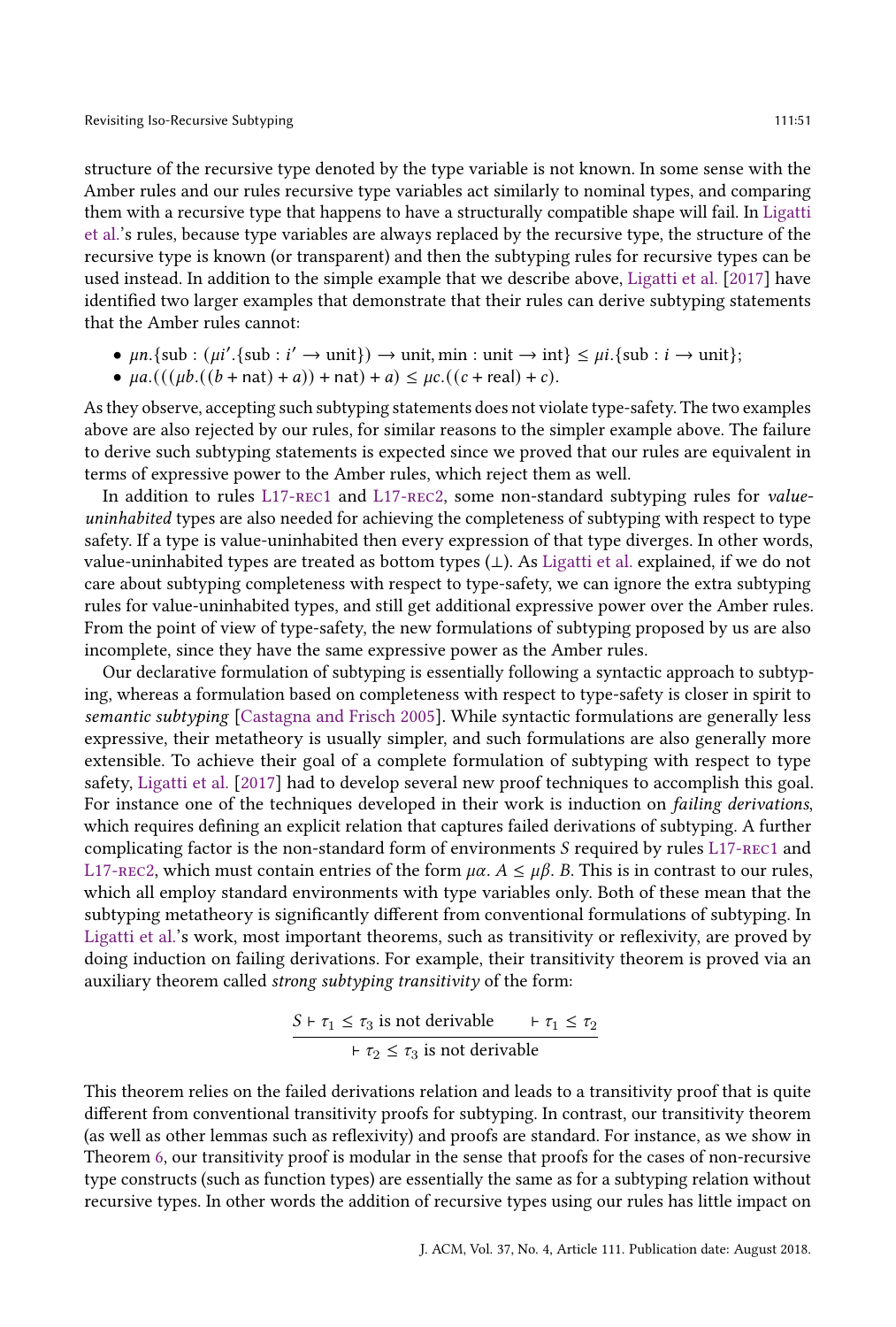structure of the recursive type denoted by the type variable is not known. In some sense with the Amber rules and our rules recursive type variables act similarly to nominal types, and comparing them with a recursive type that happens to have a structurally compatible shape will fail. In Ligatti et al.'s rules, because type variables are always replaced by the recursive type, the structure of the recursive type is known (or transparent) and then the subtyping rules for recursive types can be used instead. In addition to the simple example that we describe above, Ligatti et al. [2017] have identified two larger examples that demonstrate that their rules can derive subtyping statements that the Amber rules cannot:

- $\mu n.\{\text{sub} : (\mu i'.\{\text{sub} : i' \to \text{unit}\}) \to \text{unit}, \text{min} : \text{unit} \to \text{int}\} \leq \mu i.\{\text{sub} : i \to \text{unit}\}$;
- $\mu a.(((\mu b.((b + \text{nat}) + a)) + \text{nat}) + a) \leq \mu c.((c + \text{real}) + c)$.

As they observe, accepting such subtyping statements does not violate type-safety. The two examples above are also rejected by our rules, for similar reasons to the simpler example above. The failure to derive such subtyping statements is expected since we proved that our rules are equivalent in terms of expressive power to the Amber rules, which reject them as well.

In addition to rules L17-REC1 and L17-REC2, some non-standard subtyping rules for *value-uninhabited* types are also needed for achieving the completeness of subtyping with respect to type safety. If a type is value-uninhabited then every expression of that type diverges. In other words, value-uninhabited types are treated as bottom types ($\perp$). As Ligatti et al. explained, if we do not care about subtyping completeness with respect to type-safety, we can ignore the extra subtyping rules for value-uninhabited types, and still get additional expressive power over the Amber rules. From the point of view of type-safety, the new formulations of subtyping proposed by us are also incomplete, since they have the same expressive power as the Amber rules.

Our declarative formulation of subtyping is essentially following a syntactic approach to subtyping, whereas a formulation based on completeness with respect to type-safety is closer in spirit to *semantic subtyping* [Castagna and Frisch 2005]. While syntactic formulations are generally less expressive, their metatheory is usually simpler, and such formulations are also generally more extensible. To achieve their goal of a complete formulation of subtyping with respect to type safety, Ligatti et al. [2017] had to develop several new proof techniques to accomplish this goal. For instance one of the techniques developed in their work is induction on *failing derivations*, which requires defining an explicit relation that captures failed derivations of subtyping. A further complicating factor is the non-standard form of environments $S$ required by rules L17-REC1 and L17-REC2, which must contain entries of the form $\mu\alpha.\ A \leq \mu\beta.\ B$. This is in contrast to our rules, which all employ standard environments with type variables only. Both of these mean that the subtyping metatheory is significantly different from conventional formulations of subtyping. In Ligatti et al.'s work, most important theorems, such as transitivity or reflexivity, are proved by doing induction on failing derivations. For example, their transitivity theorem is proved via an auxiliary theorem called *strong subtyping transitivity* of the form:

$$\frac{S \vdash \tau_1 \leq \tau_3 \text{ is not derivable} \qquad \vdash \tau_1 \leq \tau_2}{\vdash \tau_2 \leq \tau_3 \text{ is not derivable}}$$

This theorem relies on the failed derivations relation and leads to a transitivity proof that is quite different from conventional transitivity proofs for subtyping. In contrast, our transitivity theorem (as well as other lemmas such as reflexivity) and proofs are standard. For instance, as we show in Theorem 6, our transitivity proof is modular in the sense that proofs for the cases of non-recursive type constructs (such as function types) are essentially the same as for a subtyping relation without recursive types. In other words the addition of recursive types using our rules has little impact on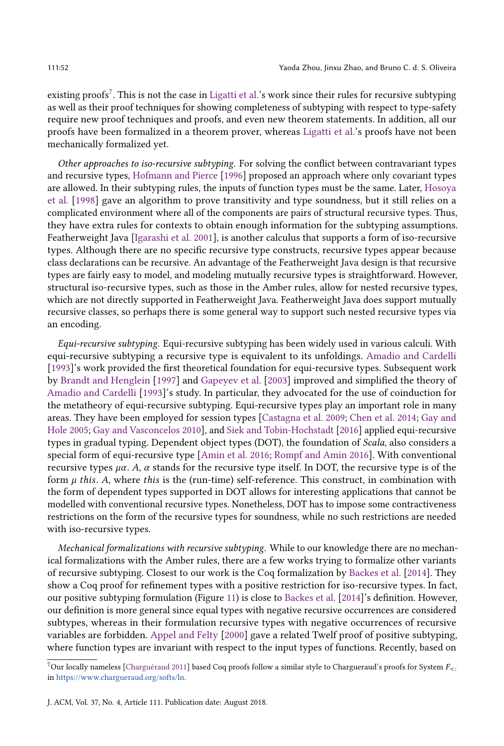existing proofs[7]. This is not the case in Ligatti et al.'s work since their rules for recursive subtyping as well as their proof techniques for showing completeness of subtyping with respect to type-safety require new proof techniques and proofs, and even new theorem statements. In addition, all our proofs have been formalized in a theorem prover, whereas Ligatti et al.'s proofs have not been mechanically formalized yet.

*Other approaches to iso-recursive subtyping.* For solving the conflict between contravariant types and recursive types, Hofmann and Pierce [1996] proposed an approach where only covariant types are allowed. In their subtyping rules, the inputs of function types must be the same. Later, Hosoya et al. [1998] gave an algorithm to prove transitivity and type soundness, but it still relies on a complicated environment where all of the components are pairs of structural recursive types. Thus, they have extra rules for contexts to obtain enough information for the subtyping assumptions. Featherweight Java [Igarashi et al. 2001], is another calculus that supports a form of iso-recursive types. Although there are no specific recursive type constructs, recursive types appear because class declarations can be recursive. An advantage of the Featherweight Java design is that recursive types are fairly easy to model, and modeling mutually recursive types is straightforward. However, structural iso-recursive types, such as those in the Amber rules, allow for nested recursive types, which are not directly supported in Featherweight Java. Featherweight Java does support mutually recursive classes, so perhaps there is some general way to support such nested recursive types via an encoding.

*Equi-recursive subtyping.* Equi-recursive subtyping has been widely used in various calculi. With equi-recursive subtyping a recursive type is equivalent to its unfoldings. Amadio and Cardelli [1993]'s work provided the first theoretical foundation for equi-recursive types. Subsequent work by Brandt and Henglein [1997] and Gapeyev et al. [2003] improved and simplified the theory of Amadio and Cardelli [1993]'s study. In particular, they advocated for the use of coinduction for the metatheory of equi-recursive subtyping. Equi-recursive types play an important role in many areas. They have been employed for session types [Castagna et al. 2009; Chen et al. 2014; Gay and Hole 2005; Gay and Vasconcelos 2010], and Siek and Tobin-Hochstadt [2016] applied equi-recursive types in gradual typing. Dependent object types (DOT), the foundation of *Scala*, also considers a special form of equi-recursive type [Amin et al. 2016; Rompf and Amin 2016]. With conventional recursive types $\mu\alpha.\ A$, $\alpha$ stands for the recursive type itself. In DOT, the recursive type is of the form $\mu\ \mathit{this}.\ A$, where *this* is the (run-time) self-reference. This construct, in combination with the form of dependent types supported in DOT allows for interesting applications that cannot be modelled with conventional recursive types. Nonetheless, DOT has to impose some contractiveness restrictions on the form of the recursive types for soundness, while no such restrictions are needed with iso-recursive types.

*Mechanical formalizations with recursive subtyping.* While to our knowledge there are no mechanical formalizations with the Amber rules, there are a few works trying to formalize other variants of recursive subtyping. Closest to our work is the Coq formalization by Backes et al. [2014]. They show a Coq proof for refinement types with a positive restriction for iso-recursive types. In fact, our positive subtyping formulation (Figure 11) is close to Backes et al. [2014]'s definition. However, our definition is more general since equal types with negative recursive occurrences are considered subtypes, whereas in their formulation recursive types with negative occurrences of recursive variables are forbidden. Appel and Felty [2000] gave a related Twelf proof of positive subtyping, where function types are invariant with respect to the input types of functions. Recently, based on

[7] Our locally nameless [Charguéraud 2011] based Coq proofs follow a similar style to Chargueraud's proofs for System $F_{<:}$ in https://www.chargueraud.org/softs/ln.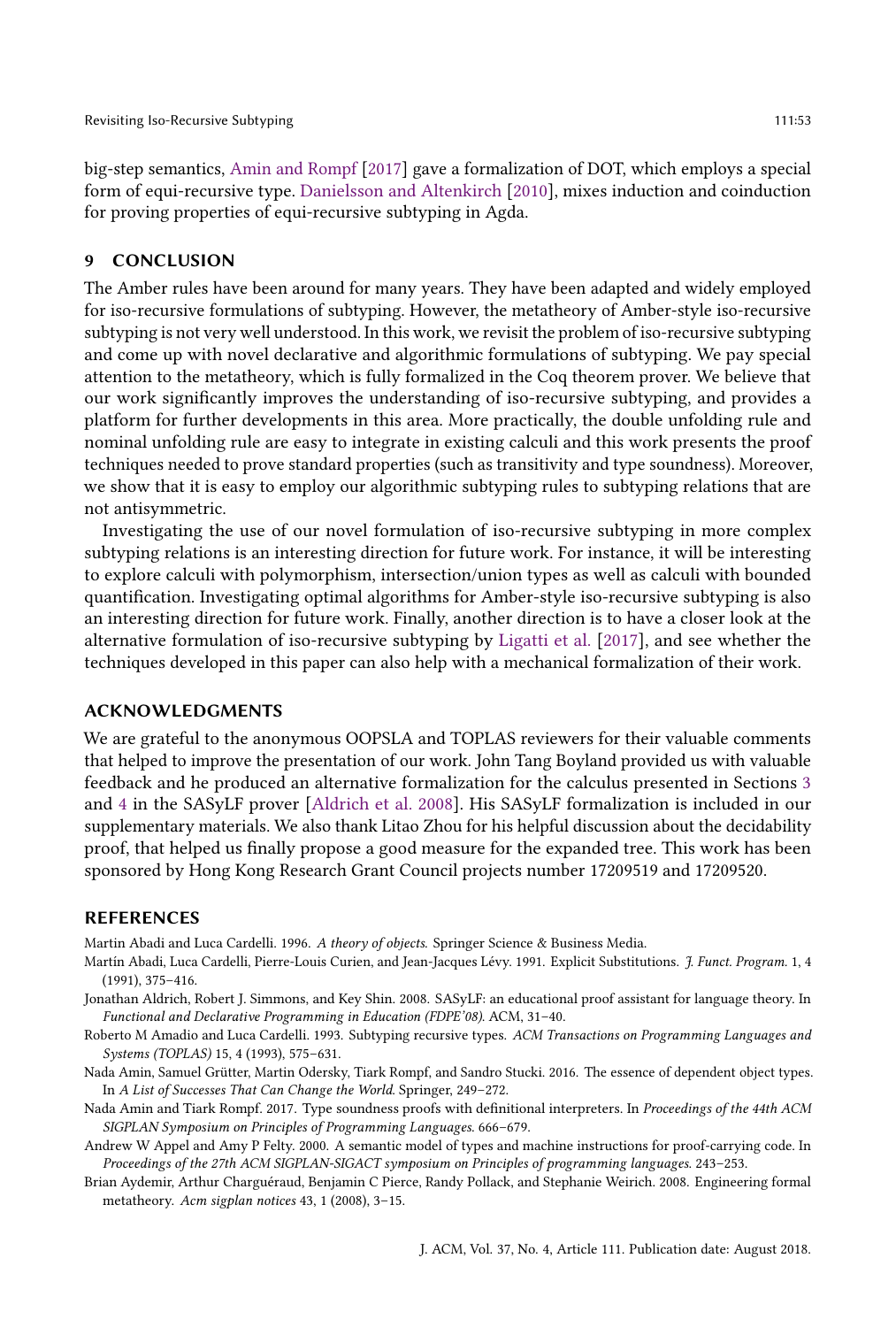big-step semantics, Amin and Rompf [2017] gave a formalization of DOT, which employs a special form of equi-recursive type. Danielsson and Altenkirch [2010], mixes induction and coinduction for proving properties of equi-recursive subtyping in Agda.

## 9 CONCLUSION

The Amber rules have been around for many years. They have been adapted and widely employed for iso-recursive formulations of subtyping. However, the metatheory of Amber-style iso-recursive subtyping is not very well understood. In this work, we revisit the problem of iso-recursive subtyping and come up with novel declarative and algorithmic formulations of subtyping. We pay special attention to the metatheory, which is fully formalized in the Coq theorem prover. We believe that our work significantly improves the understanding of iso-recursive subtyping, and provides a platform for further developments in this area. More practically, the double unfolding rule and nominal unfolding rule are easy to integrate in existing calculi and this work presents the proof techniques needed to prove standard properties (such as transitivity and type soundness). Moreover, we show that it is easy to employ our algorithmic subtyping rules to subtyping relations that are not antisymmetric.

Investigating the use of our novel formulation of iso-recursive subtyping in more complex subtyping relations is an interesting direction for future work. For instance, it will be interesting to explore calculi with polymorphism, intersection/union types as well as calculi with bounded quantification. Investigating optimal algorithms for Amber-style iso-recursive subtyping is also an interesting direction for future work. Finally, another direction is to have a closer look at the alternative formulation of iso-recursive subtyping by Ligatti et al. [2017], and see whether the techniques developed in this paper can also help with a mechanical formalization of their work.

## ACKNOWLEDGMENTS

We are grateful to the anonymous OOPSLA and TOPLAS reviewers for their valuable comments that helped to improve the presentation of our work. John Tang Boyland provided us with valuable feedback and he produced an alternative formalization for the calculus presented in Sections 3 and 4 in the SASyLF prover [Aldrich et al. 2008]. His SASyLF formalization is included in our supplementary materials. We also thank Litao Zhou for his helpful discussion about the decidability proof, that helped us finally propose a good measure for the expanded tree. This work has been sponsored by Hong Kong Research Grant Council projects number 17209519 and 17209520.

## REFERENCES

Martin Abadi and Luca Cardelli. 1996. *A theory of objects*. Springer Science & Business Media.

Martín Abadi, Luca Cardelli, Pierre-Louis Curien, and Jean-Jacques Lévy. 1991. Explicit Substitutions. *J. Funct. Program.* 1, 4 (1991), 375–416.

Jonathan Aldrich, Robert J. Simmons, and Key Shin. 2008. SASyLF: an educational proof assistant for language theory. In *Functional and Declarative Programming in Education (FDPE'08)*. ACM, 31–40.

Roberto M Amadio and Luca Cardelli. 1993. Subtyping recursive types. *ACM Transactions on Programming Languages and Systems (TOPLAS)* 15, 4 (1993), 575–631.

Nada Amin, Samuel Grütter, Martin Odersky, Tiark Rompf, and Sandro Stucki. 2016. The essence of dependent object types. In *A List of Successes That Can Change the World*. Springer, 249–272.

Nada Amin and Tiark Rompf. 2017. Type soundness proofs with definitional interpreters. In *Proceedings of the 44th ACM SIGPLAN Symposium on Principles of Programming Languages*. 666–679.

Andrew W Appel and Amy P Felty. 2000. A semantic model of types and machine instructions for proof-carrying code. In *Proceedings of the 27th ACM SIGPLAN-SIGACT symposium on Principles of programming languages*. 243–253.

Brian Aydemir, Arthur Charguéraud, Benjamin C Pierce, Randy Pollack, and Stephanie Weirich. 2008. Engineering formal metatheory. *Acm sigplan notices* 43, 1 (2008), 3–15.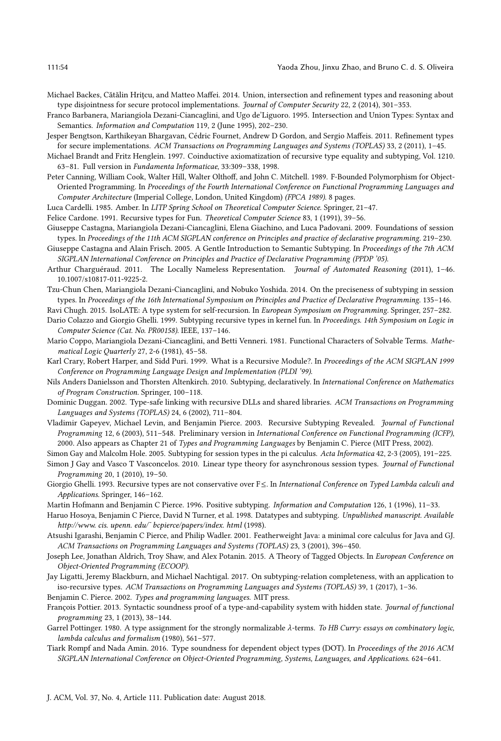Michael Backes, Cătălin Hriţcu, and Matteo Maffei. 2014. Union, intersection and refinement types and reasoning about type disjointness for secure protocol implementations. *Journal of Computer Security* 22, 2 (2014), 301–353.

Franco Barbanera, Mariangiola Dezani-Ciancaglini, and Ugo de'Liguoro. 1995. Intersection and Union Types: Syntax and Semantics. *Information and Computation* 119, 2 (June 1995), 202–230.

Jesper Bengtson, Karthikeyan Bhargavan, Cédric Fournet, Andrew D Gordon, and Sergio Maffeis. 2011. Refinement types for secure implementations. *ACM Transactions on Programming Languages and Systems (TOPLAS)* 33, 2 (2011), 1–45.

Michael Brandt and Fritz Henglein. 1997. Coinductive axiomatization of recursive type equality and subtyping, Vol. 1210. 63–81. Full version in *Fundamenta Informaticae*, 33:309–338, 1998.

Peter Canning, William Cook, Walter Hill, Walter Olthoff, and John C. Mitchell. 1989. F-Bounded Polymorphism for Object-Oriented Programming. In *Proceedings of the Fourth International Conference on Functional Programming Languages and Computer Architecture* (Imperial College, London, United Kingdom) *(FPCA 1989)*. 8 pages.

Luca Cardelli. 1985. Amber. In *LITP Spring School on Theoretical Computer Science*. Springer, 21–47.

Felice Cardone. 1991. Recursive types for Fun. *Theoretical Computer Science* 83, 1 (1991), 39–56.

Giuseppe Castagna, Mariangiola Dezani-Ciancaglini, Elena Giachino, and Luca Padovani. 2009. Foundations of session types. In *Proceedings of the 11th ACM SIGPLAN conference on Principles and practice of declarative programming*. 219–230.

Giuseppe Castagna and Alain Frisch. 2005. A Gentle Introduction to Semantic Subtyping. In *Proceedings of the 7th ACM SIGPLAN International Conference on Principles and Practice of Declarative Programming (PPDP '05)*.

Arthur Charguéraud. 2011. The Locally Nameless Representation. *Journal of Automated Reasoning* (2011), 1–46. 10.1007/s10817-011-9225-2.

Tzu-Chun Chen, Mariangiola Dezani-Ciancaglini, and Nobuko Yoshida. 2014. On the preciseness of subtyping in session types. In *Proceedings of the 16th International Symposium on Principles and Practice of Declarative Programming*. 135–146.

Ravi Chugh. 2015. IsoLATE: A type system for self-recursion. In *European Symposium on Programming*. Springer, 257–282.

Dario Colazzo and Giorgio Ghelli. 1999. Subtyping recursive types in kernel fun. In *Proceedings. 14th Symposium on Logic in Computer Science (Cat. No. PR00158)*. IEEE, 137–146.

Mario Coppo, Mariangiola Dezani-Ciancaglini, and Betti Venneri. 1981. Functional Characters of Solvable Terms. *Mathematical Logic Quarterly* 27, 2-6 (1981), 45–58.

Karl Crary, Robert Harper, and Sidd Puri. 1999. What is a Recursive Module?. In *Proceedings of the ACM SIGPLAN 1999 Conference on Programming Language Design and Implementation (PLDI '99)*.

Nils Anders Danielsson and Thorsten Altenkirch. 2010. Subtyping, declaratively. In *International Conference on Mathematics of Program Construction*. Springer, 100–118.

Dominic Duggan. 2002. Type-safe linking with recursive DLLs and shared libraries. *ACM Transactions on Programming Languages and Systems (TOPLAS)* 24, 6 (2002), 711–804.

Vladimir Gapeyev, Michael Levin, and Benjamin Pierce. 2003. Recursive Subtyping Revealed. *Journal of Functional Programming* 12, 6 (2003), 511–548. Preliminary version in *International Conference on Functional Programming (ICFP)*, 2000. Also appears as Chapter 21 of *Types and Programming Languages* by Benjamin C. Pierce (MIT Press, 2002).

Simon Gay and Malcolm Hole. 2005. Subtyping for session types in the pi calculus. *Acta Informatica* 42, 2-3 (2005), 191–225.

Simon J Gay and Vasco T Vasconcelos. 2010. Linear type theory for asynchronous session types. *Journal of Functional Programming* 20, 1 (2010), 19–50.

Giorgio Ghelli. 1993. Recursive types are not conservative over F≤. In *International Conference on Typed Lambda calculi and Applications*. Springer, 146–162.

Martin Hofmann and Benjamin C Pierce. 1996. Positive subtyping. *Information and Computation* 126, 1 (1996), 11–33.

Haruo Hosoya, Benjamin C Pierce, David N Turner, et al. 1998. Datatypes and subtyping. *Unpublished manuscript. Available http://www. cis. upenn. edu/˜ bcpierce/papers/index. html* (1998).

Atsushi Igarashi, Benjamin C Pierce, and Philip Wadler. 2001. Featherweight Java: a minimal core calculus for Java and GJ. *ACM Transactions on Programming Languages and Systems (TOPLAS)* 23, 3 (2001), 396–450.

Joseph Lee, Jonathan Aldrich, Troy Shaw, and Alex Potanin. 2015. A Theory of Tagged Objects. In *European Conference on Object-Oriented Programming (ECOOP)*.

Jay Ligatti, Jeremy Blackburn, and Michael Nachtigal. 2017. On subtyping-relation completeness, with an application to iso-recursive types. *ACM Transactions on Programming Languages and Systems (TOPLAS)* 39, 1 (2017), 1–36.

Benjamin C. Pierce. 2002. *Types and programming languages*. MIT press.

François Pottier. 2013. Syntactic soundness proof of a type-and-capability system with hidden state. *Journal of functional programming* 23, 1 (2013), 38–144.

Garrel Pottinger. 1980. A type assignment for the strongly normalizable λ-terms. *To HB Curry: essays on combinatory logic, lambda calculus and formalism* (1980), 561–577.

Tiark Rompf and Nada Amin. 2016. Type soundness for dependent object types (DOT). In *Proceedings of the 2016 ACM SIGPLAN International Conference on Object-Oriented Programming, Systems, Languages, and Applications*. 624–641.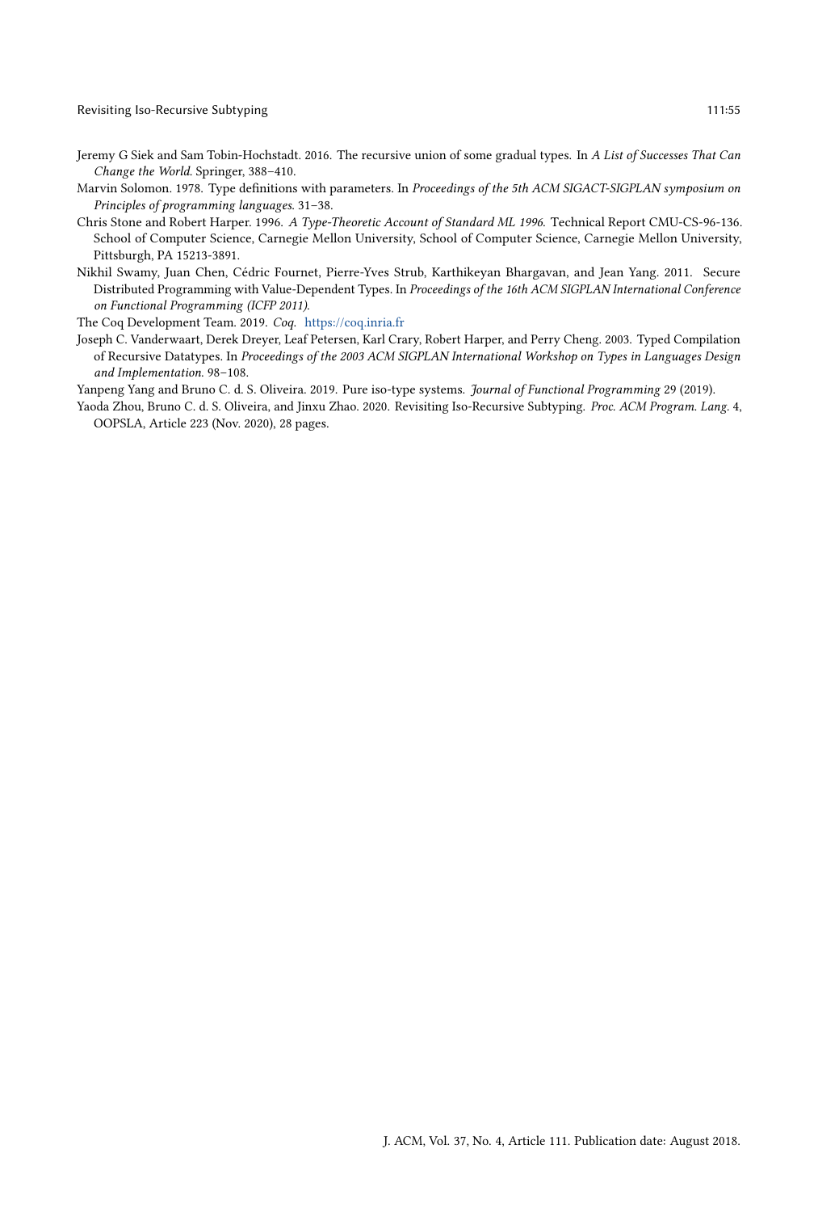Jeremy G Siek and Sam Tobin-Hochstadt. 2016. The recursive union of some gradual types. In *A List of Successes That Can Change the World*. Springer, 388–410.

Marvin Solomon. 1978. Type definitions with parameters. In *Proceedings of the 5th ACM SIGACT-SIGPLAN symposium on Principles of programming languages*. 31–38.

Chris Stone and Robert Harper. 1996. *A Type-Theoretic Account of Standard ML 1996*. Technical Report CMU-CS-96-136. School of Computer Science, Carnegie Mellon University, School of Computer Science, Carnegie Mellon University, Pittsburgh, PA 15213-3891.

Nikhil Swamy, Juan Chen, Cédric Fournet, Pierre-Yves Strub, Karthikeyan Bhargavan, and Jean Yang. 2011. Secure Distributed Programming with Value-Dependent Types. In *Proceedings of the 16th ACM SIGPLAN International Conference on Functional Programming (ICFP 2011)*.

The Coq Development Team. 2019. *Coq*. https://coq.inria.fr

Joseph C. Vanderwaart, Derek Dreyer, Leaf Petersen, Karl Crary, Robert Harper, and Perry Cheng. 2003. Typed Compilation of Recursive Datatypes. In *Proceedings of the 2003 ACM SIGPLAN International Workshop on Types in Languages Design and Implementation*. 98–108.

Yanpeng Yang and Bruno C. d. S. Oliveira. 2019. Pure iso-type systems. *Journal of Functional Programming* 29 (2019).

Yaoda Zhou, Bruno C. d. S. Oliveira, and Jinxu Zhao. 2020. Revisiting Iso-Recursive Subtyping. *Proc. ACM Program. Lang.* 4, OOPSLA, Article 223 (Nov. 2020), 28 pages.